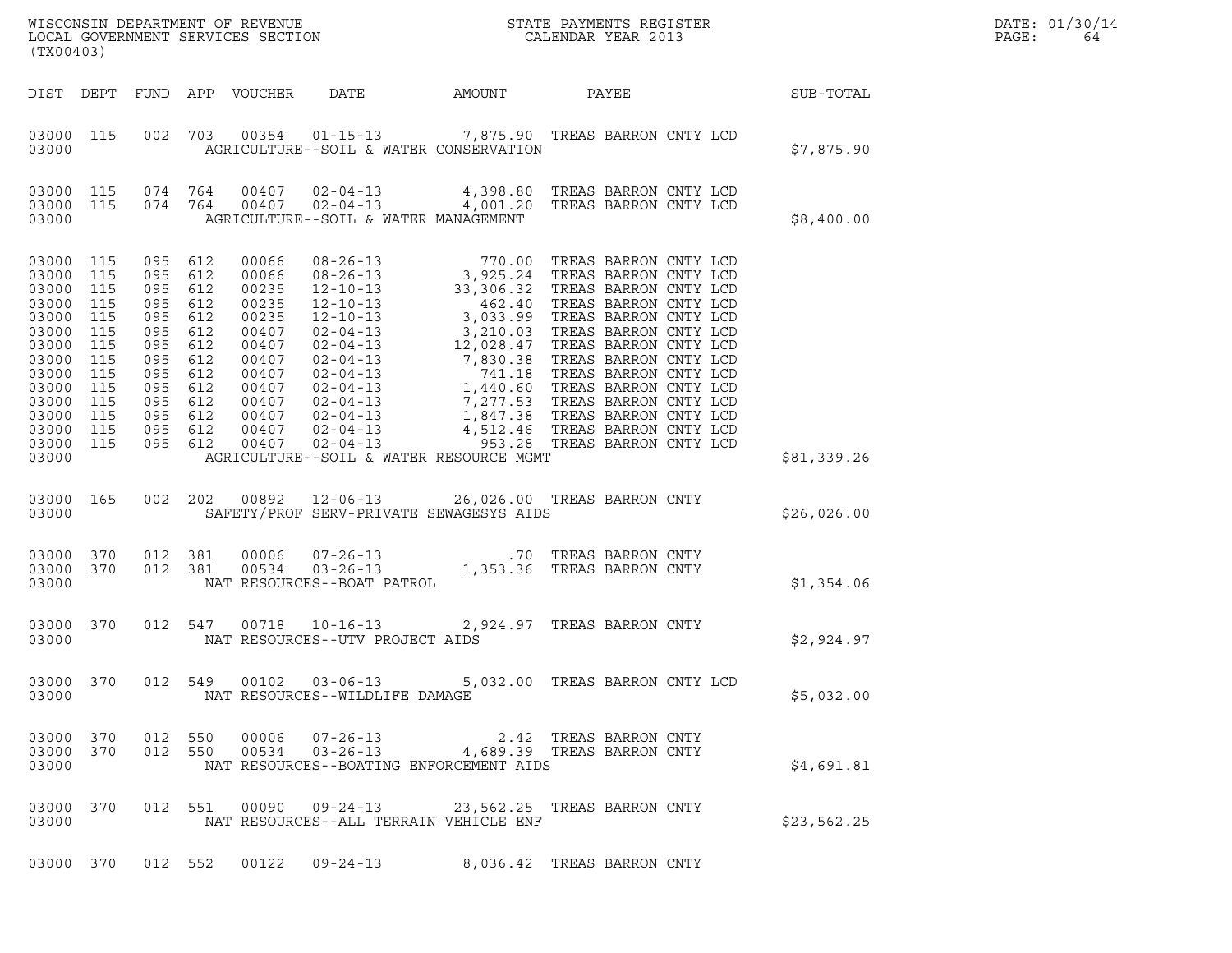WISCONSIN DEPARTMENT OF REVENUE
LOCAL GOVERNMENT SERVICES SECTION
(TX00403)

STATE PAYMENTS REGISTER
CALENDAR YEAR 2013

DATE: 01/30/14

| DIST | DEPT | FUND | APP | VOUCHER | DATE | AMOUNT | PAYEE | SUB-TOTAL |
|---|---|---|---|---|---|---|---|---|
| 03000 | 115 | 002 | 703 | 00354 | 01-15-13 | 7,875.90 | TREAS BARRON CNTY LCD | |
| 03000 | | | | | AGRICULTURE--SOIL & WATER CONSERVATION | | | $7,875.90 |
| 03000 | 115 | 074 | 764 | 00407 | 02-04-13 | 4,398.80 | TREAS BARRON CNTY LCD | |
| 03000 | 115 | 074 | 764 | 00407 | 02-04-13 | 4,001.20 | TREAS BARRON CNTY LCD | |
| 03000 | | | | | AGRICULTURE--SOIL & WATER MANAGEMENT | | | $8,400.00 |
| 03000 | 115 | 095 | 612 | 00066 | 08-26-13 | 770.00 | TREAS BARRON CNTY LCD | |
| 03000 | 115 | 095 | 612 | 00066 | 08-26-13 | 3,925.24 | TREAS BARRON CNTY LCD | |
| 03000 | 115 | 095 | 612 | 00235 | 12-10-13 | 33,306.32 | TREAS BARRON CNTY LCD | |
| 03000 | 115 | 095 | 612 | 00235 | 12-10-13 | 462.40 | TREAS BARRON CNTY LCD | |
| 03000 | 115 | 095 | 612 | 00235 | 12-10-13 | 3,033.99 | TREAS BARRON CNTY LCD | |
| 03000 | 115 | 095 | 612 | 00407 | 02-04-13 | 3,210.03 | TREAS BARRON CNTY LCD | |
| 03000 | 115 | 095 | 612 | 00407 | 02-04-13 | 12,028.47 | TREAS BARRON CNTY LCD | |
| 03000 | 115 | 095 | 612 | 00407 | 02-04-13 | 7,830.38 | TREAS BARRON CNTY LCD | |
| 03000 | 115 | 095 | 612 | 00407 | 02-04-13 | 741.18 | TREAS BARRON CNTY LCD | |
| 03000 | 115 | 095 | 612 | 00407 | 02-04-13 | 1,440.60 | TREAS BARRON CNTY LCD | |
| 03000 | 115 | 095 | 612 | 00407 | 02-04-13 | 7,277.53 | TREAS BARRON CNTY LCD | |
| 03000 | 115 | 095 | 612 | 00407 | 02-04-13 | 1,847.38 | TREAS BARRON CNTY LCD | |
| 03000 | 115 | 095 | 612 | 00407 | 02-04-13 | 4,512.46 | TREAS BARRON CNTY LCD | |
| 03000 | 115 | 095 | 612 | 00407 | 02-04-13 | 953.28 | TREAS BARRON CNTY LCD | |
| 03000 | | | | | AGRICULTURE--SOIL & WATER RESOURCE MGMT | | | $81,339.26 |
| 03000 | 165 | 002 | 202 | 00892 | 12-06-13 | 26,026.00 | TREAS BARRON CNTY | |
| 03000 | | | | | SAFETY/PROF SERV-PRIVATE SEWAGESYS AIDS | | | $26,026.00 |
| 03000 | 370 | 012 | 381 | 00006 | 07-26-13 | .70 | TREAS BARRON CNTY | |
| 03000 | 370 | 012 | 381 | 00534 | 03-26-13 | 1,353.36 | TREAS BARRON CNTY | |
| 03000 | | | | | NAT RESOURCES--BOAT PATROL | | | $1,354.06 |
| 03000 | 370 | 012 | 547 | 00718 | 10-16-13 | 2,924.97 | TREAS BARRON CNTY | |
| 03000 | | | | | NAT RESOURCES--UTV PROJECT AIDS | | | $2,924.97 |
| 03000 | 370 | 012 | 549 | 00102 | 03-06-13 | 5,032.00 | TREAS BARRON CNTY LCD | |
| 03000 | | | | | NAT RESOURCES--WILDLIFE DAMAGE | | | $5,032.00 |
| 03000 | 370 | 012 | 550 | 00006 | 07-26-13 | 2.42 | TREAS BARRON CNTY | |
| 03000 | 370 | 012 | 550 | 00534 | 03-26-13 | 4,689.39 | TREAS BARRON CNTY | |
| 03000 | | | | | NAT RESOURCES--BOATING ENFORCEMENT AIDS | | | $4,691.81 |
| 03000 | 370 | 012 | 551 | 00090 | 09-24-13 | 23,562.25 | TREAS BARRON CNTY | |
| 03000 | | | | | NAT RESOURCES--ALL TERRAIN VEHICLE ENF | | | $23,562.25 |
| 03000 | 370 | 012 | 552 | 00122 | 09-24-13 | 8,036.42 | TREAS BARRON CNTY | |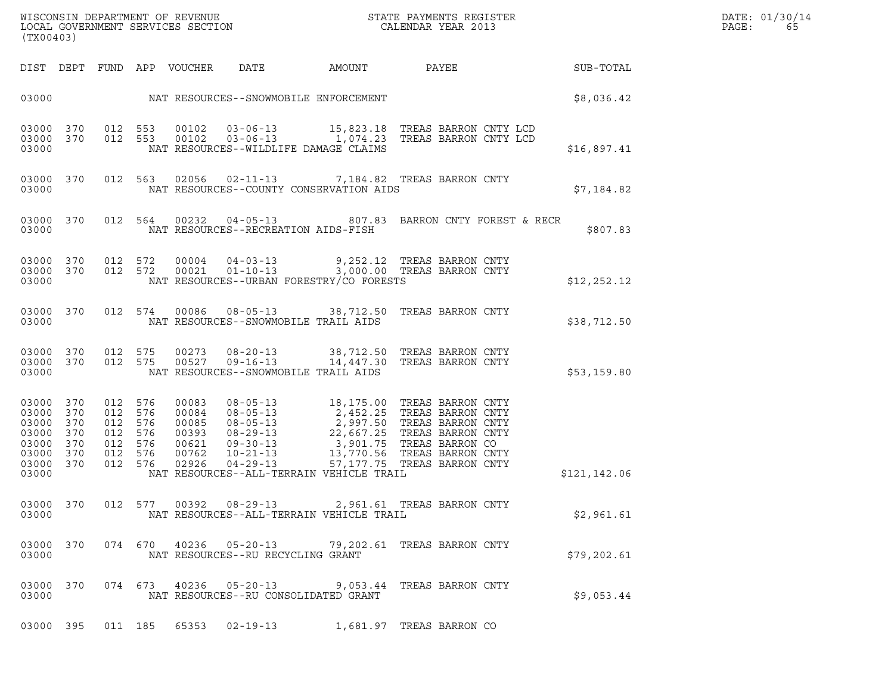WISCONSIN DEPARTMENT OF REVENUE
LOCAL GOVERNMENT SERVICES SECTION
(TX00403)

STATE PAYMENTS REGISTER
CALENDAR YEAR 2013

DATE: 01/30/14

| DIST | DEPT | FUND | APP | VOUCHER | DATE | AMOUNT | PAYEE | SUB-TOTAL |
|---|---|---|---|---|---|---|---|---|
| 03000 | | | | | NAT RESOURCES--SNOWMOBILE ENFORCEMENT | | | $8,036.42 |
| 03000 | 370 | 012 | 553 | 00102 | 03-06-13 | 15,823.18 | TREAS BARRON CNTY LCD | |
| 03000 | 370 | 012 | 553 | 00102 | 03-06-13 | 1,074.23 | TREAS BARRON CNTY LCD | |
| 03000 | | | | | NAT RESOURCES--WILDLIFE DAMAGE CLAIMS | | | $16,897.41 |
| 03000 | 370 | 012 | 563 | 02056 | 02-11-13 | 7,184.82 | TREAS BARRON CNTY | |
| 03000 | | | | | NAT RESOURCES--COUNTY CONSERVATION AIDS | | | $7,184.82 |
| 03000 | 370 | 012 | 564 | 00232 | 04-05-13 | 807.83 | BARRON CNTY FOREST & RECR | |
| 03000 | | | | | NAT RESOURCES--RECREATION AIDS-FISH | | | $807.83 |
| 03000 | 370 | 012 | 572 | 00004 | 04-03-13 | 9,252.12 | TREAS BARRON CNTY | |
| 03000 | 370 | 012 | 572 | 00021 | 01-10-13 | 3,000.00 | TREAS BARRON CNTY | |
| 03000 | | | | | NAT RESOURCES--URBAN FORESTRY/CO FORESTS | | | $12,252.12 |
| 03000 | 370 | 012 | 574 | 00086 | 08-05-13 | 38,712.50 | TREAS BARRON CNTY | |
| 03000 | | | | | NAT RESOURCES--SNOWMOBILE TRAIL AIDS | | | $38,712.50 |
| 03000 | 370 | 012 | 575 | 00273 | 08-20-13 | 38,712.50 | TREAS BARRON CNTY | |
| 03000 | 370 | 012 | 575 | 00527 | 09-16-13 | 14,447.30 | TREAS BARRON CNTY | |
| 03000 | | | | | NAT RESOURCES--SNOWMOBILE TRAIL AIDS | | | $53,159.80 |
| 03000 | 370 | 012 | 576 | 00083 | 08-05-13 | 18,175.00 | TREAS BARRON CNTY | |
| 03000 | 370 | 012 | 576 | 00084 | 08-05-13 | 2,452.25 | TREAS BARRON CNTY | |
| 03000 | 370 | 012 | 576 | 00085 | 08-05-13 | 2,997.50 | TREAS BARRON CNTY | |
| 03000 | 370 | 012 | 576 | 00393 | 08-29-13 | 22,667.25 | TREAS BARRON CNTY | |
| 03000 | 370 | 012 | 576 | 00621 | 09-30-13 | 3,901.75 | TREAS BARRON CO | |
| 03000 | 370 | 012 | 576 | 00762 | 10-21-13 | 13,770.56 | TREAS BARRON CNTY | |
| 03000 | 370 | 012 | 576 | 02926 | 04-29-13 | 57,177.75 | TREAS BARRON CNTY | |
| 03000 | | | | | NAT RESOURCES--ALL-TERRAIN VEHICLE TRAIL | | | $121,142.06 |
| 03000 | 370 | 012 | 577 | 00392 | 08-29-13 | 2,961.61 | TREAS BARRON CNTY | |
| 03000 | | | | | NAT RESOURCES--ALL-TERRAIN VEHICLE TRAIL | | | $2,961.61 |
| 03000 | 370 | 074 | 670 | 40236 | 05-20-13 | 79,202.61 | TREAS BARRON CNTY | |
| 03000 | | | | | NAT RESOURCES--RU RECYCLING GRANT | | | $79,202.61 |
| 03000 | 370 | 074 | 673 | 40236 | 05-20-13 | 9,053.44 | TREAS BARRON CNTY | |
| 03000 | | | | | NAT RESOURCES--RU CONSOLIDATED GRANT | | | $9,053.44 |
| 03000 | 395 | 011 | 185 | 65353 | 02-19-13 | 1,681.97 | TREAS BARRON CO | |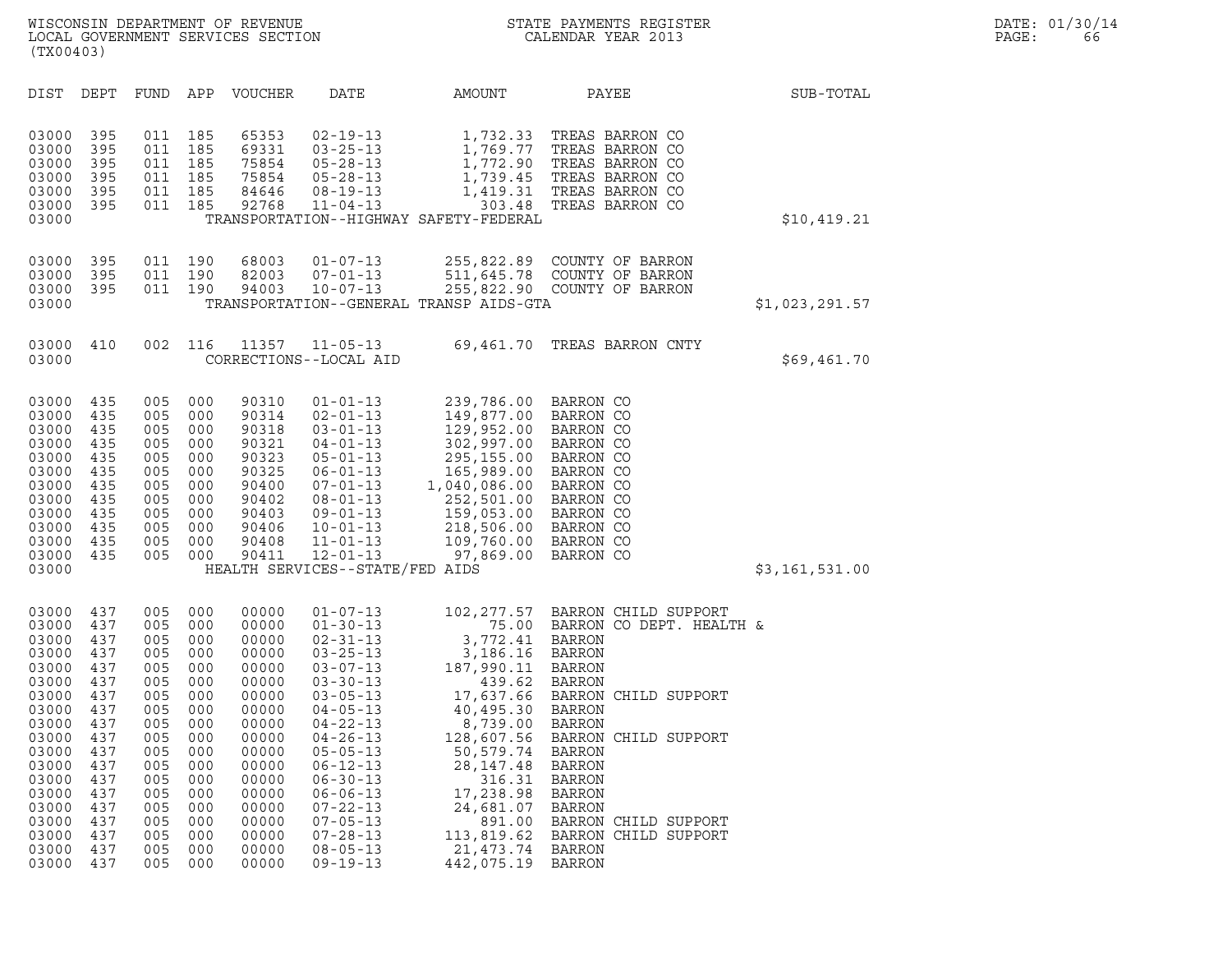WISCONSIN DEPARTMENT OF REVENUE
LOCAL GOVERNMENT SERVICES SECTION
(TX00403)

STATE PAYMENTS REGISTER
CALENDAR YEAR 2013

DATE: 01/30/14

| DIST | DEPT | FUND | APP | VOUCHER | DATE | AMOUNT | PAYEE | SUB-TOTAL |
|---|---|---|---|---|---|---|---|---|
| 03000 | 395 | 011 | 185 | 65353 | 02-19-13 | 1,732.33 | TREAS BARRON CO | |
| 03000 | 395 | 011 | 185 | 69331 | 03-25-13 | 1,769.77 | TREAS BARRON CO | |
| 03000 | 395 | 011 | 185 | 75854 | 05-28-13 | 1,772.90 | TREAS BARRON CO | |
| 03000 | 395 | 011 | 185 | 75854 | 05-28-13 | 1,739.45 | TREAS BARRON CO | |
| 03000 | 395 | 011 | 185 | 84646 | 08-19-13 | 1,419.31 | TREAS BARRON CO | |
| 03000 | 395 | 011 | 185 | 92768 | 11-04-13 | 303.48 | TREAS BARRON CO | |
| 03000 | | | | | TRANSPORTATION--HIGHWAY SAFETY-FEDERAL | | | $10,419.21 |
| 03000 | 395 | 011 | 190 | 68003 | 01-07-13 | 255,822.89 | COUNTY OF BARRON | |
| 03000 | 395 | 011 | 190 | 82003 | 07-01-13 | 511,645.78 | COUNTY OF BARRON | |
| 03000 | 395 | 011 | 190 | 94003 | 10-07-13 | 255,822.90 | COUNTY OF BARRON | |
| 03000 | | | | | TRANSPORTATION--GENERAL TRANSP AIDS-GTA | | | $1,023,291.57 |
| 03000 | 410 | 002 | 116 | 11357 | 11-05-13 | 69,461.70 | TREAS BARRON CNTY | |
| 03000 | | | | | CORRECTIONS--LOCAL AID | | | $69,461.70 |
| 03000 | 435 | 005 | 000 | 90310 | 01-01-13 | 239,786.00 | BARRON CO | |
| 03000 | 435 | 005 | 000 | 90314 | 02-01-13 | 149,877.00 | BARRON CO | |
| 03000 | 435 | 005 | 000 | 90318 | 03-01-13 | 129,952.00 | BARRON CO | |
| 03000 | 435 | 005 | 000 | 90321 | 04-01-13 | 302,997.00 | BARRON CO | |
| 03000 | 435 | 005 | 000 | 90323 | 05-01-13 | 295,155.00 | BARRON CO | |
| 03000 | 435 | 005 | 000 | 90325 | 06-01-13 | 165,989.00 | BARRON CO | |
| 03000 | 435 | 005 | 000 | 90400 | 07-01-13 | 1,040,086.00 | BARRON CO | |
| 03000 | 435 | 005 | 000 | 90402 | 08-01-13 | 252,501.00 | BARRON CO | |
| 03000 | 435 | 005 | 000 | 90403 | 09-01-13 | 159,053.00 | BARRON CO | |
| 03000 | 435 | 005 | 000 | 90406 | 10-01-13 | 218,506.00 | BARRON CO | |
| 03000 | 435 | 005 | 000 | 90408 | 11-01-13 | 109,760.00 | BARRON CO | |
| 03000 | 435 | 005 | 000 | 90411 | 12-01-13 | 97,869.00 | BARRON CO | |
| 03000 | | | | | HEALTH SERVICES--STATE/FED AIDS | | | $3,161,531.00 |
| 03000 | 437 | 005 | 000 | 00000 | 01-07-13 | 102,277.57 | BARRON CHILD SUPPORT | |
| 03000 | 437 | 005 | 000 | 00000 | 01-30-13 | 75.00 | BARRON CO DEPT. HEALTH & | |
| 03000 | 437 | 005 | 000 | 00000 | 02-31-13 | 3,772.41 | BARRON | |
| 03000 | 437 | 005 | 000 | 00000 | 03-25-13 | 3,186.16 | BARRON | |
| 03000 | 437 | 005 | 000 | 00000 | 03-07-13 | 187,990.11 | BARRON | |
| 03000 | 437 | 005 | 000 | 00000 | 03-30-13 | 439.62 | BARRON | |
| 03000 | 437 | 005 | 000 | 00000 | 03-05-13 | 17,637.66 | BARRON CHILD SUPPORT | |
| 03000 | 437 | 005 | 000 | 00000 | 04-05-13 | 40,495.30 | BARRON | |
| 03000 | 437 | 005 | 000 | 00000 | 04-22-13 | 8,739.00 | BARRON | |
| 03000 | 437 | 005 | 000 | 00000 | 04-26-13 | 128,607.56 | BARRON CHILD SUPPORT | |
| 03000 | 437 | 005 | 000 | 00000 | 05-05-13 | 50,579.74 | BARRON | |
| 03000 | 437 | 005 | 000 | 00000 | 06-12-13 | 28,147.48 | BARRON | |
| 03000 | 437 | 005 | 000 | 00000 | 06-30-13 | 316.31 | BARRON | |
| 03000 | 437 | 005 | 000 | 00000 | 06-06-13 | 17,238.98 | BARRON | |
| 03000 | 437 | 005 | 000 | 00000 | 07-22-13 | 24,681.07 | BARRON | |
| 03000 | 437 | 005 | 000 | 00000 | 07-05-13 | 891.00 | BARRON CHILD SUPPORT | |
| 03000 | 437 | 005 | 000 | 00000 | 07-28-13 | 113,819.62 | BARRON CHILD SUPPORT | |
| 03000 | 437 | 005 | 000 | 00000 | 08-05-13 | 21,473.74 | BARRON | |
| 03000 | 437 | 005 | 000 | 00000 | 09-19-13 | 442,075.19 | BARRON | |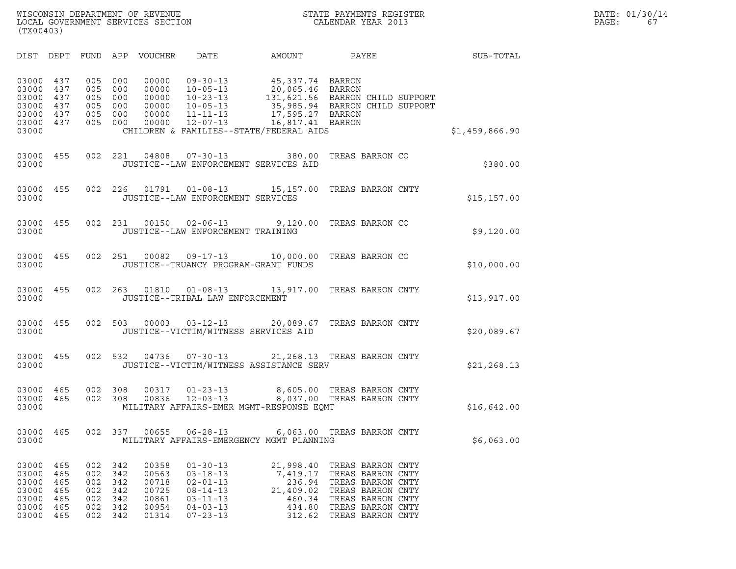WISCONSIN DEPARTMENT OF REVENUE
LOCAL GOVERNMENT SERVICES SECTION
(TX00403)

STATE PAYMENTS REGISTER
CALENDAR YEAR 2013

DATE: 01/30/14
PAGE: 67

| DIST | DEPT | FUND | APP | VOUCHER | DATE | AMOUNT | PAYEE | SUB-TOTAL |
|---|---|---|---|---|---|---|---|---|
| 03000 | 437 | 005 | 000 | 00000 | 09-30-13 | 45,337.74 | BARRON | |
| 03000 | 437 | 005 | 000 | 00000 | 10-05-13 | 20,065.46 | BARRON | |
| 03000 | 437 | 005 | 000 | 00000 | 10-23-13 | 131,621.56 | BARRON CHILD SUPPORT | |
| 03000 | 437 | 005 | 000 | 00000 | 10-05-13 | 35,985.94 | BARRON CHILD SUPPORT | |
| 03000 | 437 | 005 | 000 | 00000 | 11-11-13 | 17,595.27 | BARRON | |
| 03000 | 437 | 005 | 000 | 00000 | 12-07-13 | 16,817.41 | BARRON | |
| 03000 | | | | | CHILDREN & FAMILIES--STATE/FEDERAL AIDS | | | $1,459,866.90 |
| 03000 | 455 | 002 | 221 | 04808 | 07-30-13 | 380.00 | TREAS BARRON CO | |
| 03000 | | | | | JUSTICE--LAW ENFORCEMENT SERVICES AID | | | $380.00 |
| 03000 | 455 | 002 | 226 | 01791 | 01-08-13 | 15,157.00 | TREAS BARRON CNTY | |
| 03000 | | | | | JUSTICE--LAW ENFORCEMENT SERVICES | | | $15,157.00 |
| 03000 | 455 | 002 | 231 | 00150 | 02-06-13 | 9,120.00 | TREAS BARRON CO | |
| 03000 | | | | | JUSTICE--LAW ENFORCEMENT TRAINING | | | $9,120.00 |
| 03000 | 455 | 002 | 251 | 00082 | 09-17-13 | 10,000.00 | TREAS BARRON CO | |
| 03000 | | | | | JUSTICE--TRUANCY PROGRAM-GRANT FUNDS | | | $10,000.00 |
| 03000 | 455 | 002 | 263 | 01810 | 01-08-13 | 13,917.00 | TREAS BARRON CNTY | |
| 03000 | | | | | JUSTICE--TRIBAL LAW ENFORCEMENT | | | $13,917.00 |
| 03000 | 455 | 002 | 503 | 00003 | 03-12-13 | 20,089.67 | TREAS BARRON CNTY | |
| 03000 | | | | | JUSTICE--VICTIM/WITNESS SERVICES AID | | | $20,089.67 |
| 03000 | 455 | 002 | 532 | 04736 | 07-30-13 | 21,268.13 | TREAS BARRON CNTY | |
| 03000 | | | | | JUSTICE--VICTIM/WITNESS ASSISTANCE SERV | | | $21,268.13 |
| 03000 | 465 | 002 | 308 | 00317 | 01-23-13 | 8,605.00 | TREAS BARRON CNTY | |
| 03000 | 465 | 002 | 308 | 00836 | 12-03-13 | 8,037.00 | TREAS BARRON CNTY | |
| 03000 | | | | | MILITARY AFFAIRS-EMER MGMT-RESPONSE EQMT | | | $16,642.00 |
| 03000 | 465 | 002 | 337 | 00655 | 06-28-13 | 6,063.00 | TREAS BARRON CNTY | |
| 03000 | | | | | MILITARY AFFAIRS-EMERGENCY MGMT PLANNING | | | $6,063.00 |
| 03000 | 465 | 002 | 342 | 00358 | 01-30-13 | 21,998.40 | TREAS BARRON CNTY | |
| 03000 | 465 | 002 | 342 | 00563 | 03-18-13 | 7,419.17 | TREAS BARRON CNTY | |
| 03000 | 465 | 002 | 342 | 00718 | 02-01-13 | 236.94 | TREAS BARRON CNTY | |
| 03000 | 465 | 002 | 342 | 00725 | 08-14-13 | 21,409.02 | TREAS BARRON CNTY | |
| 03000 | 465 | 002 | 342 | 00861 | 03-11-13 | 460.34 | TREAS BARRON CNTY | |
| 03000 | 465 | 002 | 342 | 00954 | 04-03-13 | 434.80 | TREAS BARRON CNTY | |
| 03000 | 465 | 002 | 342 | 01314 | 07-23-13 | 312.62 | TREAS BARRON CNTY | |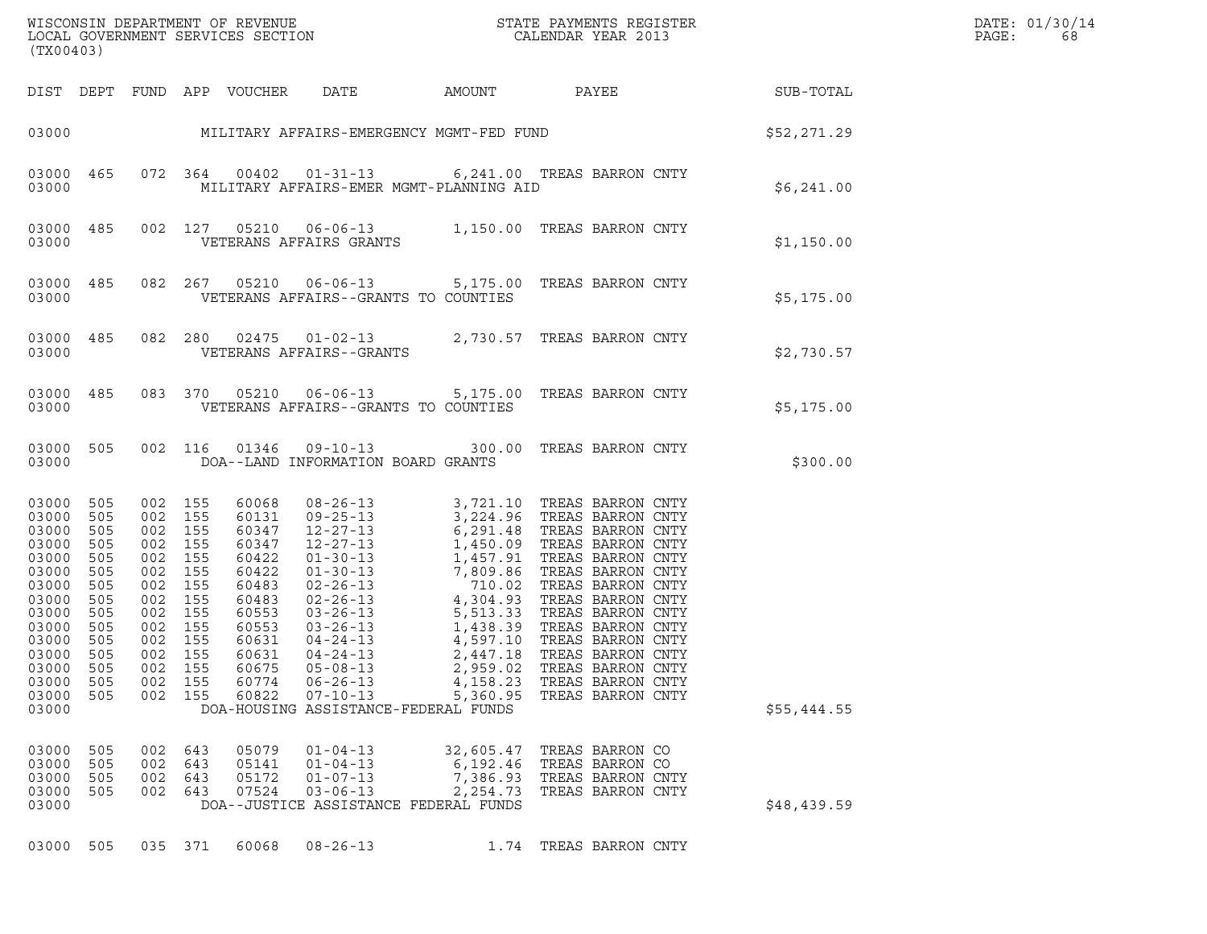WISCONSIN DEPARTMENT OF REVENUE
LOCAL GOVERNMENT SERVICES SECTION
(TX00403)

STATE PAYMENTS REGISTER
CALENDAR YEAR 2013

DATE: 01/30/14
PAGE: 68

| DIST | DEPT | FUND | APP | VOUCHER | DATE | AMOUNT | PAYEE | SUB-TOTAL |
|---|---|---|---|---|---|---|---|---|
| 03000 | | | | | MILITARY AFFAIRS-EMERGENCY MGMT-FED FUND | | | $52,271.29 |
| 03000 | 465 | 072 | 364 | 00402 | 01-31-13 | 6,241.00 | TREAS BARRON CNTY | |
| 03000 | | | | | MILITARY AFFAIRS-EMER MGMT-PLANNING AID | | | $6,241.00 |
| 03000 | 485 | 002 | 127 | 05210 | 06-06-13 | 1,150.00 | TREAS BARRON CNTY | |
| 03000 | | | | | VETERANS AFFAIRS GRANTS | | | $1,150.00 |
| 03000 | 485 | 082 | 267 | 05210 | 06-06-13 | 5,175.00 | TREAS BARRON CNTY | |
| 03000 | | | | | VETERANS AFFAIRS--GRANTS TO COUNTIES | | | $5,175.00 |
| 03000 | 485 | 082 | 280 | 02475 | 01-02-13 | 2,730.57 | TREAS BARRON CNTY | |
| 03000 | | | | | VETERANS AFFAIRS--GRANTS | | | $2,730.57 |
| 03000 | 485 | 083 | 370 | 05210 | 06-06-13 | 5,175.00 | TREAS BARRON CNTY | |
| 03000 | | | | | VETERANS AFFAIRS--GRANTS TO COUNTIES | | | $5,175.00 |
| 03000 | 505 | 002 | 116 | 01346 | 09-10-13 | 300.00 | TREAS BARRON CNTY | |
| 03000 | | | | | DOA--LAND INFORMATION BOARD GRANTS | | | $300.00 |
| 03000 | 505 | 002 | 155 | 60068 | 08-26-13 | 3,721.10 | TREAS BARRON CNTY | |
| 03000 | 505 | 002 | 155 | 60131 | 09-25-13 | 3,224.96 | TREAS BARRON CNTY | |
| 03000 | 505 | 002 | 155 | 60347 | 12-27-13 | 6,291.48 | TREAS BARRON CNTY | |
| 03000 | 505 | 002 | 155 | 60347 | 12-27-13 | 1,450.09 | TREAS BARRON CNTY | |
| 03000 | 505 | 002 | 155 | 60422 | 01-30-13 | 1,457.91 | TREAS BARRON CNTY | |
| 03000 | 505 | 002 | 155 | 60422 | 01-30-13 | 7,809.86 | TREAS BARRON CNTY | |
| 03000 | 505 | 002 | 155 | 60483 | 02-26-13 | 710.02 | TREAS BARRON CNTY | |
| 03000 | 505 | 002 | 155 | 60483 | 02-26-13 | 4,304.93 | TREAS BARRON CNTY | |
| 03000 | 505 | 002 | 155 | 60553 | 03-26-13 | 5,513.33 | TREAS BARRON CNTY | |
| 03000 | 505 | 002 | 155 | 60553 | 03-26-13 | 1,438.39 | TREAS BARRON CNTY | |
| 03000 | 505 | 002 | 155 | 60631 | 04-24-13 | 4,597.10 | TREAS BARRON CNTY | |
| 03000 | 505 | 002 | 155 | 60631 | 04-24-13 | 2,447.18 | TREAS BARRON CNTY | |
| 03000 | 505 | 002 | 155 | 60675 | 05-08-13 | 2,959.02 | TREAS BARRON CNTY | |
| 03000 | 505 | 002 | 155 | 60774 | 06-26-13 | 4,158.23 | TREAS BARRON CNTY | |
| 03000 | 505 | 002 | 155 | 60822 | 07-10-13 | 5,360.95 | TREAS BARRON CNTY | |
| 03000 | | | | | DOA-HOUSING ASSISTANCE-FEDERAL FUNDS | | | $55,444.55 |
| 03000 | 505 | 002 | 643 | 05079 | 01-04-13 | 32,605.47 | TREAS BARRON CO | |
| 03000 | 505 | 002 | 643 | 05141 | 01-04-13 | 6,192.46 | TREAS BARRON CO | |
| 03000 | 505 | 002 | 643 | 05172 | 01-07-13 | 7,386.93 | TREAS BARRON CNTY | |
| 03000 | 505 | 002 | 643 | 07524 | 03-06-13 | 2,254.73 | TREAS BARRON CNTY | |
| 03000 | | | | | DOA--JUSTICE ASSISTANCE FEDERAL FUNDS | | | $48,439.59 |
| 03000 | 505 | 035 | 371 | 60068 | 08-26-13 | 1.74 | TREAS BARRON CNTY | |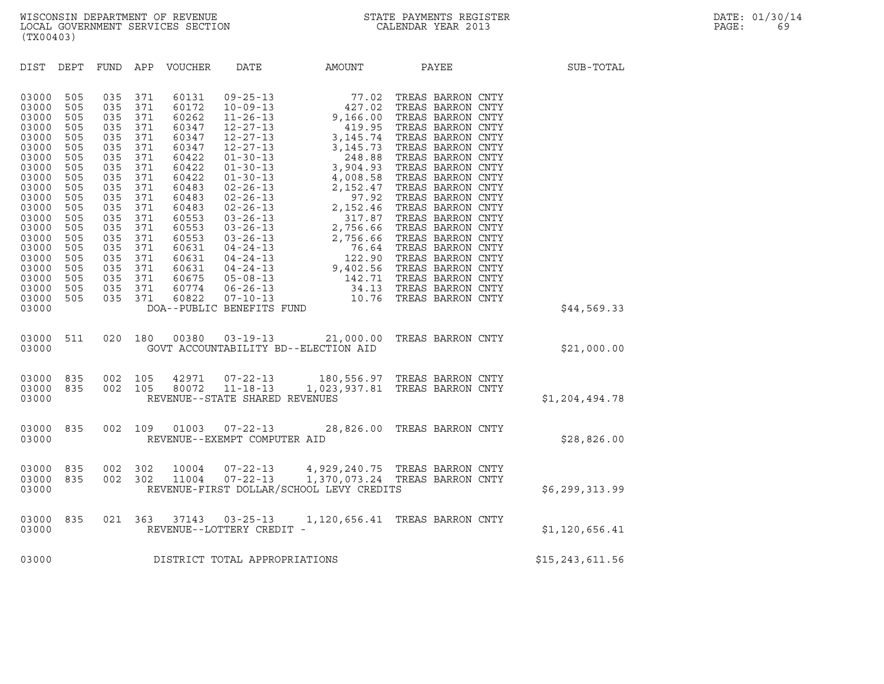WISCONSIN DEPARTMENT OF REVENUE
LOCAL GOVERNMENT SERVICES SECTION
(TX00403)

STATE PAYMENTS REGISTER
CALENDAR YEAR 2013

DATE: 01/30/14
PAGE: 69

| DIST | DEPT | FUND | APP | VOUCHER | DATE | AMOUNT | PAYEE | SUB-TOTAL |
|---|---|---|---|---|---|---|---|---|
| 03000 | 505 | 035 | 371 | 60131 | 09-25-13 | 77.02 | TREAS BARRON CNTY | |
| 03000 | 505 | 035 | 371 | 60172 | 10-09-13 | 427.02 | TREAS BARRON CNTY | |
| 03000 | 505 | 035 | 371 | 60262 | 11-26-13 | 9,166.00 | TREAS BARRON CNTY | |
| 03000 | 505 | 035 | 371 | 60347 | 12-27-13 | 419.95 | TREAS BARRON CNTY | |
| 03000 | 505 | 035 | 371 | 60347 | 12-27-13 | 3,145.74 | TREAS BARRON CNTY | |
| 03000 | 505 | 035 | 371 | 60347 | 12-27-13 | 3,145.73 | TREAS BARRON CNTY | |
| 03000 | 505 | 035 | 371 | 60422 | 01-30-13 | 248.88 | TREAS BARRON CNTY | |
| 03000 | 505 | 035 | 371 | 60422 | 01-30-13 | 3,904.93 | TREAS BARRON CNTY | |
| 03000 | 505 | 035 | 371 | 60422 | 01-30-13 | 4,008.58 | TREAS BARRON CNTY | |
| 03000 | 505 | 035 | 371 | 60483 | 02-26-13 | 2,152.47 | TREAS BARRON CNTY | |
| 03000 | 505 | 035 | 371 | 60483 | 02-26-13 | 97.92 | TREAS BARRON CNTY | |
| 03000 | 505 | 035 | 371 | 60483 | 02-26-13 | 2,152.46 | TREAS BARRON CNTY | |
| 03000 | 505 | 035 | 371 | 60553 | 03-26-13 | 317.87 | TREAS BARRON CNTY | |
| 03000 | 505 | 035 | 371 | 60553 | 03-26-13 | 2,756.66 | TREAS BARRON CNTY | |
| 03000 | 505 | 035 | 371 | 60553 | 03-26-13 | 2,756.66 | TREAS BARRON CNTY | |
| 03000 | 505 | 035 | 371 | 60631 | 04-24-13 | 76.64 | TREAS BARRON CNTY | |
| 03000 | 505 | 035 | 371 | 60631 | 04-24-13 | 122.90 | TREAS BARRON CNTY | |
| 03000 | 505 | 035 | 371 | 60631 | 04-24-13 | 9,402.56 | TREAS BARRON CNTY | |
| 03000 | 505 | 035 | 371 | 60675 | 05-08-13 | 142.71 | TREAS BARRON CNTY | |
| 03000 | 505 | 035 | 371 | 60774 | 06-26-13 | 34.13 | TREAS BARRON CNTY | |
| 03000 | 505 | 035 | 371 | 60822 | 07-10-13 | 10.76 | TREAS BARRON CNTY | |
| 03000 | | | | DOA--PUBLIC BENEFITS FUND | | | | $44,569.33 |
| 03000 | 511 | 020 | 180 | 00380 | 03-19-13 | 21,000.00 | TREAS BARRON CNTY | |
| 03000 | | | | GOVT ACCOUNTABILITY BD--ELECTION AID | | | | $21,000.00 |
| 03000 | 835 | 002 | 105 | 42971 | 07-22-13 | 180,556.97 | TREAS BARRON CNTY | |
| 03000 | 835 | 002 | 105 | 80072 | 11-18-13 | 1,023,937.81 | TREAS BARRON CNTY | |
| 03000 | | | | REVENUE--STATE SHARED REVENUES | | | | $1,204,494.78 |
| 03000 | 835 | 002 | 109 | 01003 | 07-22-13 | 28,826.00 | TREAS BARRON CNTY | |
| 03000 | | | | REVENUE--EXEMPT COMPUTER AID | | | | $28,826.00 |
| 03000 | 835 | 002 | 302 | 10004 | 07-22-13 | 4,929,240.75 | TREAS BARRON CNTY | |
| 03000 | 835 | 002 | 302 | 11004 | 07-22-13 | 1,370,073.24 | TREAS BARRON CNTY | |
| 03000 | | | | REVENUE-FIRST DOLLAR/SCHOOL LEVY CREDITS | | | | $6,299,313.99 |
| 03000 | 835 | 021 | 363 | 37143 | 03-25-13 | 1,120,656.41 | TREAS BARRON CNTY | |
| 03000 | | | | REVENUE--LOTTERY CREDIT - | | | | $1,120,656.41 |
| 03000 | | | | DISTRICT TOTAL APPROPRIATIONS | | | | $15,243,611.56 |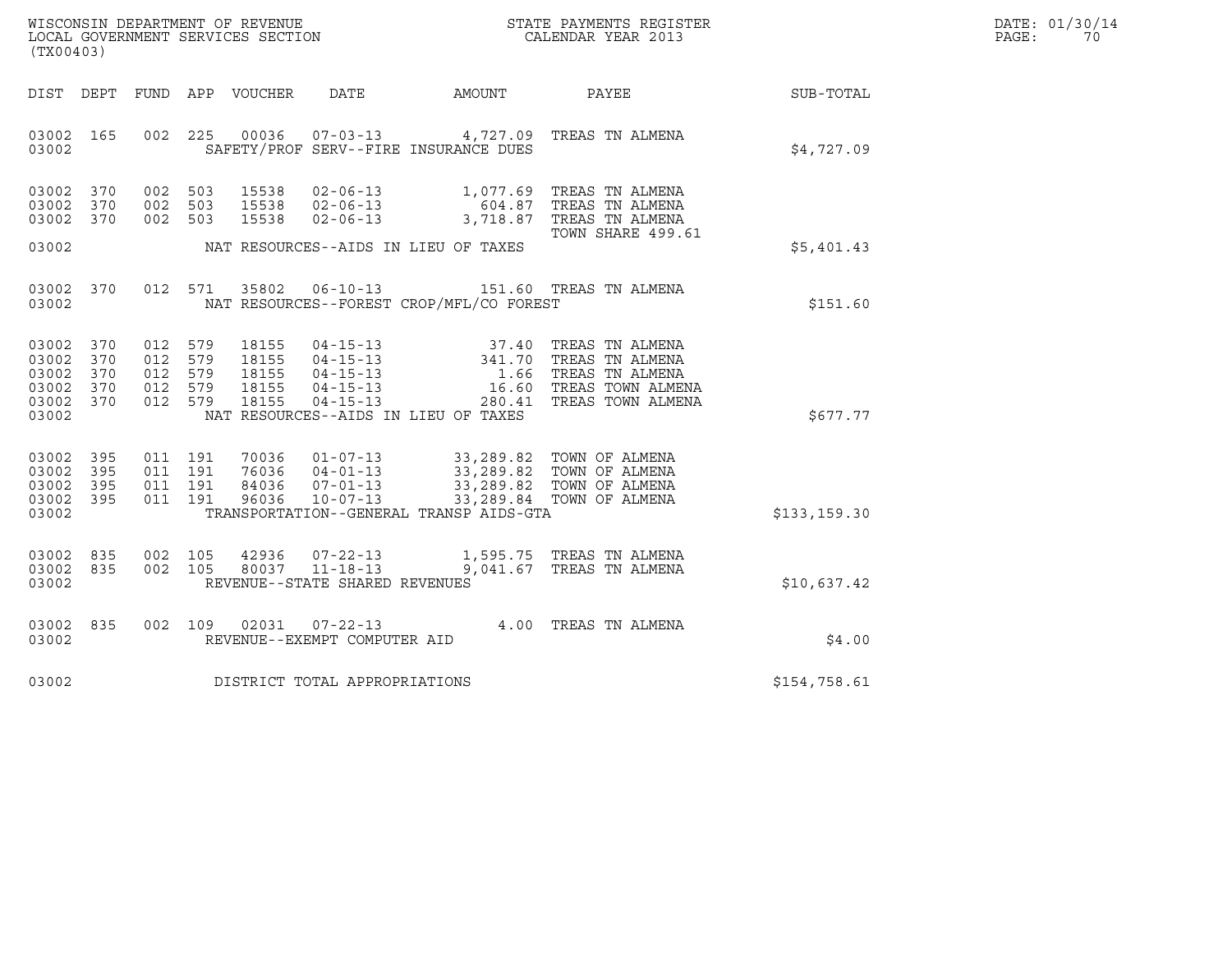WISCONSIN DEPARTMENT OF REVENUE
LOCAL GOVERNMENT SERVICES SECTION
(TX00403)

STATE PAYMENTS REGISTER
CALENDAR YEAR 2013

DATE: 01/30/14
PAGE: 70

| DIST | DEPT | FUND | APP | VOUCHER | DATE | AMOUNT | PAYEE | SUB-TOTAL |
|---|---|---|---|---|---|---|---|---|
| 03002 | 165 | 002 | 225 | 00036 | 07-03-13 | 4,727.09 | TREAS TN ALMENA | |
| 03002 | | | | | SAFETY/PROF SERV--FIRE INSURANCE DUES | | | $4,727.09 |
| 03002 | 370 | 002 | 503 | 15538 | 02-06-13 | 1,077.69 | TREAS TN ALMENA | |
| 03002 | 370 | 002 | 503 | 15538 | 02-06-13 | 604.87 | TREAS TN ALMENA | |
| 03002 | 370 | 002 | 503 | 15538 | 02-06-13 | 3,718.87 | TREAS TN ALMENA TOWN SHARE 499.61 | |
| 03002 | | | | | NAT RESOURCES--AIDS IN LIEU OF TAXES | | | $5,401.43 |
| 03002 | 370 | 012 | 571 | 35802 | 06-10-13 | 151.60 | TREAS TN ALMENA | |
| 03002 | | | | | NAT RESOURCES--FOREST CROP/MFL/CO FOREST | | | $151.60 |
| 03002 | 370 | 012 | 579 | 18155 | 04-15-13 | 37.40 | TREAS TN ALMENA | |
| 03002 | 370 | 012 | 579 | 18155 | 04-15-13 | 341.70 | TREAS TN ALMENA | |
| 03002 | 370 | 012 | 579 | 18155 | 04-15-13 | 1.66 | TREAS TN ALMENA | |
| 03002 | 370 | 012 | 579 | 18155 | 04-15-13 | 16.60 | TREAS TOWN ALMENA | |
| 03002 | 370 | 012 | 579 | 18155 | 04-15-13 | 280.41 | TREAS TOWN ALMENA | |
| 03002 | | | | | NAT RESOURCES--AIDS IN LIEU OF TAXES | | | $677.77 |
| 03002 | 395 | 011 | 191 | 70036 | 01-07-13 | 33,289.82 | TOWN OF ALMENA | |
| 03002 | 395 | 011 | 191 | 76036 | 04-01-13 | 33,289.82 | TOWN OF ALMENA | |
| 03002 | 395 | 011 | 191 | 84036 | 07-01-13 | 33,289.82 | TOWN OF ALMENA | |
| 03002 | 395 | 011 | 191 | 96036 | 10-07-13 | 33,289.84 | TOWN OF ALMENA | |
| 03002 | | | | | TRANSPORTATION--GENERAL TRANSP AIDS-GTA | | | $133,159.30 |
| 03002 | 835 | 002 | 105 | 42936 | 07-22-13 | 1,595.75 | TREAS TN ALMENA | |
| 03002 | 835 | 002 | 105 | 80037 | 11-18-13 | 9,041.67 | TREAS TN ALMENA | |
| 03002 | | | | | REVENUE--STATE SHARED REVENUES | | | $10,637.42 |
| 03002 | 835 | 002 | 109 | 02031 | 07-22-13 | 4.00 | TREAS TN ALMENA | |
| 03002 | | | | | REVENUE--EXEMPT COMPUTER AID | | | $4.00 |
| 03002 | | | | | DISTRICT TOTAL APPROPRIATIONS | | | $154,758.61 |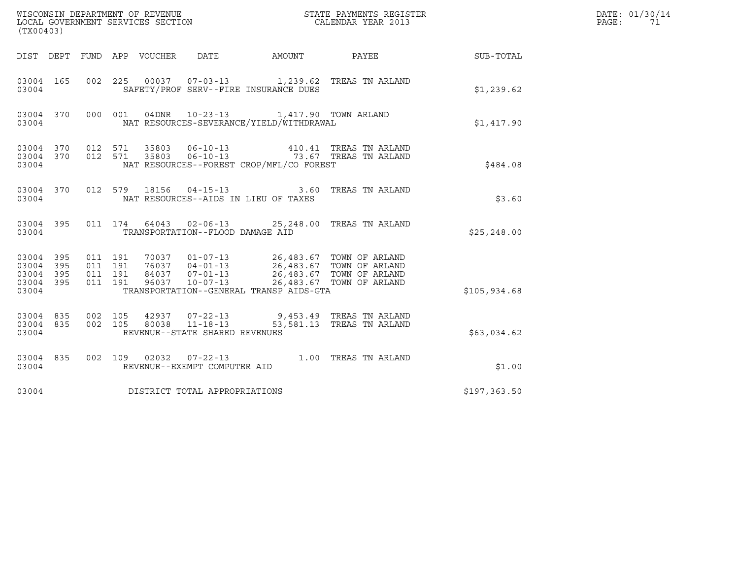WISCONSIN DEPARTMENT OF REVENUE
LOCAL GOVERNMENT SERVICES SECTION
(TX00403)

STATE PAYMENTS REGISTER
CALENDAR YEAR 2013

DATE: 01/30/14

| DIST | DEPT | FUND | APP | VOUCHER | DATE | AMOUNT | PAYEE | SUB-TOTAL |
|---|---|---|---|---|---|---|---|---|
| 03004 | 165 | 002 | 225 | 00037 | 07-03-13 | 1,239.62 | TREAS TN ARLAND | |
| 03004 | | | | SAFETY/PROF SERV--FIRE INSURANCE DUES | | | | $1,239.62 |
| 03004 | 370 | 000 | 001 | 04DNR | 10-23-13 | 1,417.90 | TOWN ARLAND | |
| 03004 | | | | NAT RESOURCES-SEVERANCE/YIELD/WITHDRAWAL | | | | $1,417.90 |
| 03004 | 370 | 012 | 571 | 35803 | 06-10-13 | 410.41 | TREAS TN ARLAND | |
| 03004 | 370 | 012 | 571 | 35803 | 06-10-13 | 73.67 | TREAS TN ARLAND | |
| 03004 | | | | NAT RESOURCES--FOREST CROP/MFL/CO FOREST | | | | $484.08 |
| 03004 | 370 | 012 | 579 | 18156 | 04-15-13 | 3.60 | TREAS TN ARLAND | |
| 03004 | | | | NAT RESOURCES--AIDS IN LIEU OF TAXES | | | | $3.60 |
| 03004 | 395 | 011 | 174 | 64043 | 02-06-13 | 25,248.00 | TREAS TN ARLAND | |
| 03004 | | | | TRANSPORTATION--FLOOD DAMAGE AID | | | | $25,248.00 |
| 03004 | 395 | 011 | 191 | 70037 | 01-07-13 | 26,483.67 | TOWN OF ARLAND | |
| 03004 | 395 | 011 | 191 | 76037 | 04-01-13 | 26,483.67 | TOWN OF ARLAND | |
| 03004 | 395 | 011 | 191 | 84037 | 07-01-13 | 26,483.67 | TOWN OF ARLAND | |
| 03004 | 395 | 011 | 191 | 96037 | 10-07-13 | 26,483.67 | TOWN OF ARLAND | |
| 03004 | | | | TRANSPORTATION--GENERAL TRANSP AIDS-GTA | | | | $105,934.68 |
| 03004 | 835 | 002 | 105 | 42937 | 07-22-13 | 9,453.49 | TREAS TN ARLAND | |
| 03004 | 835 | 002 | 105 | 80038 | 11-18-13 | 53,581.13 | TREAS TN ARLAND | |
| 03004 | | | | REVENUE--STATE SHARED REVENUES | | | | $63,034.62 |
| 03004 | 835 | 002 | 109 | 02032 | 07-22-13 | 1.00 | TREAS TN ARLAND | |
| 03004 | | | | REVENUE--EXEMPT COMPUTER AID | | | | $1.00 |
| 03004 | | | | DISTRICT TOTAL APPROPRIATIONS | | | | $197,363.50 |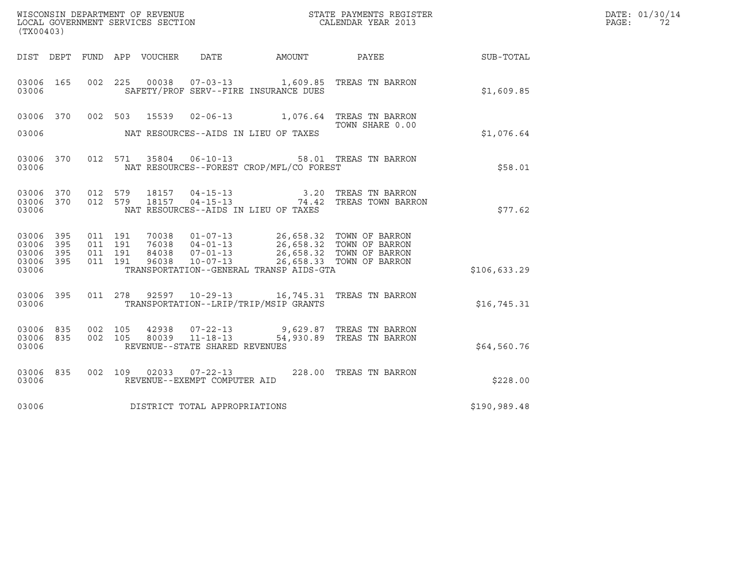WISCONSIN DEPARTMENT OF REVENUE
LOCAL GOVERNMENT SERVICES SECTION
(TX00403)

STATE PAYMENTS REGISTER
CALENDAR YEAR 2013

DATE: 01/30/14

| DIST | DEPT | FUND | APP | VOUCHER | DATE | AMOUNT | PAYEE | SUB-TOTAL |
|---|---|---|---|---|---|---|---|---|
| 03006 | 165 | 002 | 225 | 00038 | 07-03-13 | 1,609.85 | TREAS TN BARRON | |
| 03006 | | | | SAFETY/PROF SERV--FIRE INSURANCE DUES | | | | $1,609.85 |
| 03006 | 370 | 002 | 503 | 15539 | 02-06-13 | 1,076.64 | TREAS TN BARRON<br>TOWN SHARE 0.00 | |
| 03006 | | | | NAT RESOURCES--AIDS IN LIEU OF TAXES | | | | $1,076.64 |
| 03006 | 370 | 012 | 571 | 35804 | 06-10-13 | 58.01 | TREAS TN BARRON | |
| 03006 | | | | NAT RESOURCES--FOREST CROP/MFL/CO FOREST | | | | $58.01 |
| 03006 | 370 | 012 | 579 | 18157 | 04-15-13 | 3.20 | TREAS TN BARRON | |
| 03006 | 370 | 012 | 579 | 18157 | 04-15-13 | 74.42 | TREAS TOWN BARRON | |
| 03006 | | | | NAT RESOURCES--AIDS IN LIEU OF TAXES | | | | $77.62 |
| 03006 | 395 | 011 | 191 | 70038 | 01-07-13 | 26,658.32 | TOWN OF BARRON | |
| 03006 | 395 | 011 | 191 | 76038 | 04-01-13 | 26,658.32 | TOWN OF BARRON | |
| 03006 | 395 | 011 | 191 | 84038 | 07-01-13 | 26,658.32 | TOWN OF BARRON | |
| 03006 | 395 | 011 | 191 | 96038 | 10-07-13 | 26,658.33 | TOWN OF BARRON | |
| 03006 | | | | TRANSPORTATION--GENERAL TRANSP AIDS-GTA | | | | $106,633.29 |
| 03006 | 395 | 011 | 278 | 92597 | 10-29-13 | 16,745.31 | TREAS TN BARRON | |
| 03006 | | | | TRANSPORTATION--LRIP/TRIP/MSIP GRANTS | | | | $16,745.31 |
| 03006 | 835 | 002 | 105 | 42938 | 07-22-13 | 9,629.87 | TREAS TN BARRON | |
| 03006 | 835 | 002 | 105 | 80039 | 11-18-13 | 54,930.89 | TREAS TN BARRON | |
| 03006 | | | | REVENUE--STATE SHARED REVENUES | | | | $64,560.76 |
| 03006 | 835 | 002 | 109 | 02033 | 07-22-13 | 228.00 | TREAS TN BARRON | |
| 03006 | | | | REVENUE--EXEMPT COMPUTER AID | | | | $228.00 |
| 03006 | | | | DISTRICT TOTAL APPROPRIATIONS | | | | $190,989.48 |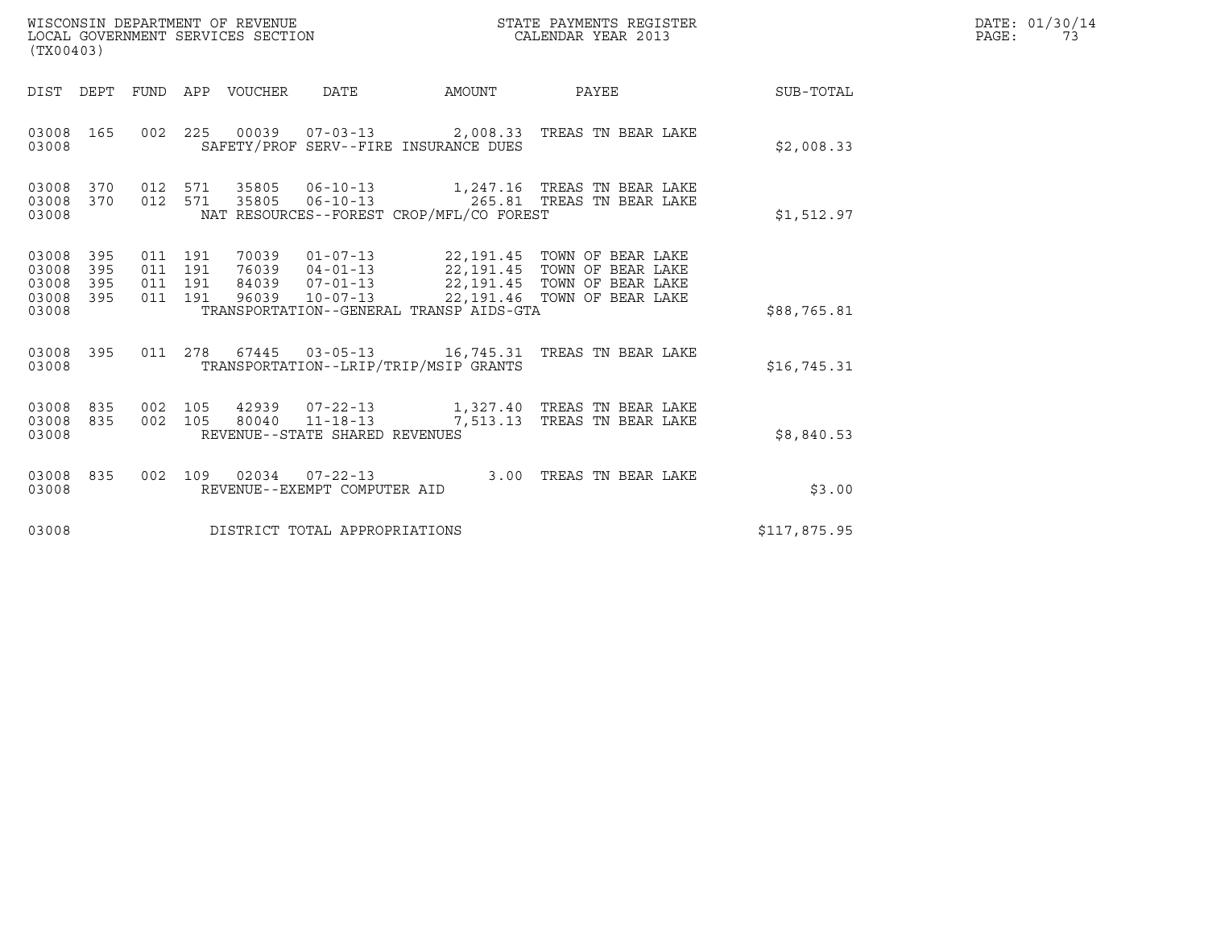WISCONSIN DEPARTMENT OF REVENUE
LOCAL GOVERNMENT SERVICES SECTION
(TX00403)

STATE PAYMENTS REGISTER
CALENDAR YEAR 2013

DATE: 01/30/14

| DIST | DEPT | FUND | APP | VOUCHER | DATE | AMOUNT | PAYEE | SUB-TOTAL |
|---|---|---|---|---|---|---|---|---|
| 03008 | 165 | 002 | 225 | 00039 | 07-03-13 | 2,008.33 | TREAS TN BEAR LAKE | |
| 03008 | | | | SAFETY/PROF SERV--FIRE INSURANCE DUES | | | | $2,008.33 |
| 03008 | 370 | 012 | 571 | 35805 | 06-10-13 | 1,247.16 | TREAS TN BEAR LAKE | |
| 03008 | 370 | 012 | 571 | 35805 | 06-10-13 | 265.81 | TREAS TN BEAR LAKE | |
| 03008 | | | | NAT RESOURCES--FOREST CROP/MFL/CO FOREST | | | | $1,512.97 |
| 03008 | 395 | 011 | 191 | 70039 | 01-07-13 | 22,191.45 | TOWN OF BEAR LAKE | |
| 03008 | 395 | 011 | 191 | 76039 | 04-01-13 | 22,191.45 | TOWN OF BEAR LAKE | |
| 03008 | 395 | 011 | 191 | 84039 | 07-01-13 | 22,191.45 | TOWN OF BEAR LAKE | |
| 03008 | 395 | 011 | 191 | 96039 | 10-07-13 | 22,191.46 | TOWN OF BEAR LAKE | |
| 03008 | | | | TRANSPORTATION--GENERAL TRANSP AIDS-GTA | | | | $88,765.81 |
| 03008 | 395 | 011 | 278 | 67445 | 03-05-13 | 16,745.31 | TREAS TN BEAR LAKE | |
| 03008 | | | | TRANSPORTATION--LRIP/TRIP/MSIP GRANTS | | | | $16,745.31 |
| 03008 | 835 | 002 | 105 | 42939 | 07-22-13 | 1,327.40 | TREAS TN BEAR LAKE | |
| 03008 | 835 | 002 | 105 | 80040 | 11-18-13 | 7,513.13 | TREAS TN BEAR LAKE | |
| 03008 | | | | REVENUE--STATE SHARED REVENUES | | | | $8,840.53 |
| 03008 | 835 | 002 | 109 | 02034 | 07-22-13 | 3.00 | TREAS TN BEAR LAKE | |
| 03008 | | | | REVENUE--EXEMPT COMPUTER AID | | | | $3.00 |
| 03008 | | | | DISTRICT TOTAL APPROPRIATIONS | | | | $117,875.95 |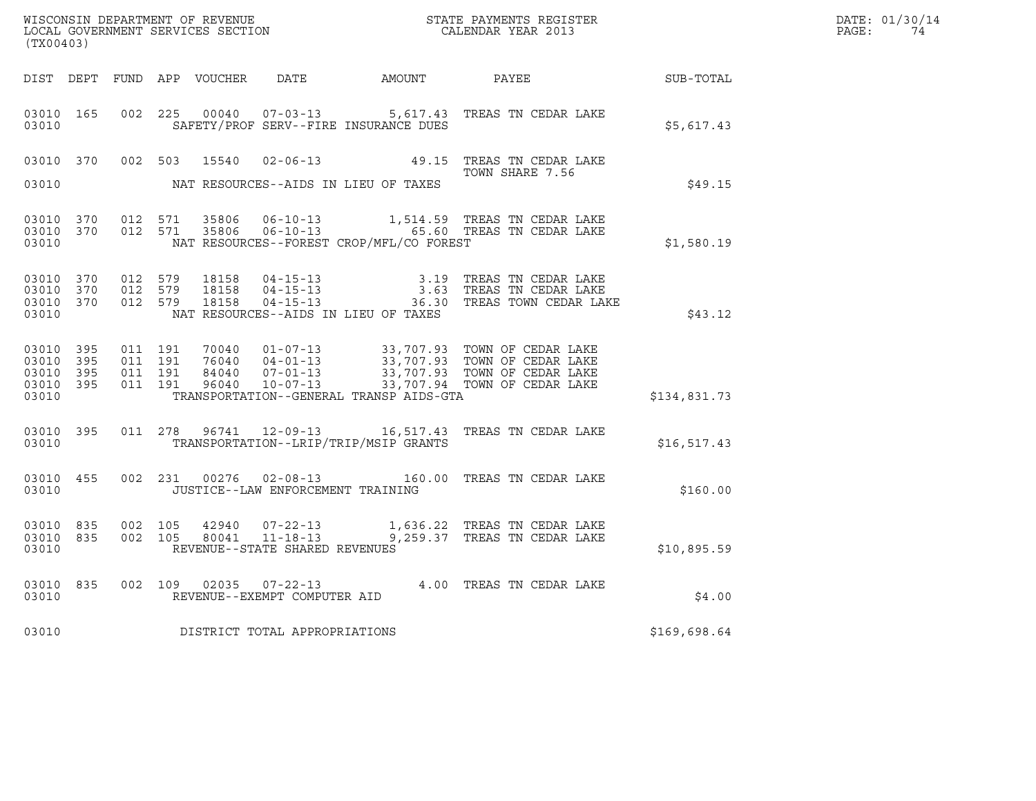WISCONSIN DEPARTMENT OF REVENUE
LOCAL GOVERNMENT SERVICES SECTION
(TX00403)

STATE PAYMENTS REGISTER
CALENDAR YEAR 2013

DATE: 01/30/14
PAGE: 74

| DIST | DEPT | FUND | APP | VOUCHER | DATE | AMOUNT | PAYEE | SUB-TOTAL |
|---|---|---|---|---|---|---|---|---|
| 03010 | 165 | 002 | 225 | 00040 | 07-03-13 | 5,617.43 | TREAS TN CEDAR LAKE | |
| 03010 | | | | | SAFETY/PROF SERV--FIRE INSURANCE DUES | | | $5,617.43 |
| 03010 | 370 | 002 | 503 | 15540 | 02-06-13 | 49.15 | TREAS TN CEDAR LAKE TOWN SHARE 7.56 | |
| 03010 | | | | | NAT RESOURCES--AIDS IN LIEU OF TAXES | | | $49.15 |
| 03010 | 370 | 012 | 571 | 35806 | 06-10-13 | 1,514.59 | TREAS TN CEDAR LAKE | |
| 03010 | 370 | 012 | 571 | 35806 | 06-10-13 | 65.60 | TREAS TN CEDAR LAKE | |
| 03010 | | | | | NAT RESOURCES--FOREST CROP/MFL/CO FOREST | | | $1,580.19 |
| 03010 | 370 | 012 | 579 | 18158 | 04-15-13 | 3.19 | TREAS TN CEDAR LAKE | |
| 03010 | 370 | 012 | 579 | 18158 | 04-15-13 | 3.63 | TREAS TN CEDAR LAKE | |
| 03010 | 370 | 012 | 579 | 18158 | 04-15-13 | 36.30 | TREAS TOWN CEDAR LAKE | |
| 03010 | | | | | NAT RESOURCES--AIDS IN LIEU OF TAXES | | | $43.12 |
| 03010 | 395 | 011 | 191 | 70040 | 01-07-13 | 33,707.93 | TOWN OF CEDAR LAKE | |
| 03010 | 395 | 011 | 191 | 76040 | 04-01-13 | 33,707.93 | TOWN OF CEDAR LAKE | |
| 03010 | 395 | 011 | 191 | 84040 | 07-01-13 | 33,707.93 | TOWN OF CEDAR LAKE | |
| 03010 | 395 | 011 | 191 | 96040 | 10-07-13 | 33,707.94 | TOWN OF CEDAR LAKE | |
| 03010 | | | | | TRANSPORTATION--GENERAL TRANSP AIDS-GTA | | | $134,831.73 |
| 03010 | 395 | 011 | 278 | 96741 | 12-09-13 | 16,517.43 | TREAS TN CEDAR LAKE | |
| 03010 | | | | | TRANSPORTATION--LRIP/TRIP/MSIP GRANTS | | | $16,517.43 |
| 03010 | 455 | 002 | 231 | 00276 | 02-08-13 | 160.00 | TREAS TN CEDAR LAKE | |
| 03010 | | | | | JUSTICE--LAW ENFORCEMENT TRAINING | | | $160.00 |
| 03010 | 835 | 002 | 105 | 42940 | 07-22-13 | 1,636.22 | TREAS TN CEDAR LAKE | |
| 03010 | 835 | 002 | 105 | 80041 | 11-18-13 | 9,259.37 | TREAS TN CEDAR LAKE | |
| 03010 | | | | | REVENUE--STATE SHARED REVENUES | | | $10,895.59 |
| 03010 | 835 | 002 | 109 | 02035 | 07-22-13 | 4.00 | TREAS TN CEDAR LAKE | |
| 03010 | | | | | REVENUE--EXEMPT COMPUTER AID | | | $4.00 |
| 03010 | | | | | DISTRICT TOTAL APPROPRIATIONS | | | $169,698.64 |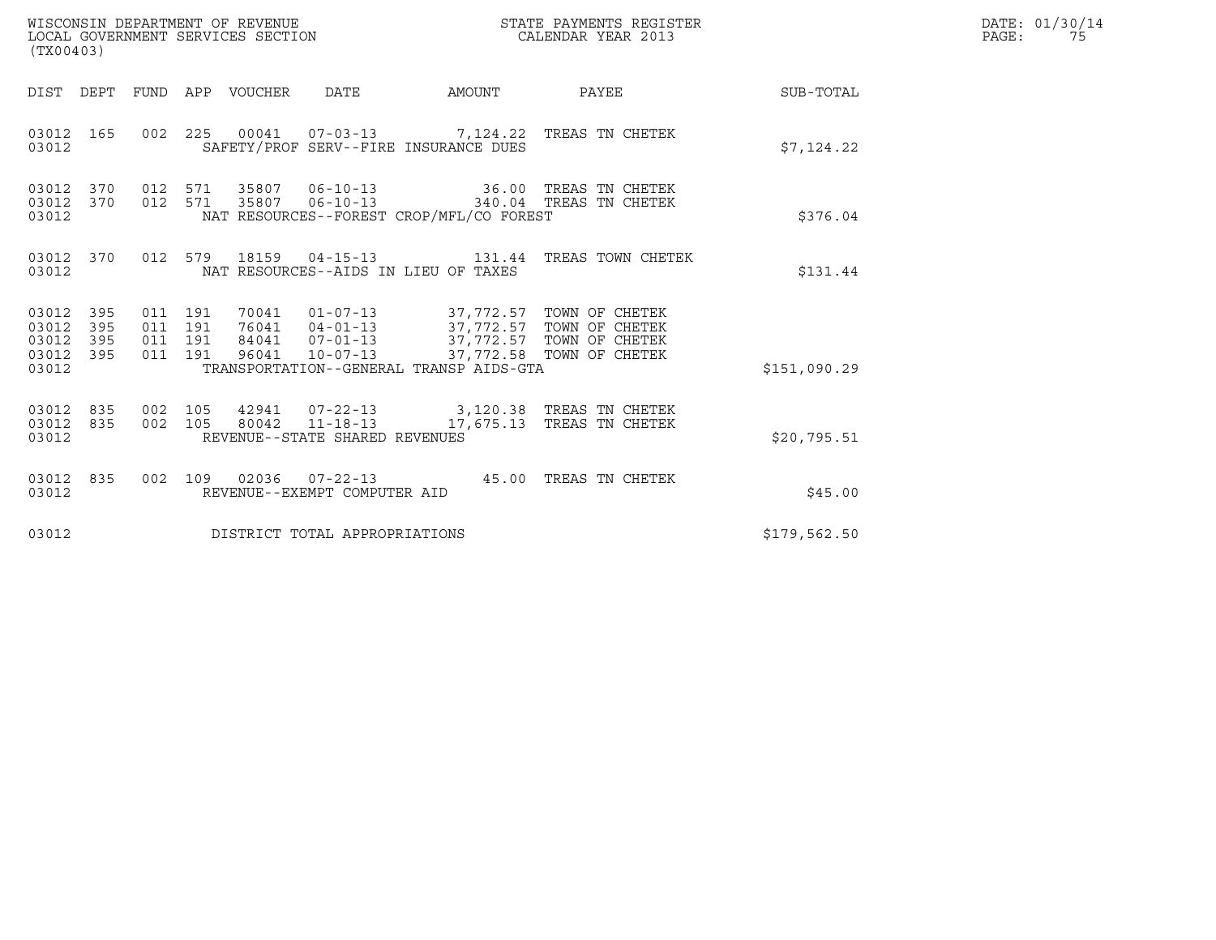WISCONSIN DEPARTMENT OF REVENUE
LOCAL GOVERNMENT SERVICES SECTION
(TX00403)

STATE PAYMENTS REGISTER
CALENDAR YEAR 2013

DATE: 01/30/14
PAGE: 75

| DIST | DEPT | FUND | APP | VOUCHER | DATE | AMOUNT | PAYEE | SUB-TOTAL |
|---|---|---|---|---|---|---|---|---|
| 03012 | 165 | 002 | 225 | 00041 | 07-03-13 | 7,124.22 | TREAS TN CHETEK | |
| 03012 | | | | | SAFETY/PROF SERV--FIRE INSURANCE DUES | | | $7,124.22 |
| 03012 | 370 | 012 | 571 | 35807 | 06-10-13 | 36.00 | TREAS TN CHETEK | |
| 03012 | 370 | 012 | 571 | 35807 | 06-10-13 | 340.04 | TREAS TN CHETEK | |
| 03012 | | | | | NAT RESOURCES--FOREST CROP/MFL/CO FOREST | | | $376.04 |
| 03012 | 370 | 012 | 579 | 18159 | 04-15-13 | 131.44 | TREAS TOWN CHETEK | |
| 03012 | | | | | NAT RESOURCES--AIDS IN LIEU OF TAXES | | | $131.44 |
| 03012 | 395 | 011 | 191 | 70041 | 01-07-13 | 37,772.57 | TOWN OF CHETEK | |
| 03012 | 395 | 011 | 191 | 76041 | 04-01-13 | 37,772.57 | TOWN OF CHETEK | |
| 03012 | 395 | 011 | 191 | 84041 | 07-01-13 | 37,772.57 | TOWN OF CHETEK | |
| 03012 | 395 | 011 | 191 | 96041 | 10-07-13 | 37,772.58 | TOWN OF CHETEK | |
| 03012 | | | | | TRANSPORTATION--GENERAL TRANSP AIDS-GTA | | | $151,090.29 |
| 03012 | 835 | 002 | 105 | 42941 | 07-22-13 | 3,120.38 | TREAS TN CHETEK | |
| 03012 | 835 | 002 | 105 | 80042 | 11-18-13 | 17,675.13 | TREAS TN CHETEK | |
| 03012 | | | | | REVENUE--STATE SHARED REVENUES | | | $20,795.51 |
| 03012 | 835 | 002 | 109 | 02036 | 07-22-13 | 45.00 | TREAS TN CHETEK | |
| 03012 | | | | | REVENUE--EXEMPT COMPUTER AID | | | $45.00 |
| 03012 | | | | | DISTRICT TOTAL APPROPRIATIONS | | | $179,562.50 |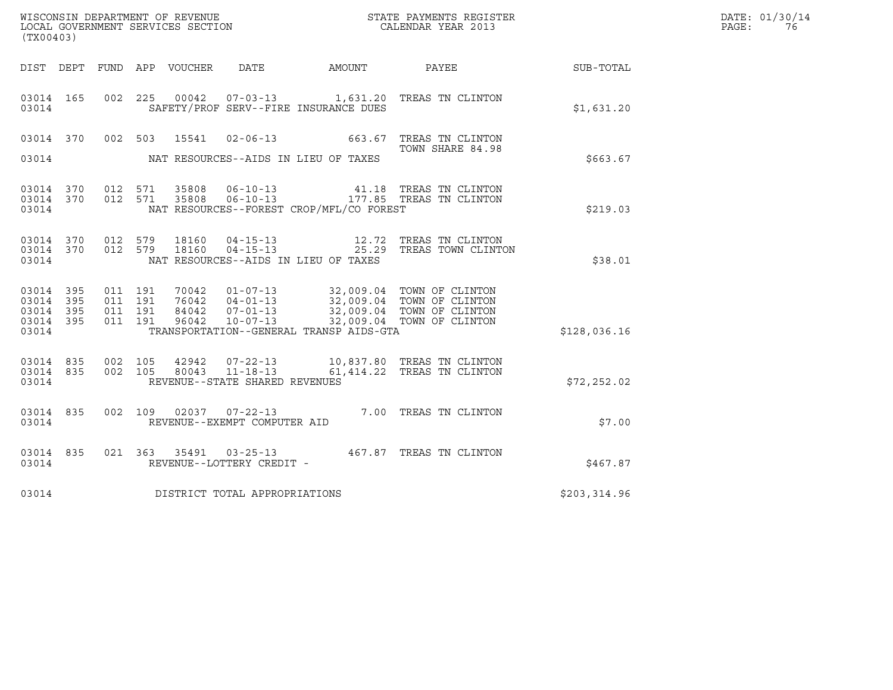WISCONSIN DEPARTMENT OF REVENUE
LOCAL GOVERNMENT SERVICES SECTION
(TX00403)

STATE PAYMENTS REGISTER
CALENDAR YEAR 2013

DATE: 01/30/14
PAGE: 76

| DIST | DEPT | FUND | APP | VOUCHER | DATE | AMOUNT | PAYEE | SUB-TOTAL |
|---|---|---|---|---|---|---|---|---|
| 03014 | 165 | 002 | 225 | 00042 | 07-03-13 | 1,631.20 | TREAS TN CLINTON | |
| 03014 | | | | | SAFETY/PROF SERV--FIRE INSURANCE DUES | | | $1,631.20 |
| 03014 | 370 | 002 | 503 | 15541 | 02-06-13 | 663.67 | TREAS TN CLINTON TOWN SHARE 84.98 | |
| 03014 | | | | | NAT RESOURCES--AIDS IN LIEU OF TAXES | | | $663.67 |
| 03014 | 370 | 012 | 571 | 35808 | 06-10-13 | 41.18 | TREAS TN CLINTON | |
| 03014 | 370 | 012 | 571 | 35808 | 06-10-13 | 177.85 | TREAS TN CLINTON | |
| 03014 | | | | | NAT RESOURCES--FOREST CROP/MFL/CO FOREST | | | $219.03 |
| 03014 | 370 | 012 | 579 | 18160 | 04-15-13 | 12.72 | TREAS TN CLINTON | |
| 03014 | 370 | 012 | 579 | 18160 | 04-15-13 | 25.29 | TREAS TOWN CLINTON | |
| 03014 | | | | | NAT RESOURCES--AIDS IN LIEU OF TAXES | | | $38.01 |
| 03014 | 395 | 011 | 191 | 70042 | 01-07-13 | 32,009.04 | TOWN OF CLINTON | |
| 03014 | 395 | 011 | 191 | 76042 | 04-01-13 | 32,009.04 | TOWN OF CLINTON | |
| 03014 | 395 | 011 | 191 | 84042 | 07-01-13 | 32,009.04 | TOWN OF CLINTON | |
| 03014 | 395 | 011 | 191 | 96042 | 10-07-13 | 32,009.04 | TOWN OF CLINTON | |
| 03014 | | | | | TRANSPORTATION--GENERAL TRANSP AIDS-GTA | | | $128,036.16 |
| 03014 | 835 | 002 | 105 | 42942 | 07-22-13 | 10,837.80 | TREAS TN CLINTON | |
| 03014 | 835 | 002 | 105 | 80043 | 11-18-13 | 61,414.22 | TREAS TN CLINTON | |
| 03014 | | | | | REVENUE--STATE SHARED REVENUES | | | $72,252.02 |
| 03014 | 835 | 002 | 109 | 02037 | 07-22-13 | 7.00 | TREAS TN CLINTON | |
| 03014 | | | | | REVENUE--EXEMPT COMPUTER AID | | | $7.00 |
| 03014 | 835 | 021 | 363 | 35491 | 03-25-13 | 467.87 | TREAS TN CLINTON | |
| 03014 | | | | | REVENUE--LOTTERY CREDIT - | | | $467.87 |
| 03014 | | | | | DISTRICT TOTAL APPROPRIATIONS | | | $203,314.96 |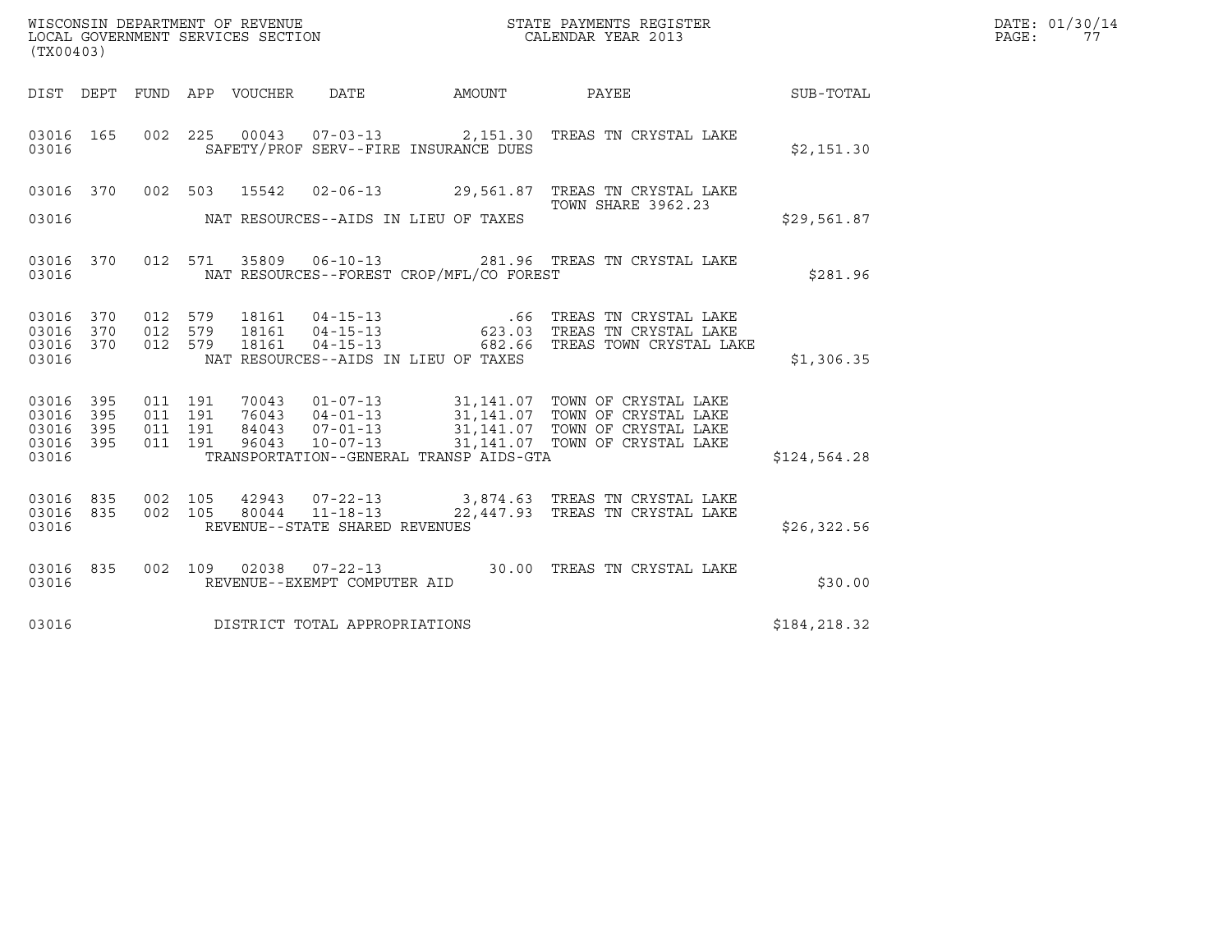WISCONSIN DEPARTMENT OF REVENUE
LOCAL GOVERNMENT SERVICES SECTION
(TX00403)

STATE PAYMENTS REGISTER
CALENDAR YEAR 2013

DATE: 01/30/14

| DIST | DEPT | FUND | APP | VOUCHER | DATE | AMOUNT | PAYEE | SUB-TOTAL |
|---|---|---|---|---|---|---|---|---|
| 03016 | 165 | 002 | 225 | 00043 | 07-03-13 | 2,151.30 | TREAS TN CRYSTAL LAKE | |
| 03016 | | | | | SAFETY/PROF SERV--FIRE INSURANCE DUES | | | $2,151.30 |
| 03016 | 370 | 002 | 503 | 15542 | 02-06-13 | 29,561.87 | TREAS TN CRYSTAL LAKE TOWN SHARE 3962.23 | |
| 03016 | | | | | NAT RESOURCES--AIDS IN LIEU OF TAXES | | | $29,561.87 |
| 03016 | 370 | 012 | 571 | 35809 | 06-10-13 | 281.96 | TREAS TN CRYSTAL LAKE | |
| 03016 | | | | | NAT RESOURCES--FOREST CROP/MFL/CO FOREST | | | $281.96 |
| 03016 | 370 | 012 | 579 | 18161 | 04-15-13 | .66 | TREAS TN CRYSTAL LAKE | |
| 03016 | 370 | 012 | 579 | 18161 | 04-15-13 | 623.03 | TREAS TN CRYSTAL LAKE | |
| 03016 | 370 | 012 | 579 | 18161 | 04-15-13 | 682.66 | TREAS TOWN CRYSTAL LAKE | |
| 03016 | | | | | NAT RESOURCES--AIDS IN LIEU OF TAXES | | | $1,306.35 |
| 03016 | 395 | 011 | 191 | 70043 | 01-07-13 | 31,141.07 | TOWN OF CRYSTAL LAKE | |
| 03016 | 395 | 011 | 191 | 76043 | 04-01-13 | 31,141.07 | TOWN OF CRYSTAL LAKE | |
| 03016 | 395 | 011 | 191 | 84043 | 07-01-13 | 31,141.07 | TOWN OF CRYSTAL LAKE | |
| 03016 | 395 | 011 | 191 | 96043 | 10-07-13 | 31,141.07 | TOWN OF CRYSTAL LAKE | |
| 03016 | | | | | TRANSPORTATION--GENERAL TRANSP AIDS-GTA | | | $124,564.28 |
| 03016 | 835 | 002 | 105 | 42943 | 07-22-13 | 3,874.63 | TREAS TN CRYSTAL LAKE | |
| 03016 | 835 | 002 | 105 | 80044 | 11-18-13 | 22,447.93 | TREAS TN CRYSTAL LAKE | |
| 03016 | | | | | REVENUE--STATE SHARED REVENUES | | | $26,322.56 |
| 03016 | 835 | 002 | 109 | 02038 | 07-22-13 | 30.00 | TREAS TN CRYSTAL LAKE | |
| 03016 | | | | | REVENUE--EXEMPT COMPUTER AID | | | $30.00 |
| 03016 | | | | | DISTRICT TOTAL APPROPRIATIONS | | | $184,218.32 |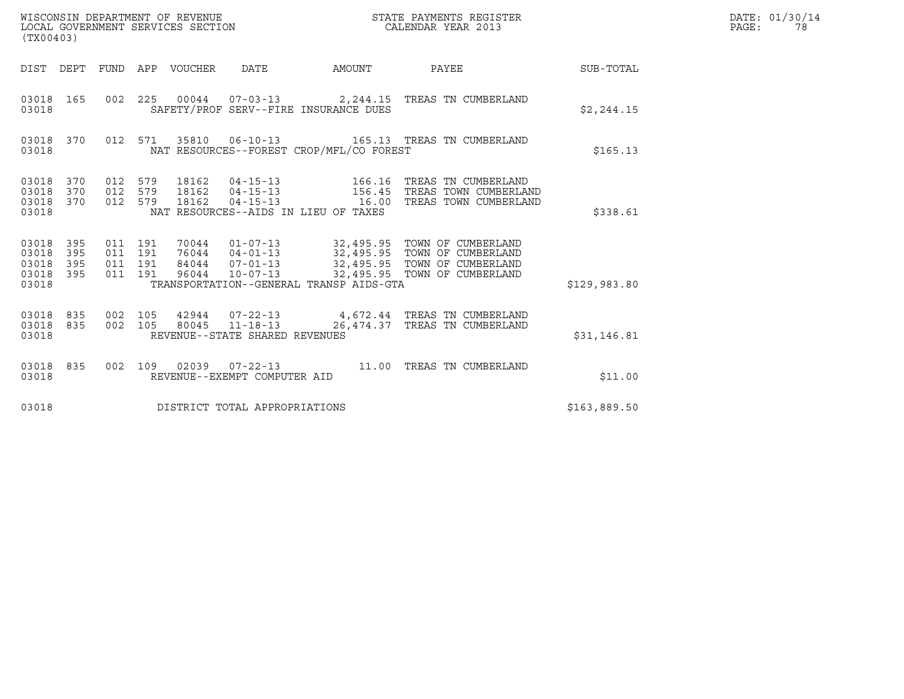WISCONSIN DEPARTMENT OF REVENUE
LOCAL GOVERNMENT SERVICES SECTION
(TX00403)

STATE PAYMENTS REGISTER
CALENDAR YEAR 2013

DATE: 01/30/14

| DIST | DEPT | FUND | APP | VOUCHER | DATE | AMOUNT | PAYEE | SUB-TOTAL |
|---|---|---|---|---|---|---|---|---|
| 03018 | 165 | 002 | 225 | 00044 | 07-03-13 | 2,244.15 | TREAS TN CUMBERLAND | |
| 03018 | | | | | SAFETY/PROF SERV--FIRE INSURANCE DUES | | | $2,244.15 |
| 03018 | 370 | 012 | 571 | 35810 | 06-10-13 | 165.13 | TREAS TN CUMBERLAND | |
| 03018 | | | | | NAT RESOURCES--FOREST CROP/MFL/CO FOREST | | | $165.13 |
| 03018 | 370 | 012 | 579 | 18162 | 04-15-13 | 166.16 | TREAS TN CUMBERLAND | |
| 03018 | 370 | 012 | 579 | 18162 | 04-15-13 | 156.45 | TREAS TOWN CUMBERLAND | |
| 03018 | 370 | 012 | 579 | 18162 | 04-15-13 | 16.00 | TREAS TOWN CUMBERLAND | |
| 03018 | | | | | NAT RESOURCES--AIDS IN LIEU OF TAXES | | | $338.61 |
| 03018 | 395 | 011 | 191 | 70044 | 01-07-13 | 32,495.95 | TOWN OF CUMBERLAND | |
| 03018 | 395 | 011 | 191 | 76044 | 04-01-13 | 32,495.95 | TOWN OF CUMBERLAND | |
| 03018 | 395 | 011 | 191 | 84044 | 07-01-13 | 32,495.95 | TOWN OF CUMBERLAND | |
| 03018 | 395 | 011 | 191 | 96044 | 10-07-13 | 32,495.95 | TOWN OF CUMBERLAND | |
| 03018 | | | | | TRANSPORTATION--GENERAL TRANSP AIDS-GTA | | | $129,983.80 |
| 03018 | 835 | 002 | 105 | 42944 | 07-22-13 | 4,672.44 | TREAS TN CUMBERLAND | |
| 03018 | 835 | 002 | 105 | 80045 | 11-18-13 | 26,474.37 | TREAS TN CUMBERLAND | |
| 03018 | | | | | REVENUE--STATE SHARED REVENUES | | | $31,146.81 |
| 03018 | 835 | 002 | 109 | 02039 | 07-22-13 | 11.00 | TREAS TN CUMBERLAND | |
| 03018 | | | | | REVENUE--EXEMPT COMPUTER AID | | | $11.00 |
| 03018 | | | | | DISTRICT TOTAL APPROPRIATIONS | | | $163,889.50 |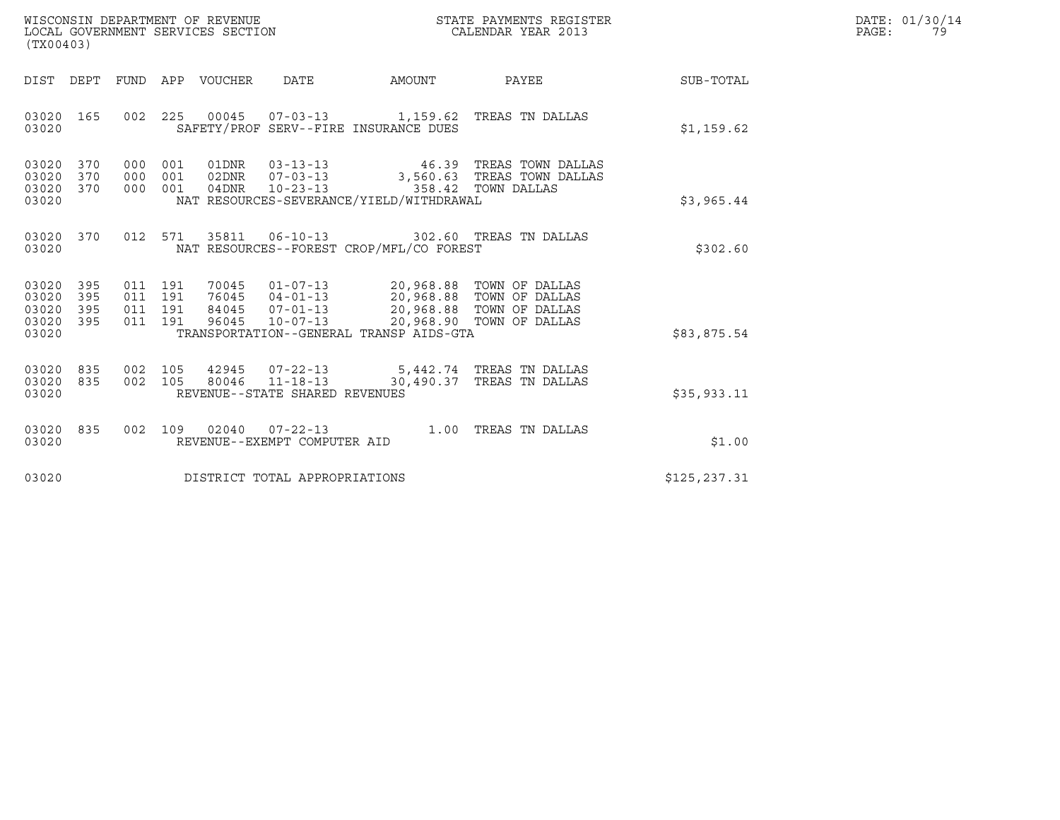| DIST | DEPT | FUND | APP | VOUCHER | DATE | AMOUNT | PAYEE | SUB-TOTAL |
|---|---|---|---|---|---|---|---|---|
| 03020 | 165 | 002 | 225 | 00045 | 07-03-13 | 1,159.62 | TREAS TN DALLAS | |
| 03020 | | | | | SAFETY/PROF SERV--FIRE INSURANCE DUES | | | $1,159.62 |
| 03020 | 370 | 000 | 001 | 01DNR | 03-13-13 | 46.39 | TREAS TOWN DALLAS | |
| 03020 | 370 | 000 | 001 | 02DNR | 07-03-13 | 3,560.63 | TREAS TOWN DALLAS | |
| 03020 | 370 | 000 | 001 | 04DNR | 10-23-13 | 358.42 | TOWN DALLAS | |
| 03020 | | | | | NAT RESOURCES-SEVERANCE/YIELD/WITHDRAWAL | | | $3,965.44 |
| 03020 | 370 | 012 | 571 | 35811 | 06-10-13 | 302.60 | TREAS TN DALLAS | |
| 03020 | | | | | NAT RESOURCES--FOREST CROP/MFL/CO FOREST | | | $302.60 |
| 03020 | 395 | 011 | 191 | 70045 | 01-07-13 | 20,968.88 | TOWN OF DALLAS | |
| 03020 | 395 | 011 | 191 | 76045 | 04-01-13 | 20,968.88 | TOWN OF DALLAS | |
| 03020 | 395 | 011 | 191 | 84045 | 07-01-13 | 20,968.88 | TOWN OF DALLAS | |
| 03020 | 395 | 011 | 191 | 96045 | 10-07-13 | 20,968.90 | TOWN OF DALLAS | |
| 03020 | | | | | TRANSPORTATION--GENERAL TRANSP AIDS-GTA | | | $83,875.54 |
| 03020 | 835 | 002 | 105 | 42945 | 07-22-13 | 5,442.74 | TREAS TN DALLAS | |
| 03020 | 835 | 002 | 105 | 80046 | 11-18-13 | 30,490.37 | TREAS TN DALLAS | |
| 03020 | | | | | REVENUE--STATE SHARED REVENUES | | | $35,933.11 |
| 03020 | 835 | 002 | 109 | 02040 | 07-22-13 | 1.00 | TREAS TN DALLAS | |
| 03020 | | | | | REVENUE--EXEMPT COMPUTER AID | | | $1.00 |
| 03020 | | | | | DISTRICT TOTAL APPROPRIATIONS | | | $125,237.31 |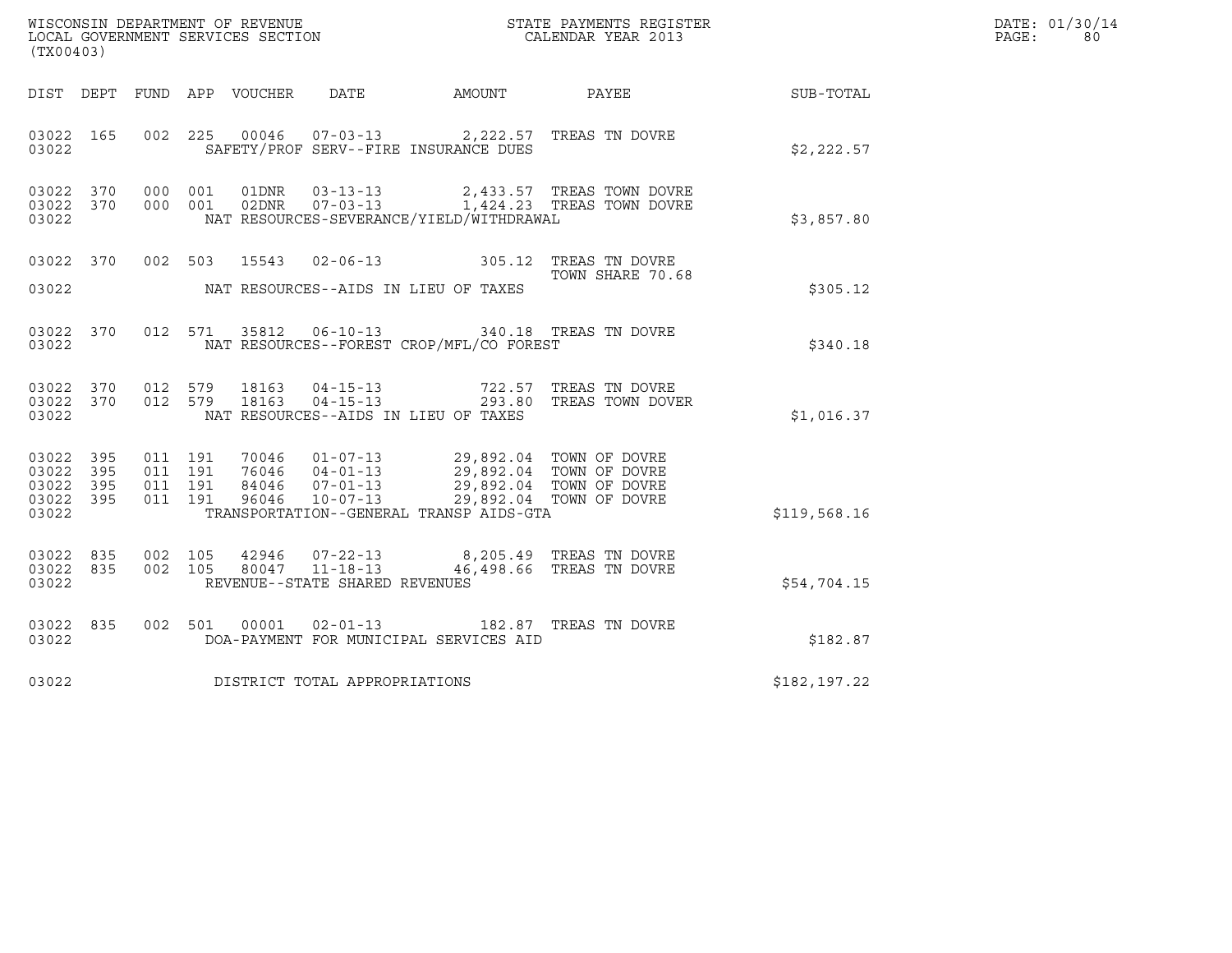WISCONSIN DEPARTMENT OF REVENUE
LOCAL GOVERNMENT SERVICES SECTION
(TX00403)

STATE PAYMENTS REGISTER
CALENDAR YEAR 2013

DATE: 01/30/14
PAGE: 80

| DIST | DEPT | FUND | APP | VOUCHER | DATE | AMOUNT | PAYEE | SUB-TOTAL |
|---|---|---|---|---|---|---|---|---|
| 03022 | 165 | 002 | 225 | 00046 | 07-03-13 | 2,222.57 | TREAS TN DOVRE | |
| 03022 | | | | SAFETY/PROF SERV--FIRE INSURANCE DUES | | | | $2,222.57 |
| 03022 | 370 | 000 | 001 | 01DNR | 03-13-13 | 2,433.57 | TREAS TOWN DOVRE | |
| 03022 | 370 | 000 | 001 | 02DNR | 07-03-13 | 1,424.23 | TREAS TOWN DOVRE | |
| 03022 | | | | NAT RESOURCES-SEVERANCE/YIELD/WITHDRAWAL | | | | $3,857.80 |
| 03022 | 370 | 002 | 503 | 15543 | 02-06-13 | 305.12 | TREAS TN DOVRE TOWN SHARE 70.68 | |
| 03022 | | | | NAT RESOURCES--AIDS IN LIEU OF TAXES | | | | $305.12 |
| 03022 | 370 | 012 | 571 | 35812 | 06-10-13 | 340.18 | TREAS TN DOVRE | |
| 03022 | | | | NAT RESOURCES--FOREST CROP/MFL/CO FOREST | | | | $340.18 |
| 03022 | 370 | 012 | 579 | 18163 | 04-15-13 | 722.57 | TREAS TN DOVRE | |
| 03022 | 370 | 012 | 579 | 18163 | 04-15-13 | 293.80 | TREAS TOWN DOVER | |
| 03022 | | | | NAT RESOURCES--AIDS IN LIEU OF TAXES | | | | $1,016.37 |
| 03022 | 395 | 011 | 191 | 70046 | 01-07-13 | 29,892.04 | TOWN OF DOVRE | |
| 03022 | 395 | 011 | 191 | 76046 | 04-01-13 | 29,892.04 | TOWN OF DOVRE | |
| 03022 | 395 | 011 | 191 | 84046 | 07-01-13 | 29,892.04 | TOWN OF DOVRE | |
| 03022 | 395 | 011 | 191 | 96046 | 10-07-13 | 29,892.04 | TOWN OF DOVRE | |
| 03022 | | | | TRANSPORTATION--GENERAL TRANSP AIDS-GTA | | | | $119,568.16 |
| 03022 | 835 | 002 | 105 | 42946 | 07-22-13 | 8,205.49 | TREAS TN DOVRE | |
| 03022 | 835 | 002 | 105 | 80047 | 11-18-13 | 46,498.66 | TREAS TN DOVRE | |
| 03022 | | | | REVENUE--STATE SHARED REVENUES | | | | $54,704.15 |
| 03022 | 835 | 002 | 501 | 00001 | 02-01-13 | 182.87 | TREAS TN DOVRE | |
| 03022 | | | | DOA-PAYMENT FOR MUNICIPAL SERVICES AID | | | | $182.87 |
| 03022 | | | | DISTRICT TOTAL APPROPRIATIONS | | | | $182,197.22 |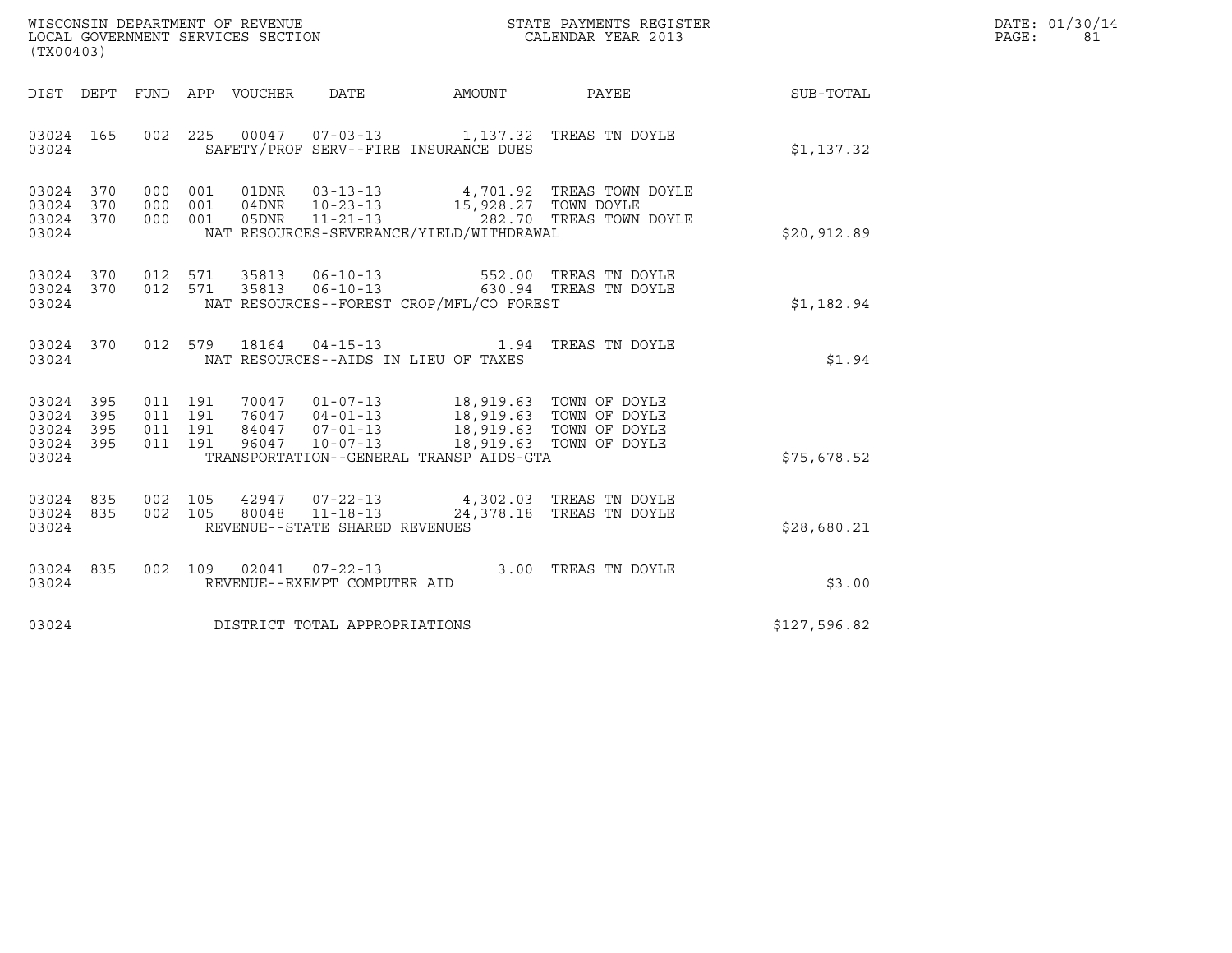WISCONSIN DEPARTMENT OF REVENUE
LOCAL GOVERNMENT SERVICES SECTION
(TX00403)

STATE PAYMENTS REGISTER
CALENDAR YEAR 2013

DATE: 01/30/14
PAGE: 81

| DIST | DEPT | FUND | APP | VOUCHER | DATE | AMOUNT | PAYEE | SUB-TOTAL |
|---|---|---|---|---|---|---|---|---|
| 03024 | 165 | 002 | 225 | 00047 | 07-03-13 | 1,137.32 | TREAS TN DOYLE | |
| 03024 | | | | SAFETY/PROF SERV--FIRE INSURANCE DUES | | | | $1,137.32 |
| 03024 | 370 | 000 | 001 | 01DNR | 03-13-13 | 4,701.92 | TREAS TOWN DOYLE | |
| 03024 | 370 | 000 | 001 | 04DNR | 10-23-13 | 15,928.27 | TOWN DOYLE | |
| 03024 | 370 | 000 | 001 | 05DNR | 11-21-13 | 282.70 | TREAS TOWN DOYLE | |
| 03024 | | | | NAT RESOURCES-SEVERANCE/YIELD/WITHDRAWAL | | | | $20,912.89 |
| 03024 | 370 | 012 | 571 | 35813 | 06-10-13 | 552.00 | TREAS TN DOYLE | |
| 03024 | 370 | 012 | 571 | 35813 | 06-10-13 | 630.94 | TREAS TN DOYLE | |
| 03024 | | | | NAT RESOURCES--FOREST CROP/MFL/CO FOREST | | | | $1,182.94 |
| 03024 | 370 | 012 | 579 | 18164 | 04-15-13 | 1.94 | TREAS TN DOYLE | |
| 03024 | | | | NAT RESOURCES--AIDS IN LIEU OF TAXES | | | | $1.94 |
| 03024 | 395 | 011 | 191 | 70047 | 01-07-13 | 18,919.63 | TOWN OF DOYLE | |
| 03024 | 395 | 011 | 191 | 76047 | 04-01-13 | 18,919.63 | TOWN OF DOYLE | |
| 03024 | 395 | 011 | 191 | 84047 | 07-01-13 | 18,919.63 | TOWN OF DOYLE | |
| 03024 | 395 | 011 | 191 | 96047 | 10-07-13 | 18,919.63 | TOWN OF DOYLE | |
| 03024 | | | | TRANSPORTATION--GENERAL TRANSP AIDS-GTA | | | | $75,678.52 |
| 03024 | 835 | 002 | 105 | 42947 | 07-22-13 | 4,302.03 | TREAS TN DOYLE | |
| 03024 | 835 | 002 | 105 | 80048 | 11-18-13 | 24,378.18 | TREAS TN DOYLE | |
| 03024 | | | | REVENUE--STATE SHARED REVENUES | | | | $28,680.21 |
| 03024 | 835 | 002 | 109 | 02041 | 07-22-13 | 3.00 | TREAS TN DOYLE | |
| 03024 | | | | REVENUE--EXEMPT COMPUTER AID | | | | $3.00 |
| 03024 | | | | DISTRICT TOTAL APPROPRIATIONS | | | | $127,596.82 |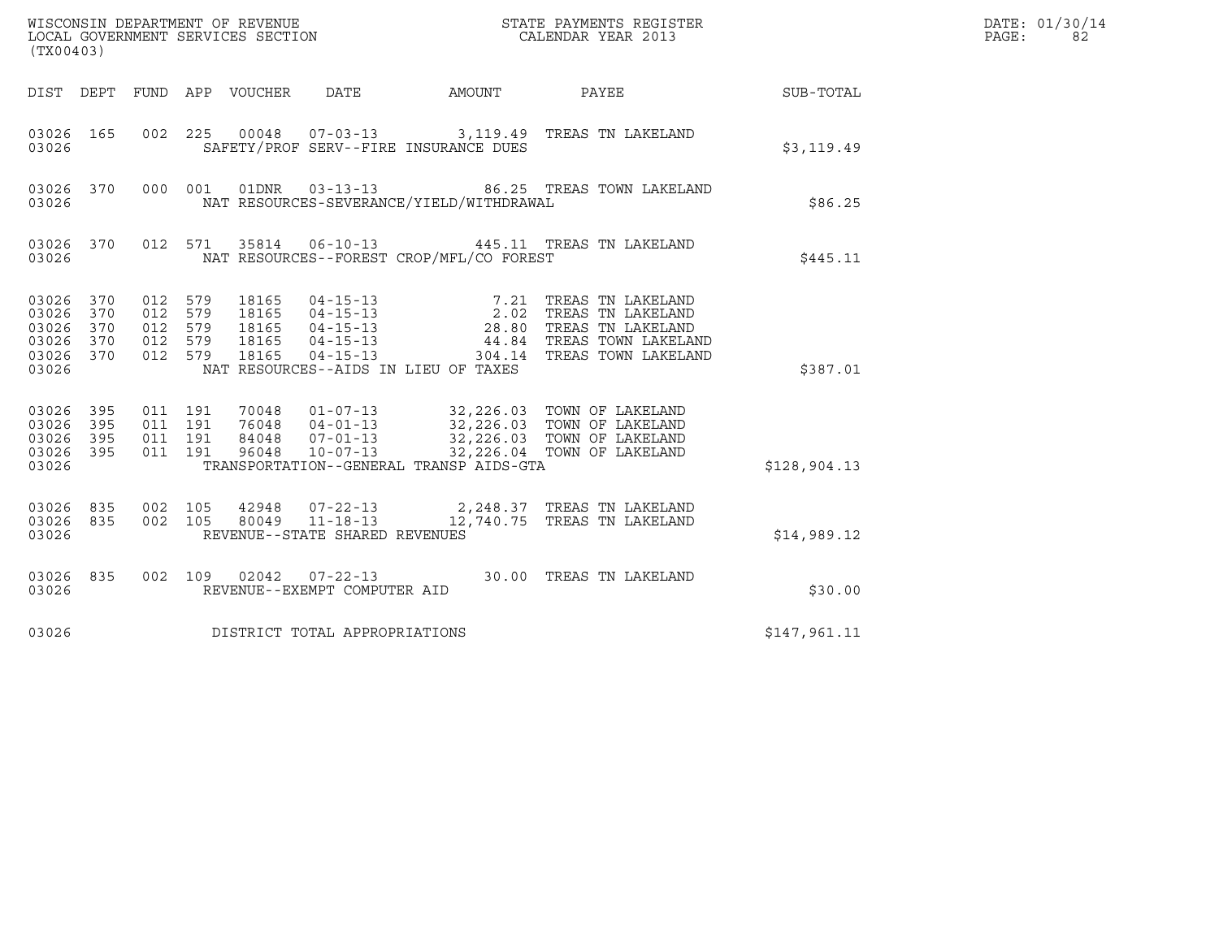WISCONSIN DEPARTMENT OF REVENUE
LOCAL GOVERNMENT SERVICES SECTION
(TX00403)

STATE PAYMENTS REGISTER
CALENDAR YEAR 2013

DATE: 01/30/14
PAGE: 82

| DIST | DEPT | FUND | APP | VOUCHER | DATE | AMOUNT | PAYEE | SUB-TOTAL |
|---|---|---|---|---|---|---|---|---|
| 03026 | 165 | 002 | 225 | 00048 | 07-03-13 | 3,119.49 | TREAS TN LAKELAND | |
| 03026 | | | | SAFETY/PROF SERV--FIRE INSURANCE DUES | | | | $3,119.49 |
| 03026 | 370 | 000 | 001 | 01DNR | 03-13-13 | 86.25 | TREAS TOWN LAKELAND | |
| 03026 | | | | NAT RESOURCES-SEVERANCE/YIELD/WITHDRAWAL | | | | $86.25 |
| 03026 | 370 | 012 | 571 | 35814 | 06-10-13 | 445.11 | TREAS TN LAKELAND | |
| 03026 | | | | NAT RESOURCES--FOREST CROP/MFL/CO FOREST | | | | $445.11 |
| 03026 | 370 | 012 | 579 | 18165 | 04-15-13 | 7.21 | TREAS TN LAKELAND | |
| 03026 | 370 | 012 | 579 | 18165 | 04-15-13 | 2.02 | TREAS TN LAKELAND | |
| 03026 | 370 | 012 | 579 | 18165 | 04-15-13 | 28.80 | TREAS TN LAKELAND | |
| 03026 | 370 | 012 | 579 | 18165 | 04-15-13 | 44.84 | TREAS TOWN LAKELAND | |
| 03026 | 370 | 012 | 579 | 18165 | 04-15-13 | 304.14 | TREAS TOWN LAKELAND | |
| 03026 | | | | NAT RESOURCES--AIDS IN LIEU OF TAXES | | | | $387.01 |
| 03026 | 395 | 011 | 191 | 70048 | 01-07-13 | 32,226.03 | TOWN OF LAKELAND | |
| 03026 | 395 | 011 | 191 | 76048 | 04-01-13 | 32,226.03 | TOWN OF LAKELAND | |
| 03026 | 395 | 011 | 191 | 84048 | 07-01-13 | 32,226.03 | TOWN OF LAKELAND | |
| 03026 | 395 | 011 | 191 | 96048 | 10-07-13 | 32,226.04 | TOWN OF LAKELAND | |
| 03026 | | | | TRANSPORTATION--GENERAL TRANSP AIDS-GTA | | | | $128,904.13 |
| 03026 | 835 | 002 | 105 | 42948 | 07-22-13 | 2,248.37 | TREAS TN LAKELAND | |
| 03026 | 835 | 002 | 105 | 80049 | 11-18-13 | 12,740.75 | TREAS TN LAKELAND | |
| 03026 | | | | REVENUE--STATE SHARED REVENUES | | | | $14,989.12 |
| 03026 | 835 | 002 | 109 | 02042 | 07-22-13 | 30.00 | TREAS TN LAKELAND | |
| 03026 | | | | REVENUE--EXEMPT COMPUTER AID | | | | $30.00 |
| 03026 | | | | DISTRICT TOTAL APPROPRIATIONS | | | | $147,961.11 |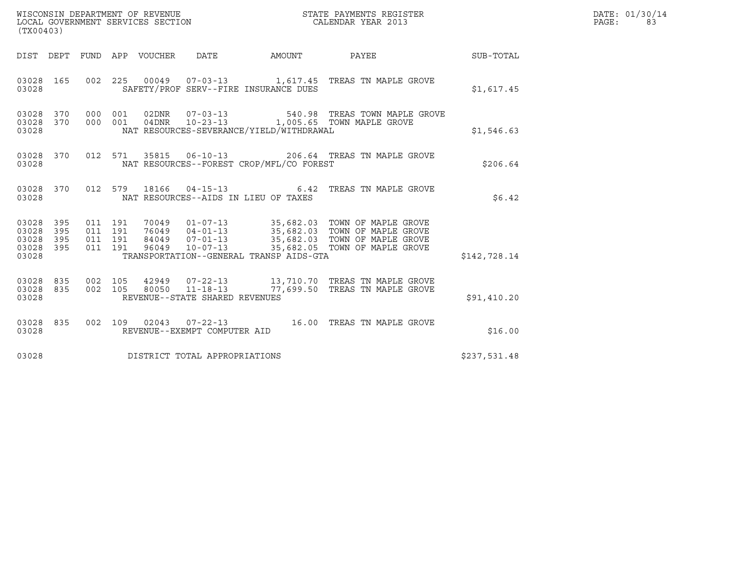WISCONSIN DEPARTMENT OF REVENUE
LOCAL GOVERNMENT SERVICES SECTION
(TX00403)

STATE PAYMENTS REGISTER
CALENDAR YEAR 2013

DATE: 01/30/14

| DIST | DEPT | FUND | APP | VOUCHER | DATE | AMOUNT | PAYEE | SUB-TOTAL |
|---|---|---|---|---|---|---|---|---|
| 03028 | 165 | 002 | 225 | 00049 | 07-03-13 | 1,617.45 | TREAS TN MAPLE GROVE | |
| 03028 | | | | | SAFETY/PROF SERV--FIRE INSURANCE DUES | | | $1,617.45 |
| 03028 | 370 | 000 | 001 | 02DNR | 07-03-13 | 540.98 | TREAS TOWN MAPLE GROVE | |
| 03028 | 370 | 000 | 001 | 04DNR | 10-23-13 | 1,005.65 | TOWN MAPLE GROVE | |
| 03028 | | | | | NAT RESOURCES-SEVERANCE/YIELD/WITHDRAWAL | | | $1,546.63 |
| 03028 | 370 | 012 | 571 | 35815 | 06-10-13 | 206.64 | TREAS TN MAPLE GROVE | |
| 03028 | | | | | NAT RESOURCES--FOREST CROP/MFL/CO FOREST | | | $206.64 |
| 03028 | 370 | 012 | 579 | 18166 | 04-15-13 | 6.42 | TREAS TN MAPLE GROVE | |
| 03028 | | | | | NAT RESOURCES--AIDS IN LIEU OF TAXES | | | $6.42 |
| 03028 | 395 | 011 | 191 | 70049 | 01-07-13 | 35,682.03 | TOWN OF MAPLE GROVE | |
| 03028 | 395 | 011 | 191 | 76049 | 04-01-13 | 35,682.03 | TOWN OF MAPLE GROVE | |
| 03028 | 395 | 011 | 191 | 84049 | 07-01-13 | 35,682.03 | TOWN OF MAPLE GROVE | |
| 03028 | 395 | 011 | 191 | 96049 | 10-07-13 | 35,682.05 | TOWN OF MAPLE GROVE | |
| 03028 | | | | | TRANSPORTATION--GENERAL TRANSP AIDS-GTA | | | $142,728.14 |
| 03028 | 835 | 002 | 105 | 42949 | 07-22-13 | 13,710.70 | TREAS TN MAPLE GROVE | |
| 03028 | 835 | 002 | 105 | 80050 | 11-18-13 | 77,699.50 | TREAS TN MAPLE GROVE | |
| 03028 | | | | | REVENUE--STATE SHARED REVENUES | | | $91,410.20 |
| 03028 | 835 | 002 | 109 | 02043 | 07-22-13 | 16.00 | TREAS TN MAPLE GROVE | |
| 03028 | | | | | REVENUE--EXEMPT COMPUTER AID | | | $16.00 |
| 03028 | | | | | DISTRICT TOTAL APPROPRIATIONS | | | $237,531.48 |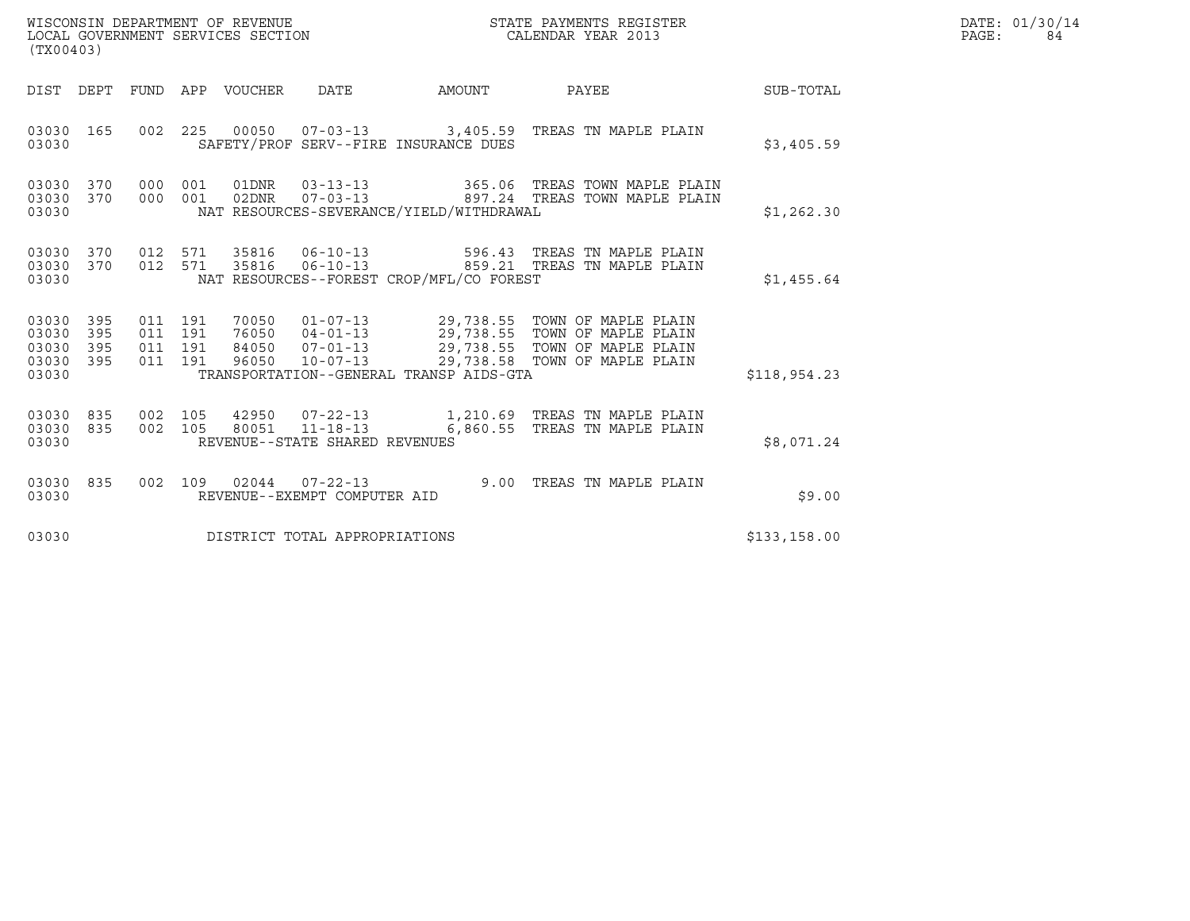WISCONSIN DEPARTMENT OF REVENUE
LOCAL GOVERNMENT SERVICES SECTION
(TX00403)

STATE PAYMENTS REGISTER
CALENDAR YEAR 2013

DATE: 01/30/14
PAGE: 84

| DIST | DEPT | FUND | APP | VOUCHER | DATE | AMOUNT | PAYEE | SUB-TOTAL |
|---|---|---|---|---|---|---|---|---|
| 03030 | 165 | 002 | 225 | 00050 | 07-03-13 | 3,405.59 | TREAS TN MAPLE PLAIN | |
| 03030 | | | | SAFETY/PROF SERV--FIRE INSURANCE DUES | | | | $3,405.59 |
| 03030 | 370 | 000 | 001 | 01DNR | 03-13-13 | 365.06 | TREAS TOWN MAPLE PLAIN | |
| 03030 | 370 | 000 | 001 | 02DNR | 07-03-13 | 897.24 | TREAS TOWN MAPLE PLAIN | |
| 03030 | | | | NAT RESOURCES-SEVERANCE/YIELD/WITHDRAWAL | | | | $1,262.30 |
| 03030 | 370 | 012 | 571 | 35816 | 06-10-13 | 596.43 | TREAS TN MAPLE PLAIN | |
| 03030 | 370 | 012 | 571 | 35816 | 06-10-13 | 859.21 | TREAS TN MAPLE PLAIN | |
| 03030 | | | | NAT RESOURCES--FOREST CROP/MFL/CO FOREST | | | | $1,455.64 |
| 03030 | 395 | 011 | 191 | 70050 | 01-07-13 | 29,738.55 | TOWN OF MAPLE PLAIN | |
| 03030 | 395 | 011 | 191 | 76050 | 04-01-13 | 29,738.55 | TOWN OF MAPLE PLAIN | |
| 03030 | 395 | 011 | 191 | 84050 | 07-01-13 | 29,738.55 | TOWN OF MAPLE PLAIN | |
| 03030 | 395 | 011 | 191 | 96050 | 10-07-13 | 29,738.58 | TOWN OF MAPLE PLAIN | |
| 03030 | | | | TRANSPORTATION--GENERAL TRANSP AIDS-GTA | | | | $118,954.23 |
| 03030 | 835 | 002 | 105 | 42950 | 07-22-13 | 1,210.69 | TREAS TN MAPLE PLAIN | |
| 03030 | 835 | 002 | 105 | 80051 | 11-18-13 | 6,860.55 | TREAS TN MAPLE PLAIN | |
| 03030 | | | | REVENUE--STATE SHARED REVENUES | | | | $8,071.24 |
| 03030 | 835 | 002 | 109 | 02044 | 07-22-13 | 9.00 | TREAS TN MAPLE PLAIN | |
| 03030 | | | | REVENUE--EXEMPT COMPUTER AID | | | | $9.00 |
| 03030 | | | | DISTRICT TOTAL APPROPRIATIONS | | | | $133,158.00 |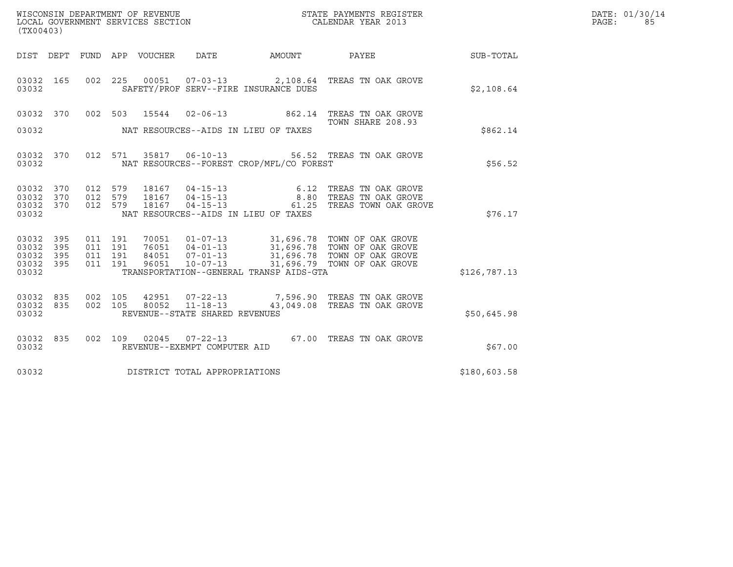WISCONSIN DEPARTMENT OF REVENUE
LOCAL GOVERNMENT SERVICES SECTION
(TX00403)

STATE PAYMENTS REGISTER
CALENDAR YEAR 2013

DATE: 01/30/14

| DIST | DEPT | FUND | APP | VOUCHER | DATE | AMOUNT | PAYEE | SUB-TOTAL |
|---|---|---|---|---|---|---|---|---|
| 03032 | 165 | 002 | 225 | 00051 | 07-03-13 | 2,108.64 | TREAS TN OAK GROVE | |
| 03032 | | | | | SAFETY/PROF SERV--FIRE INSURANCE DUES | | | $2,108.64 |
| 03032 | 370 | 002 | 503 | 15544 | 02-06-13 | 862.14 | TREAS TN OAK GROVE TOWN SHARE 208.93 | |
| 03032 | | | | | NAT RESOURCES--AIDS IN LIEU OF TAXES | | | $862.14 |
| 03032 | 370 | 012 | 571 | 35817 | 06-10-13 | 56.52 | TREAS TN OAK GROVE | |
| 03032 | | | | | NAT RESOURCES--FOREST CROP/MFL/CO FOREST | | | $56.52 |
| 03032 | 370 | 012 | 579 | 18167 | 04-15-13 | 6.12 | TREAS TN OAK GROVE | |
| 03032 | 370 | 012 | 579 | 18167 | 04-15-13 | 8.80 | TREAS TN OAK GROVE | |
| 03032 | 370 | 012 | 579 | 18167 | 04-15-13 | 61.25 | TREAS TOWN OAK GROVE | |
| 03032 | | | | | NAT RESOURCES--AIDS IN LIEU OF TAXES | | | $76.17 |
| 03032 | 395 | 011 | 191 | 70051 | 01-07-13 | 31,696.78 | TOWN OF OAK GROVE | |
| 03032 | 395 | 011 | 191 | 76051 | 04-01-13 | 31,696.78 | TOWN OF OAK GROVE | |
| 03032 | 395 | 011 | 191 | 84051 | 07-01-13 | 31,696.78 | TOWN OF OAK GROVE | |
| 03032 | 395 | 011 | 191 | 96051 | 10-07-13 | 31,696.79 | TOWN OF OAK GROVE | |
| 03032 | | | | | TRANSPORTATION--GENERAL TRANSP AIDS-GTA | | | $126,787.13 |
| 03032 | 835 | 002 | 105 | 42951 | 07-22-13 | 7,596.90 | TREAS TN OAK GROVE | |
| 03032 | 835 | 002 | 105 | 80052 | 11-18-13 | 43,049.08 | TREAS TN OAK GROVE | |
| 03032 | | | | | REVENUE--STATE SHARED REVENUES | | | $50,645.98 |
| 03032 | 835 | 002 | 109 | 02045 | 07-22-13 | 67.00 | TREAS TN OAK GROVE | |
| 03032 | | | | | REVENUE--EXEMPT COMPUTER AID | | | $67.00 |
| 03032 | | | | | DISTRICT TOTAL APPROPRIATIONS | | | $180,603.58 |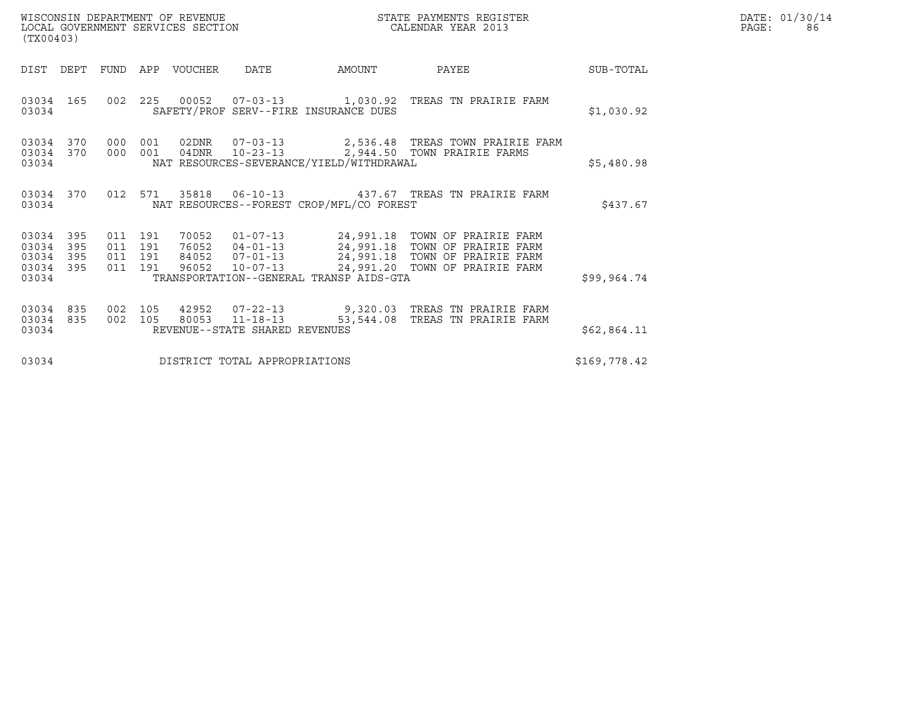WISCONSIN DEPARTMENT OF REVENUE
LOCAL GOVERNMENT SERVICES SECTION
(TX00403)

STATE PAYMENTS REGISTER
CALENDAR YEAR 2013

DATE: 01/30/14

| DIST | DEPT | FUND | APP | VOUCHER | DATE | AMOUNT | PAYEE | SUB-TOTAL |
|---|---|---|---|---|---|---|---|---|
| 03034 | 165 | 002 | 225 | 00052 | 07-03-13 | 1,030.92 | TREAS TN PRAIRIE FARM | |
| 03034 | | | | SAFETY/PROF SERV--FIRE INSURANCE DUES | | | | $1,030.92 |
| 03034 | 370 | 000 | 001 | 02DNR | 07-03-13 | 2,536.48 | TREAS TOWN PRAIRIE FARM | |
| 03034 | 370 | 000 | 001 | 04DNR | 10-23-13 | 2,944.50 | TOWN PRAIRIE FARMS | |
| 03034 | | | | NAT RESOURCES-SEVERANCE/YIELD/WITHDRAWAL | | | | $5,480.98 |
| 03034 | 370 | 012 | 571 | 35818 | 06-10-13 | 437.67 | TREAS TN PRAIRIE FARM | |
| 03034 | | | | NAT RESOURCES--FOREST CROP/MFL/CO FOREST | | | | $437.67 |
| 03034 | 395 | 011 | 191 | 70052 | 01-07-13 | 24,991.18 | TOWN OF PRAIRIE FARM | |
| 03034 | 395 | 011 | 191 | 76052 | 04-01-13 | 24,991.18 | TOWN OF PRAIRIE FARM | |
| 03034 | 395 | 011 | 191 | 84052 | 07-01-13 | 24,991.18 | TOWN OF PRAIRIE FARM | |
| 03034 | 395 | 011 | 191 | 96052 | 10-07-13 | 24,991.20 | TOWN OF PRAIRIE FARM | |
| 03034 | | | | TRANSPORTATION--GENERAL TRANSP AIDS-GTA | | | | $99,964.74 |
| 03034 | 835 | 002 | 105 | 42952 | 07-22-13 | 9,320.03 | TREAS TN PRAIRIE FARM | |
| 03034 | 835 | 002 | 105 | 80053 | 11-18-13 | 53,544.08 | TREAS TN PRAIRIE FARM | |
| 03034 | | | | REVENUE--STATE SHARED REVENUES | | | | $62,864.11 |
| 03034 | | | | DISTRICT TOTAL APPROPRIATIONS | | | | $169,778.42 |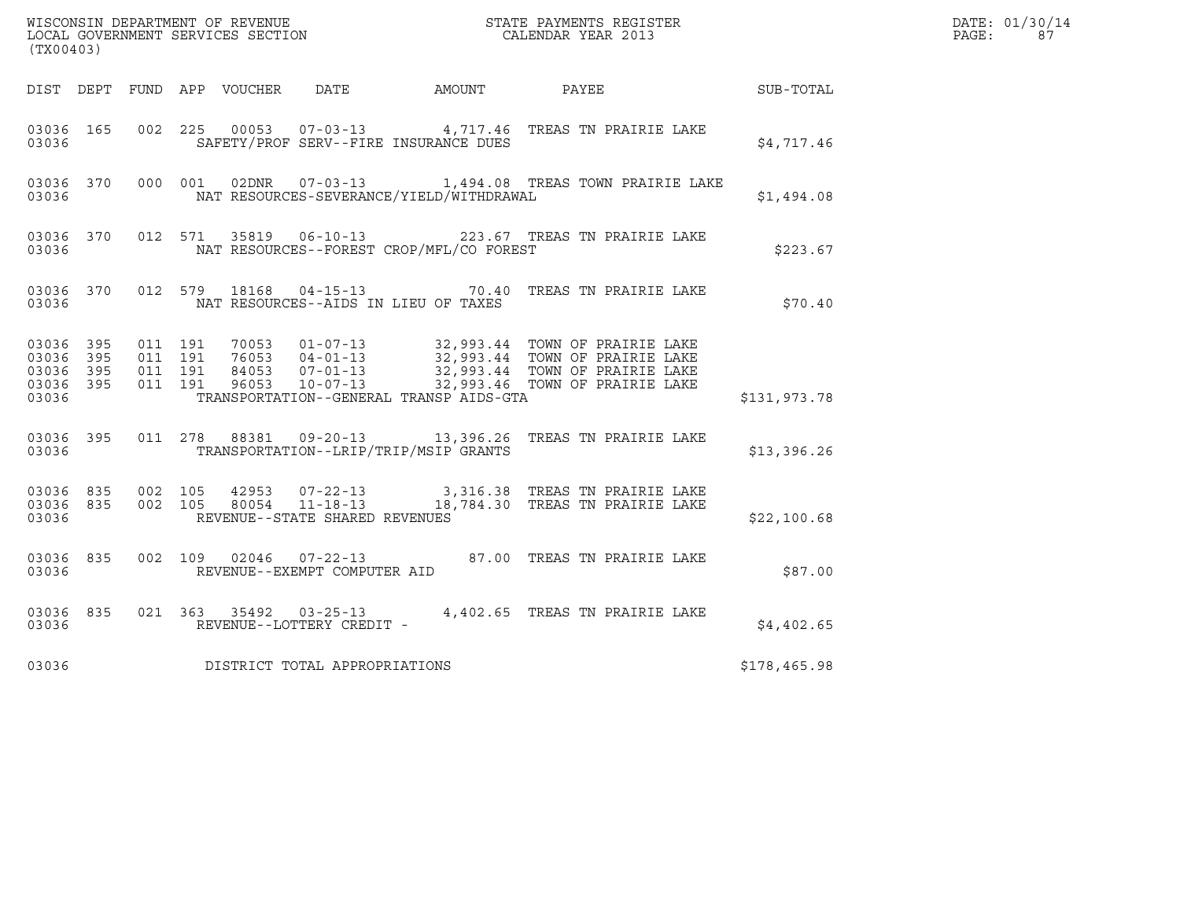WISCONSIN DEPARTMENT OF REVENUE
LOCAL GOVERNMENT SERVICES SECTION
(TX00403)

STATE PAYMENTS REGISTER
CALENDAR YEAR 2013

DATE: 01/30/14
PAGE: 87

| DIST | DEPT | FUND | APP | VOUCHER | DATE | AMOUNT | PAYEE | SUB-TOTAL |
|---|---|---|---|---|---|---|---|---|
| 03036 | 165 | 002 | 225 | 00053 | 07-03-13 | 4,717.46 | TREAS TN PRAIRIE LAKE | |
| 03036 | | | | SAFETY/PROF SERV--FIRE INSURANCE DUES | | | | $4,717.46 |
| 03036 | 370 | 000 | 001 | 02DNR | 07-03-13 | 1,494.08 | TREAS TOWN PRAIRIE LAKE | |
| 03036 | | | | NAT RESOURCES-SEVERANCE/YIELD/WITHDRAWAL | | | | $1,494.08 |
| 03036 | 370 | 012 | 571 | 35819 | 06-10-13 | 223.67 | TREAS TN PRAIRIE LAKE | |
| 03036 | | | | NAT RESOURCES--FOREST CROP/MFL/CO FOREST | | | | $223.67 |
| 03036 | 370 | 012 | 579 | 18168 | 04-15-13 | 70.40 | TREAS TN PRAIRIE LAKE | |
| 03036 | | | | NAT RESOURCES--AIDS IN LIEU OF TAXES | | | | $70.40 |
| 03036 | 395 | 011 | 191 | 70053 | 01-07-13 | 32,993.44 | TOWN OF PRAIRIE LAKE | |
| 03036 | 395 | 011 | 191 | 76053 | 04-01-13 | 32,993.44 | TOWN OF PRAIRIE LAKE | |
| 03036 | 395 | 011 | 191 | 84053 | 07-01-13 | 32,993.44 | TOWN OF PRAIRIE LAKE | |
| 03036 | 395 | 011 | 191 | 96053 | 10-07-13 | 32,993.46 | TOWN OF PRAIRIE LAKE | |
| 03036 | | | | TRANSPORTATION--GENERAL TRANSP AIDS-GTA | | | | $131,973.78 |
| 03036 | 395 | 011 | 278 | 88381 | 09-20-13 | 13,396.26 | TREAS TN PRAIRIE LAKE | |
| 03036 | | | | TRANSPORTATION--LRIP/TRIP/MSIP GRANTS | | | | $13,396.26 |
| 03036 | 835 | 002 | 105 | 42953 | 07-22-13 | 3,316.38 | TREAS TN PRAIRIE LAKE | |
| 03036 | 835 | 002 | 105 | 80054 | 11-18-13 | 18,784.30 | TREAS TN PRAIRIE LAKE | |
| 03036 | | | | REVENUE--STATE SHARED REVENUES | | | | $22,100.68 |
| 03036 | 835 | 002 | 109 | 02046 | 07-22-13 | 87.00 | TREAS TN PRAIRIE LAKE | |
| 03036 | | | | REVENUE--EXEMPT COMPUTER AID | | | | $87.00 |
| 03036 | 835 | 021 | 363 | 35492 | 03-25-13 | 4,402.65 | TREAS TN PRAIRIE LAKE | |
| 03036 | | | | REVENUE--LOTTERY CREDIT - | | | | $4,402.65 |
| 03036 | | | | DISTRICT TOTAL APPROPRIATIONS | | | | $178,465.98 |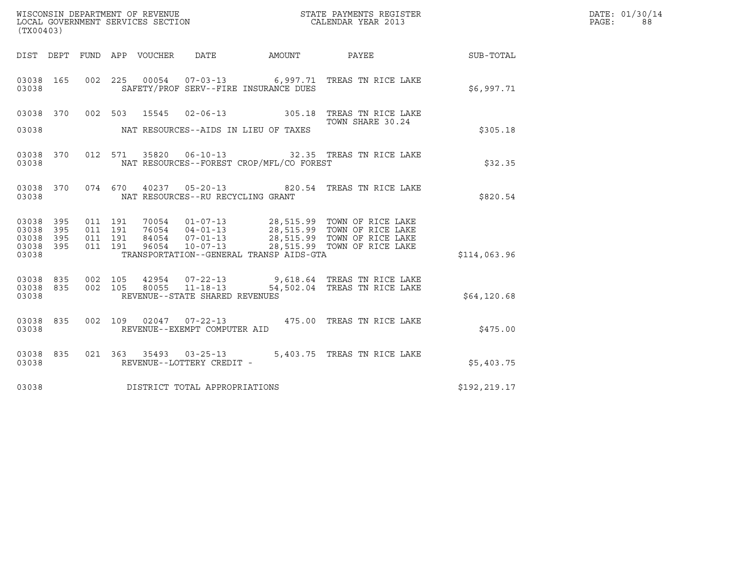WISCONSIN DEPARTMENT OF REVENUE
LOCAL GOVERNMENT SERVICES SECTION
(TX00403)

STATE PAYMENTS REGISTER
CALENDAR YEAR 2013

DATE: 01/30/14
PAGE: 88

| DIST | DEPT | FUND | APP | VOUCHER | DATE | AMOUNT | PAYEE | SUB-TOTAL |
|---|---|---|---|---|---|---|---|---|
| 03038 | 165 | 002 | 225 | 00054 | 07-03-13 | 6,997.71 | TREAS TN RICE LAKE | |
| 03038 | | | | | SAFETY/PROF SERV--FIRE INSURANCE DUES | | | $6,997.71 |
| 03038 | 370 | 002 | 503 | 15545 | 02-06-13 | 305.18 | TREAS TN RICE LAKE TOWN SHARE 30.24 | |
| 03038 | | | | | NAT RESOURCES--AIDS IN LIEU OF TAXES | | | $305.18 |
| 03038 | 370 | 012 | 571 | 35820 | 06-10-13 | 32.35 | TREAS TN RICE LAKE | |
| 03038 | | | | | NAT RESOURCES--FOREST CROP/MFL/CO FOREST | | | $32.35 |
| 03038 | 370 | 074 | 670 | 40237 | 05-20-13 | 820.54 | TREAS TN RICE LAKE | |
| 03038 | | | | | NAT RESOURCES--RU RECYCLING GRANT | | | $820.54 |
| 03038 | 395 | 011 | 191 | 70054 | 01-07-13 | 28,515.99 | TOWN OF RICE LAKE | |
| 03038 | 395 | 011 | 191 | 76054 | 04-01-13 | 28,515.99 | TOWN OF RICE LAKE | |
| 03038 | 395 | 011 | 191 | 84054 | 07-01-13 | 28,515.99 | TOWN OF RICE LAKE | |
| 03038 | 395 | 011 | 191 | 96054 | 10-07-13 | 28,515.99 | TOWN OF RICE LAKE | |
| 03038 | | | | | TRANSPORTATION--GENERAL TRANSP AIDS-GTA | | | $114,063.96 |
| 03038 | 835 | 002 | 105 | 42954 | 07-22-13 | 9,618.64 | TREAS TN RICE LAKE | |
| 03038 | 835 | 002 | 105 | 80055 | 11-18-13 | 54,502.04 | TREAS TN RICE LAKE | |
| 03038 | | | | | REVENUE--STATE SHARED REVENUES | | | $64,120.68 |
| 03038 | 835 | 002 | 109 | 02047 | 07-22-13 | 475.00 | TREAS TN RICE LAKE | |
| 03038 | | | | | REVENUE--EXEMPT COMPUTER AID | | | $475.00 |
| 03038 | 835 | 021 | 363 | 35493 | 03-25-13 | 5,403.75 | TREAS TN RICE LAKE | |
| 03038 | | | | | REVENUE--LOTTERY CREDIT - | | | $5,403.75 |
| 03038 | | | | | DISTRICT TOTAL APPROPRIATIONS | | | $192,219.17 |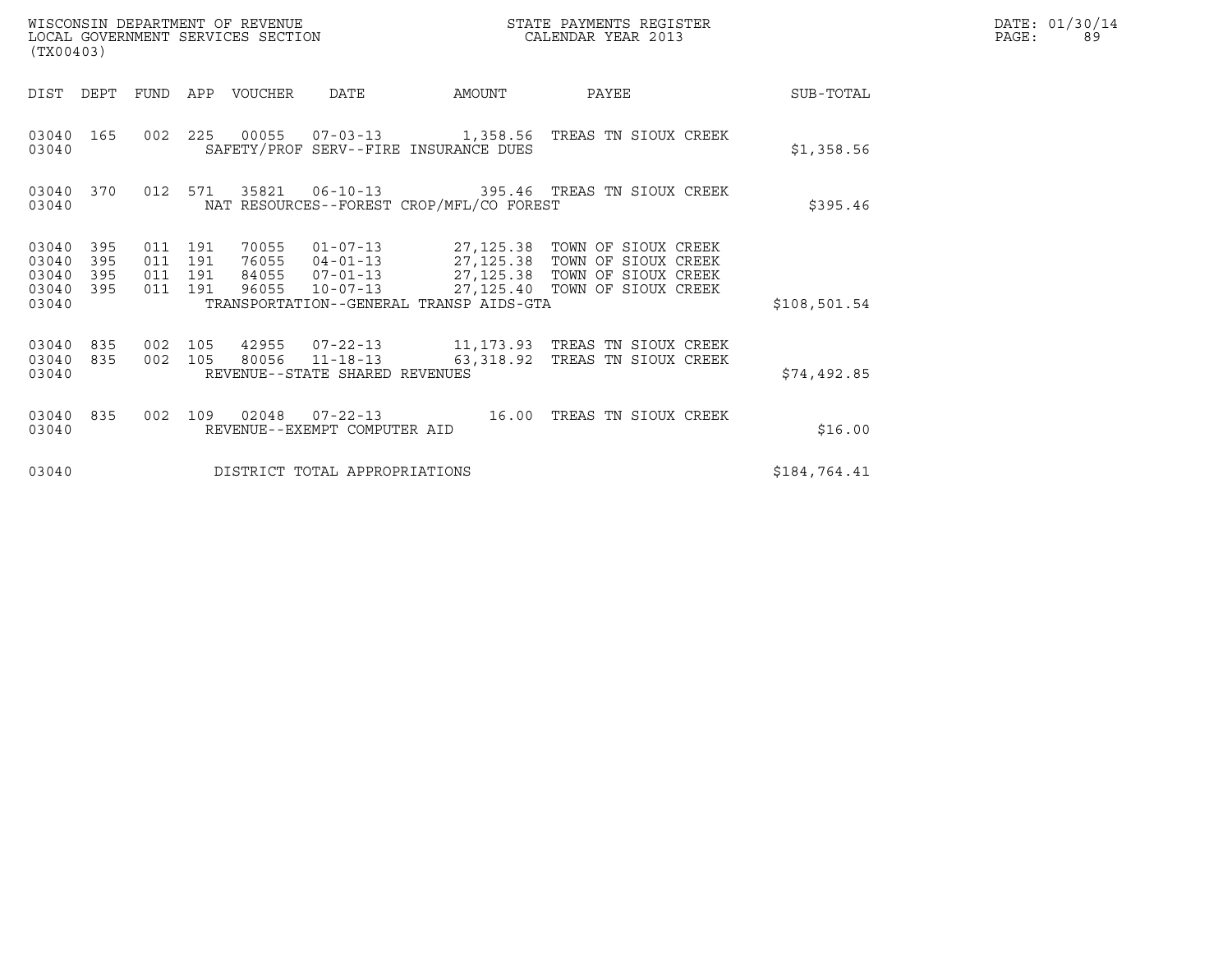WISCONSIN DEPARTMENT OF REVENUE
LOCAL GOVERNMENT SERVICES SECTION
(TX00403)

STATE PAYMENTS REGISTER
CALENDAR YEAR 2013

DATE: 01/30/14
PAGE: 89

| DIST | DEPT | FUND | APP | VOUCHER | DATE | AMOUNT | PAYEE | SUB-TOTAL |
|---|---|---|---|---|---|---|---|---|
| 03040 | 165 | 002 | 225 | 00055 | 07-03-13 | 1,358.56 | TREAS TN SIOUX CREEK | |
| 03040 | | | | SAFETY/PROF SERV--FIRE INSURANCE DUES | | | | $1,358.56 |
| 03040 | 370 | 012 | 571 | 35821 | 06-10-13 | 395.46 | TREAS TN SIOUX CREEK | |
| 03040 | | | | NAT RESOURCES--FOREST CROP/MFL/CO FOREST | | | | $395.46 |
| 03040 | 395 | 011 | 191 | 70055 | 01-07-13 | 27,125.38 | TOWN OF SIOUX CREEK | |
| 03040 | 395 | 011 | 191 | 76055 | 04-01-13 | 27,125.38 | TOWN OF SIOUX CREEK | |
| 03040 | 395 | 011 | 191 | 84055 | 07-01-13 | 27,125.38 | TOWN OF SIOUX CREEK | |
| 03040 | 395 | 011 | 191 | 96055 | 10-07-13 | 27,125.40 | TOWN OF SIOUX CREEK | |
| 03040 | | | | TRANSPORTATION--GENERAL TRANSP AIDS-GTA | | | | $108,501.54 |
| 03040 | 835 | 002 | 105 | 42955 | 07-22-13 | 11,173.93 | TREAS TN SIOUX CREEK | |
| 03040 | 835 | 002 | 105 | 80056 | 11-18-13 | 63,318.92 | TREAS TN SIOUX CREEK | |
| 03040 | | | | REVENUE--STATE SHARED REVENUES | | | | $74,492.85 |
| 03040 | 835 | 002 | 109 | 02048 | 07-22-13 | 16.00 | TREAS TN SIOUX CREEK | |
| 03040 | | | | REVENUE--EXEMPT COMPUTER AID | | | | $16.00 |
| 03040 | | | | DISTRICT TOTAL APPROPRIATIONS | | | | $184,764.41 |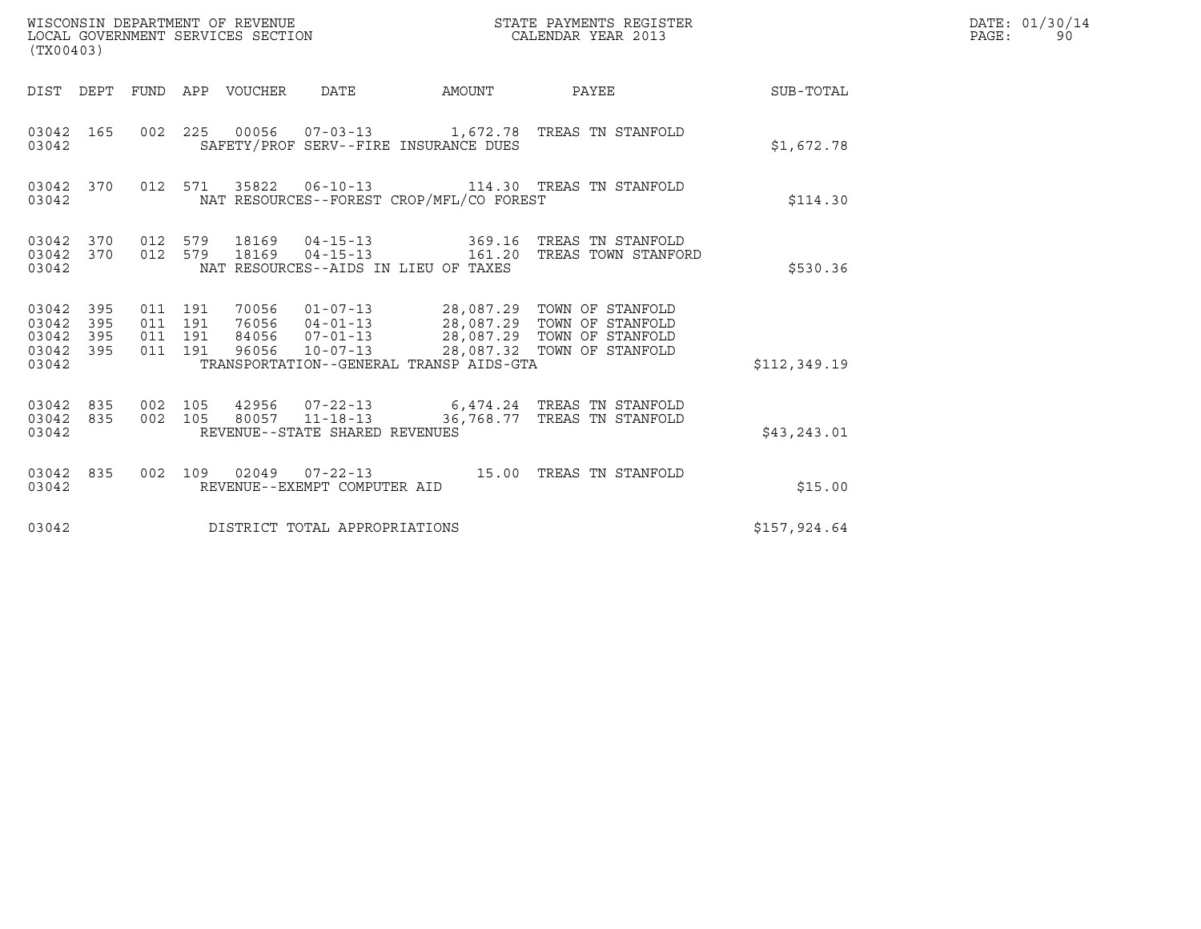WISCONSIN DEPARTMENT OF REVENUE
LOCAL GOVERNMENT SERVICES SECTION
(TX00403)

STATE PAYMENTS REGISTER
CALENDAR YEAR 2013

DATE: 01/30/14

| DIST | DEPT | FUND | APP | VOUCHER | DATE | AMOUNT | PAYEE | SUB-TOTAL |
|---|---|---|---|---|---|---|---|---|
| 03042 | 165 | 002 | 225 | 00056 | 07-03-13 | 1,672.78 | TREAS TN STANFOLD | |
| 03042 | | | | | SAFETY/PROF SERV--FIRE INSURANCE DUES | | | $1,672.78 |
| 03042 | 370 | 012 | 571 | 35822 | 06-10-13 | 114.30 | TREAS TN STANFOLD | |
| 03042 | | | | | NAT RESOURCES--FOREST CROP/MFL/CO FOREST | | | $114.30 |
| 03042 | 370 | 012 | 579 | 18169 | 04-15-13 | 369.16 | TREAS TN STANFOLD | |
| 03042 | 370 | 012 | 579 | 18169 | 04-15-13 | 161.20 | TREAS TOWN STANFORD | |
| 03042 | | | | | NAT RESOURCES--AIDS IN LIEU OF TAXES | | | $530.36 |
| 03042 | 395 | 011 | 191 | 70056 | 01-07-13 | 28,087.29 | TOWN OF STANFOLD | |
| 03042 | 395 | 011 | 191 | 76056 | 04-01-13 | 28,087.29 | TOWN OF STANFOLD | |
| 03042 | 395 | 011 | 191 | 84056 | 07-01-13 | 28,087.29 | TOWN OF STANFOLD | |
| 03042 | 395 | 011 | 191 | 96056 | 10-07-13 | 28,087.32 | TOWN OF STANFOLD | |
| 03042 | | | | | TRANSPORTATION--GENERAL TRANSP AIDS-GTA | | | $112,349.19 |
| 03042 | 835 | 002 | 105 | 42956 | 07-22-13 | 6,474.24 | TREAS TN STANFOLD | |
| 03042 | 835 | 002 | 105 | 80057 | 11-18-13 | 36,768.77 | TREAS TN STANFOLD | |
| 03042 | | | | | REVENUE--STATE SHARED REVENUES | | | $43,243.01 |
| 03042 | 835 | 002 | 109 | 02049 | 07-22-13 | 15.00 | TREAS TN STANFOLD | |
| 03042 | | | | | REVENUE--EXEMPT COMPUTER AID | | | $15.00 |
| 03042 | | | | | DISTRICT TOTAL APPROPRIATIONS | | | $157,924.64 |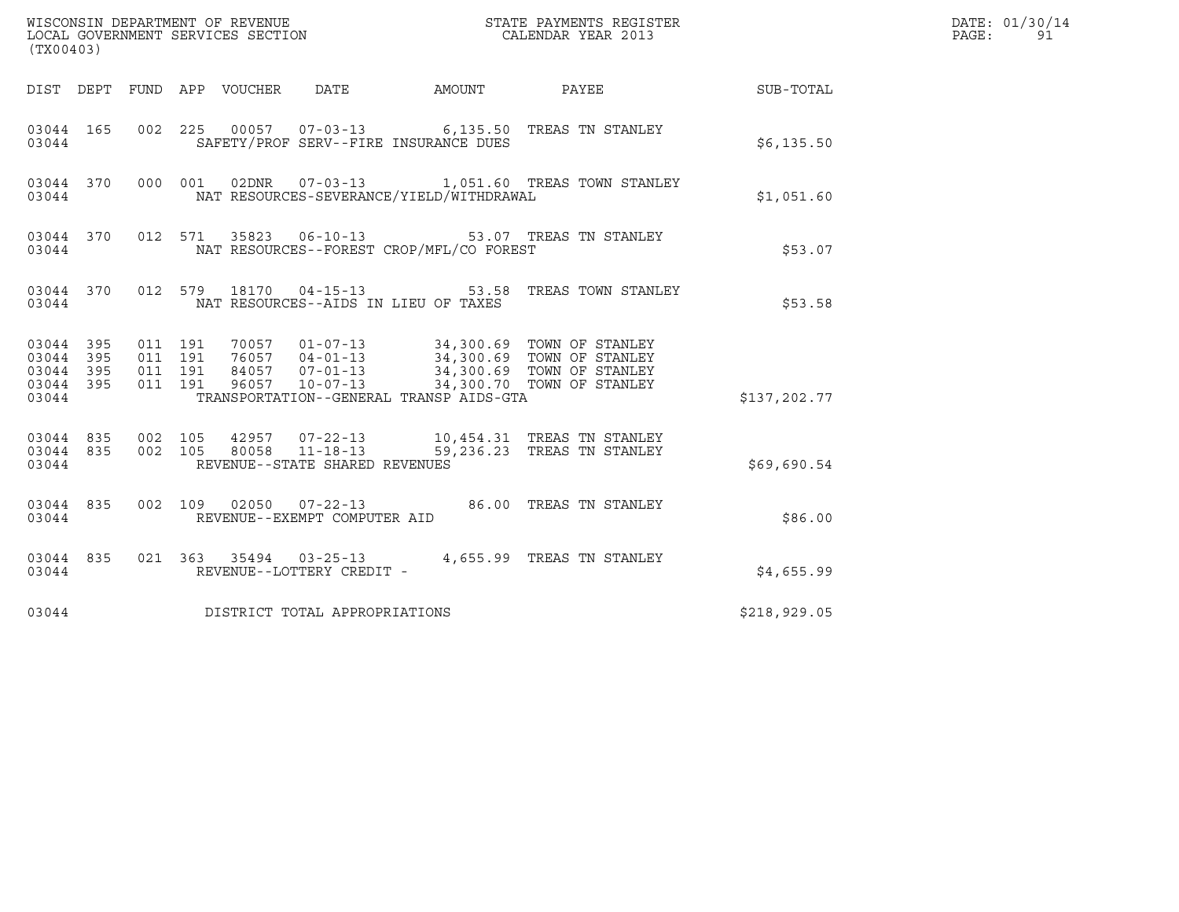WISCONSIN DEPARTMENT OF REVENUE
LOCAL GOVERNMENT SERVICES SECTION
(TX00403)

STATE PAYMENTS REGISTER
CALENDAR YEAR 2013

DATE: 01/30/14
PAGE: 91

| DIST | DEPT | FUND | APP | VOUCHER | DATE | AMOUNT | PAYEE | SUB-TOTAL |
|---|---|---|---|---|---|---|---|---|
| 03044 | 165 | 002 | 225 | 00057 | 07-03-13 | 6,135.50 | TREAS TN STANLEY | |
| 03044 | | | | SAFETY/PROF SERV--FIRE INSURANCE DUES | | | | $6,135.50 |
| 03044 | 370 | 000 | 001 | 02DNR | 07-03-13 | 1,051.60 | TREAS TOWN STANLEY | |
| 03044 | | | | NAT RESOURCES-SEVERANCE/YIELD/WITHDRAWAL | | | | $1,051.60 |
| 03044 | 370 | 012 | 571 | 35823 | 06-10-13 | 53.07 | TREAS TN STANLEY | |
| 03044 | | | | NAT RESOURCES--FOREST CROP/MFL/CO FOREST | | | | $53.07 |
| 03044 | 370 | 012 | 579 | 18170 | 04-15-13 | 53.58 | TREAS TOWN STANLEY | |
| 03044 | | | | NAT RESOURCES--AIDS IN LIEU OF TAXES | | | | $53.58 |
| 03044 | 395 | 011 | 191 | 70057 | 01-07-13 | 34,300.69 | TOWN OF STANLEY | |
| 03044 | 395 | 011 | 191 | 76057 | 04-01-13 | 34,300.69 | TOWN OF STANLEY | |
| 03044 | 395 | 011 | 191 | 84057 | 07-01-13 | 34,300.69 | TOWN OF STANLEY | |
| 03044 | 395 | 011 | 191 | 96057 | 10-07-13 | 34,300.70 | TOWN OF STANLEY | |
| 03044 | | | | TRANSPORTATION--GENERAL TRANSP AIDS-GTA | | | | $137,202.77 |
| 03044 | 835 | 002 | 105 | 42957 | 07-22-13 | 10,454.31 | TREAS TN STANLEY | |
| 03044 | 835 | 002 | 105 | 80058 | 11-18-13 | 59,236.23 | TREAS TN STANLEY | |
| 03044 | | | | REVENUE--STATE SHARED REVENUES | | | | $69,690.54 |
| 03044 | 835 | 002 | 109 | 02050 | 07-22-13 | 86.00 | TREAS TN STANLEY | |
| 03044 | | | | REVENUE--EXEMPT COMPUTER AID | | | | $86.00 |
| 03044 | 835 | 021 | 363 | 35494 | 03-25-13 | 4,655.99 | TREAS TN STANLEY | |
| 03044 | | | | REVENUE--LOTTERY CREDIT - | | | | $4,655.99 |
| 03044 | | | | DISTRICT TOTAL APPROPRIATIONS | | | | $218,929.05 |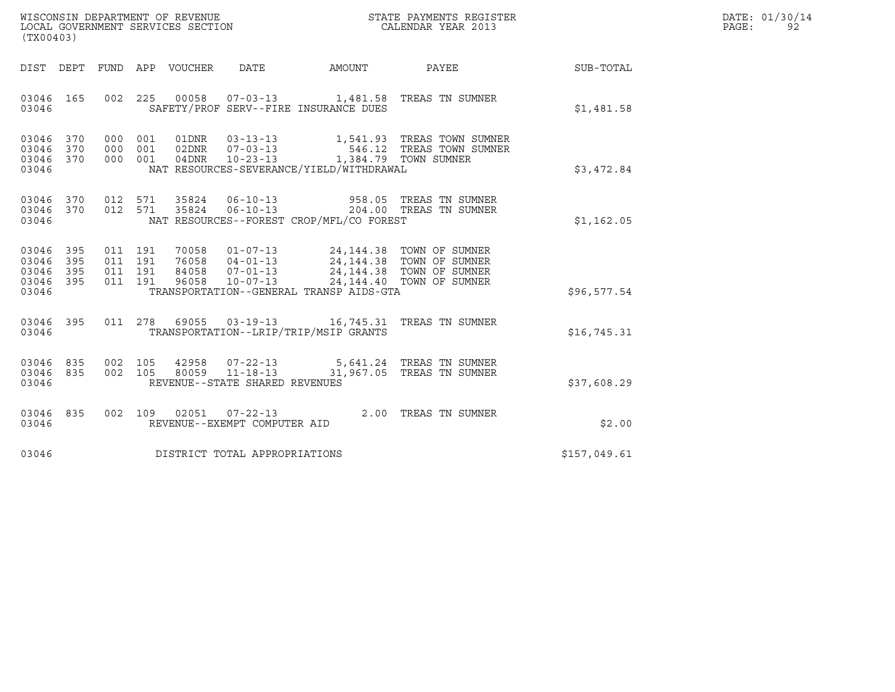WISCONSIN DEPARTMENT OF REVENUE
LOCAL GOVERNMENT SERVICES SECTION
(TX00403)

STATE PAYMENTS REGISTER
CALENDAR YEAR 2013

| DIST | DEPT | FUND | APP | VOUCHER | DATE | AMOUNT | PAYEE | SUB-TOTAL |
|---|---|---|---|---|---|---|---|---|
| 03046 | 165 | 002 | 225 | 00058 | 07-03-13 | 1,481.58 | TREAS TN SUMNER | |
| 03046 | | | | SAFETY/PROF SERV--FIRE INSURANCE DUES | | | | $1,481.58 |
| 03046 | 370 | 000 | 001 | 01DNR | 03-13-13 | 1,541.93 | TREAS TOWN SUMNER | |
| 03046 | 370 | 000 | 001 | 02DNR | 07-03-13 | 546.12 | TREAS TOWN SUMNER | |
| 03046 | 370 | 000 | 001 | 04DNR | 10-23-13 | 1,384.79 | TOWN SUMNER | |
| 03046 | | | | NAT RESOURCES-SEVERANCE/YIELD/WITHDRAWAL | | | | $3,472.84 |
| 03046 | 370 | 012 | 571 | 35824 | 06-10-13 | 958.05 | TREAS TN SUMNER | |
| 03046 | 370 | 012 | 571 | 35824 | 06-10-13 | 204.00 | TREAS TN SUMNER | |
| 03046 | | | | NAT RESOURCES--FOREST CROP/MFL/CO FOREST | | | | $1,162.05 |
| 03046 | 395 | 011 | 191 | 70058 | 01-07-13 | 24,144.38 | TOWN OF SUMNER | |
| 03046 | 395 | 011 | 191 | 76058 | 04-01-13 | 24,144.38 | TOWN OF SUMNER | |
| 03046 | 395 | 011 | 191 | 84058 | 07-01-13 | 24,144.38 | TOWN OF SUMNER | |
| 03046 | 395 | 011 | 191 | 96058 | 10-07-13 | 24,144.40 | TOWN OF SUMNER | |
| 03046 | | | | TRANSPORTATION--GENERAL TRANSP AIDS-GTA | | | | $96,577.54 |
| 03046 | 395 | 011 | 278 | 69055 | 03-19-13 | 16,745.31 | TREAS TN SUMNER | |
| 03046 | | | | TRANSPORTATION--LRIP/TRIP/MSIP GRANTS | | | | $16,745.31 |
| 03046 | 835 | 002 | 105 | 42958 | 07-22-13 | 5,641.24 | TREAS TN SUMNER | |
| 03046 | 835 | 002 | 105 | 80059 | 11-18-13 | 31,967.05 | TREAS TN SUMNER | |
| 03046 | | | | REVENUE--STATE SHARED REVENUES | | | | $37,608.29 |
| 03046 | 835 | 002 | 109 | 02051 | 07-22-13 | 2.00 | TREAS TN SUMNER | |
| 03046 | | | | REVENUE--EXEMPT COMPUTER AID | | | | $2.00 |
| 03046 | | | | DISTRICT TOTAL APPROPRIATIONS | | | | $157,049.61 |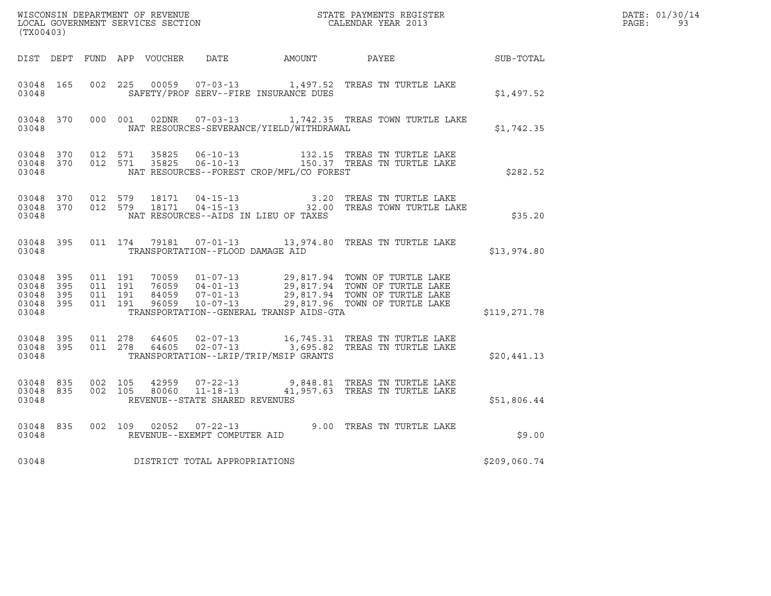WISCONSIN DEPARTMENT OF REVENUE
LOCAL GOVERNMENT SERVICES SECTION
(TX00403)

STATE PAYMENTS REGISTER
CALENDAR YEAR 2013

DATE: 01/30/14
PAGE: 93

| DIST | DEPT | FUND | APP | VOUCHER | DATE | AMOUNT | PAYEE | SUB-TOTAL |
|---|---|---|---|---|---|---|---|---|
| 03048 | 165 | 002 | 225 | 00059 | 07-03-13 | 1,497.52 | TREAS TN TURTLE LAKE | |
| 03048 | | | | | SAFETY/PROF SERV--FIRE INSURANCE DUES | | | $1,497.52 |
| 03048 | 370 | 000 | 001 | 02DNR | 07-03-13 | 1,742.35 | TREAS TOWN TURTLE LAKE | |
| 03048 | | | | | NAT RESOURCES-SEVERANCE/YIELD/WITHDRAWAL | | | $1,742.35 |
| 03048 | 370 | 012 | 571 | 35825 | 06-10-13 | 132.15 | TREAS TN TURTLE LAKE | |
| 03048 | 370 | 012 | 571 | 35825 | 06-10-13 | 150.37 | TREAS TN TURTLE LAKE | |
| 03048 | | | | | NAT RESOURCES--FOREST CROP/MFL/CO FOREST | | | $282.52 |
| 03048 | 370 | 012 | 579 | 18171 | 04-15-13 | 3.20 | TREAS TN TURTLE LAKE | |
| 03048 | 370 | 012 | 579 | 18171 | 04-15-13 | 32.00 | TREAS TOWN TURTLE LAKE | |
| 03048 | | | | | NAT RESOURCES--AIDS IN LIEU OF TAXES | | | $35.20 |
| 03048 | 395 | 011 | 174 | 79181 | 07-01-13 | 13,974.80 | TREAS TN TURTLE LAKE | |
| 03048 | | | | | TRANSPORTATION--FLOOD DAMAGE AID | | | $13,974.80 |
| 03048 | 395 | 011 | 191 | 70059 | 01-07-13 | 29,817.94 | TOWN OF TURTLE LAKE | |
| 03048 | 395 | 011 | 191 | 76059 | 04-01-13 | 29,817.94 | TOWN OF TURTLE LAKE | |
| 03048 | 395 | 011 | 191 | 84059 | 07-01-13 | 29,817.94 | TOWN OF TURTLE LAKE | |
| 03048 | 395 | 011 | 191 | 96059 | 10-07-13 | 29,817.96 | TOWN OF TURTLE LAKE | |
| 03048 | | | | | TRANSPORTATION--GENERAL TRANSP AIDS-GTA | | | $119,271.78 |
| 03048 | 395 | 011 | 278 | 64605 | 02-07-13 | 16,745.31 | TREAS TN TURTLE LAKE | |
| 03048 | 395 | 011 | 278 | 64605 | 02-07-13 | 3,695.82 | TREAS TN TURTLE LAKE | |
| 03048 | | | | | TRANSPORTATION--LRIP/TRIP/MSIP GRANTS | | | $20,441.13 |
| 03048 | 835 | 002 | 105 | 42959 | 07-22-13 | 9,848.81 | TREAS TN TURTLE LAKE | |
| 03048 | 835 | 002 | 105 | 80060 | 11-18-13 | 41,957.63 | TREAS TN TURTLE LAKE | |
| 03048 | | | | | REVENUE--STATE SHARED REVENUES | | | $51,806.44 |
| 03048 | 835 | 002 | 109 | 02052 | 07-22-13 | 9.00 | TREAS TN TURTLE LAKE | |
| 03048 | | | | | REVENUE--EXEMPT COMPUTER AID | | | $9.00 |
| 03048 | | | | | DISTRICT TOTAL APPROPRIATIONS | | | $209,060.74 |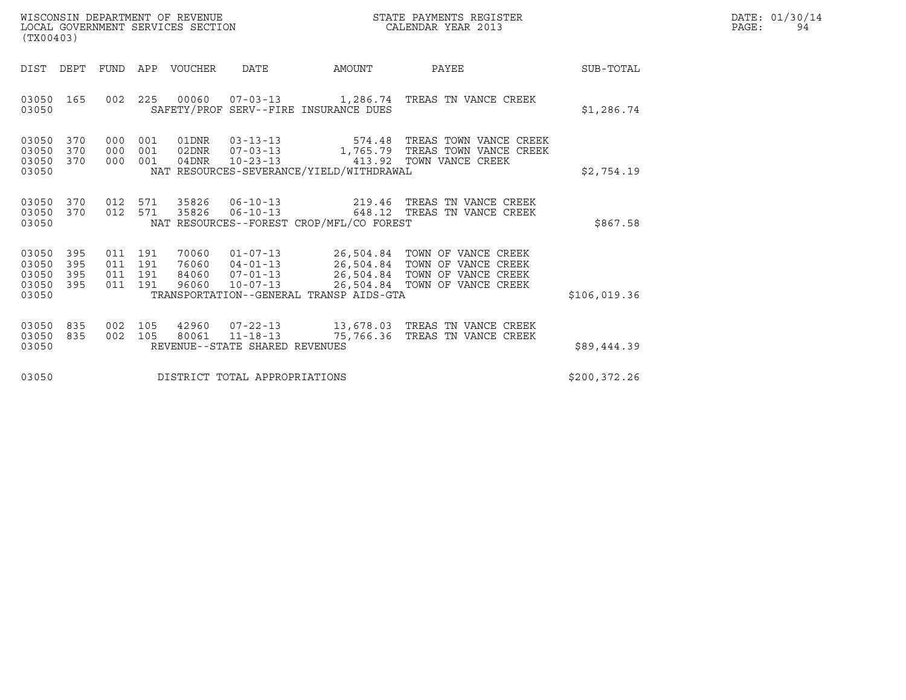WISCONSIN DEPARTMENT OF REVENUE
LOCAL GOVERNMENT SERVICES SECTION
(TX00403)

STATE PAYMENTS REGISTER
CALENDAR YEAR 2013

DATE: 01/30/14
PAGE: 94

| DIST | DEPT | FUND | APP | VOUCHER | DATE | AMOUNT | PAYEE | SUB-TOTAL |
|---|---|---|---|---|---|---|---|---|
| 03050 | 165 | 002 | 225 | 00060 | 07-03-13 | 1,286.74 | TREAS TN VANCE CREEK | |
| 03050 | | | | SAFETY/PROF SERV--FIRE INSURANCE DUES | | | | $1,286.74 |
| 03050 | 370 | 000 | 001 | 01DNR | 03-13-13 | 574.48 | TREAS TOWN VANCE CREEK | |
| 03050 | 370 | 000 | 001 | 02DNR | 07-03-13 | 1,765.79 | TREAS TOWN VANCE CREEK | |
| 03050 | 370 | 000 | 001 | 04DNR | 10-23-13 | 413.92 | TOWN VANCE CREEK | |
| 03050 | | | | NAT RESOURCES-SEVERANCE/YIELD/WITHDRAWAL | | | | $2,754.19 |
| 03050 | 370 | 012 | 571 | 35826 | 06-10-13 | 219.46 | TREAS TN VANCE CREEK | |
| 03050 | 370 | 012 | 571 | 35826 | 06-10-13 | 648.12 | TREAS TN VANCE CREEK | |
| 03050 | | | | NAT RESOURCES--FOREST CROP/MFL/CO FOREST | | | | $867.58 |
| 03050 | 395 | 011 | 191 | 70060 | 01-07-13 | 26,504.84 | TOWN OF VANCE CREEK | |
| 03050 | 395 | 011 | 191 | 76060 | 04-01-13 | 26,504.84 | TOWN OF VANCE CREEK | |
| 03050 | 395 | 011 | 191 | 84060 | 07-01-13 | 26,504.84 | TOWN OF VANCE CREEK | |
| 03050 | 395 | 011 | 191 | 96060 | 10-07-13 | 26,504.84 | TOWN OF VANCE CREEK | |
| 03050 | | | | TRANSPORTATION--GENERAL TRANSP AIDS-GTA | | | | $106,019.36 |
| 03050 | 835 | 002 | 105 | 42960 | 07-22-13 | 13,678.03 | TREAS TN VANCE CREEK | |
| 03050 | 835 | 002 | 105 | 80061 | 11-18-13 | 75,766.36 | TREAS TN VANCE CREEK | |
| 03050 | | | | REVENUE--STATE SHARED REVENUES | | | | $89,444.39 |
| 03050 | | | | DISTRICT TOTAL APPROPRIATIONS | | | | $200,372.26 |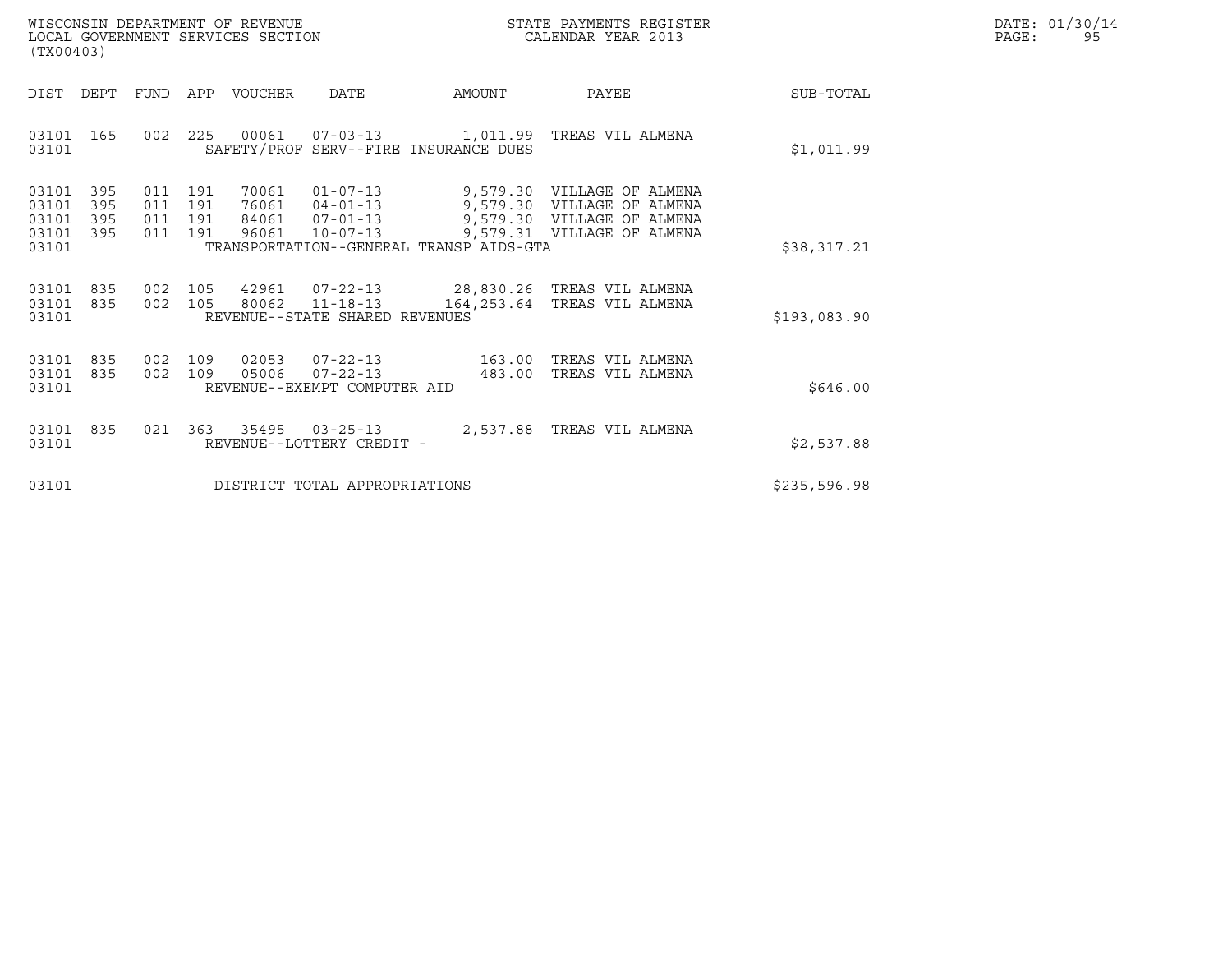WISCONSIN DEPARTMENT OF REVENUE
LOCAL GOVERNMENT SERVICES SECTION
(TX00403)

STATE PAYMENTS REGISTER
CALENDAR YEAR 2013

DATE: 01/30/14

| DIST | DEPT | FUND | APP | VOUCHER | DATE | AMOUNT | PAYEE | SUB-TOTAL |
|---|---|---|---|---|---|---|---|---|
| 03101 | 165 | 002 | 225 | 00061 | 07-03-13 | 1,011.99 | TREAS VIL ALMENA | |
| 03101 | | | | SAFETY/PROF SERV--FIRE INSURANCE DUES | | | | $1,011.99 |
| 03101 | 395 | 011 | 191 | 70061 | 01-07-13 | 9,579.30 | VILLAGE OF ALMENA | |
| 03101 | 395 | 011 | 191 | 76061 | 04-01-13 | 9,579.30 | VILLAGE OF ALMENA | |
| 03101 | 395 | 011 | 191 | 84061 | 07-01-13 | 9,579.30 | VILLAGE OF ALMENA | |
| 03101 | 395 | 011 | 191 | 96061 | 10-07-13 | 9,579.31 | VILLAGE OF ALMENA | |
| 03101 | | | | TRANSPORTATION--GENERAL TRANSP AIDS-GTA | | | | $38,317.21 |
| 03101 | 835 | 002 | 105 | 42961 | 07-22-13 | 28,830.26 | TREAS VIL ALMENA | |
| 03101 | 835 | 002 | 105 | 80062 | 11-18-13 | 164,253.64 | TREAS VIL ALMENA | |
| 03101 | | | | REVENUE--STATE SHARED REVENUES | | | | $193,083.90 |
| 03101 | 835 | 002 | 109 | 02053 | 07-22-13 | 163.00 | TREAS VIL ALMENA | |
| 03101 | 835 | 002 | 109 | 05006 | 07-22-13 | 483.00 | TREAS VIL ALMENA | |
| 03101 | | | | REVENUE--EXEMPT COMPUTER AID | | | | $646.00 |
| 03101 | 835 | 021 | 363 | 35495 | 03-25-13 | 2,537.88 | TREAS VIL ALMENA | |
| 03101 | | | | REVENUE--LOTTERY CREDIT - | | | | $2,537.88 |
| 03101 | | | | DISTRICT TOTAL APPROPRIATIONS | | | | $235,596.98 |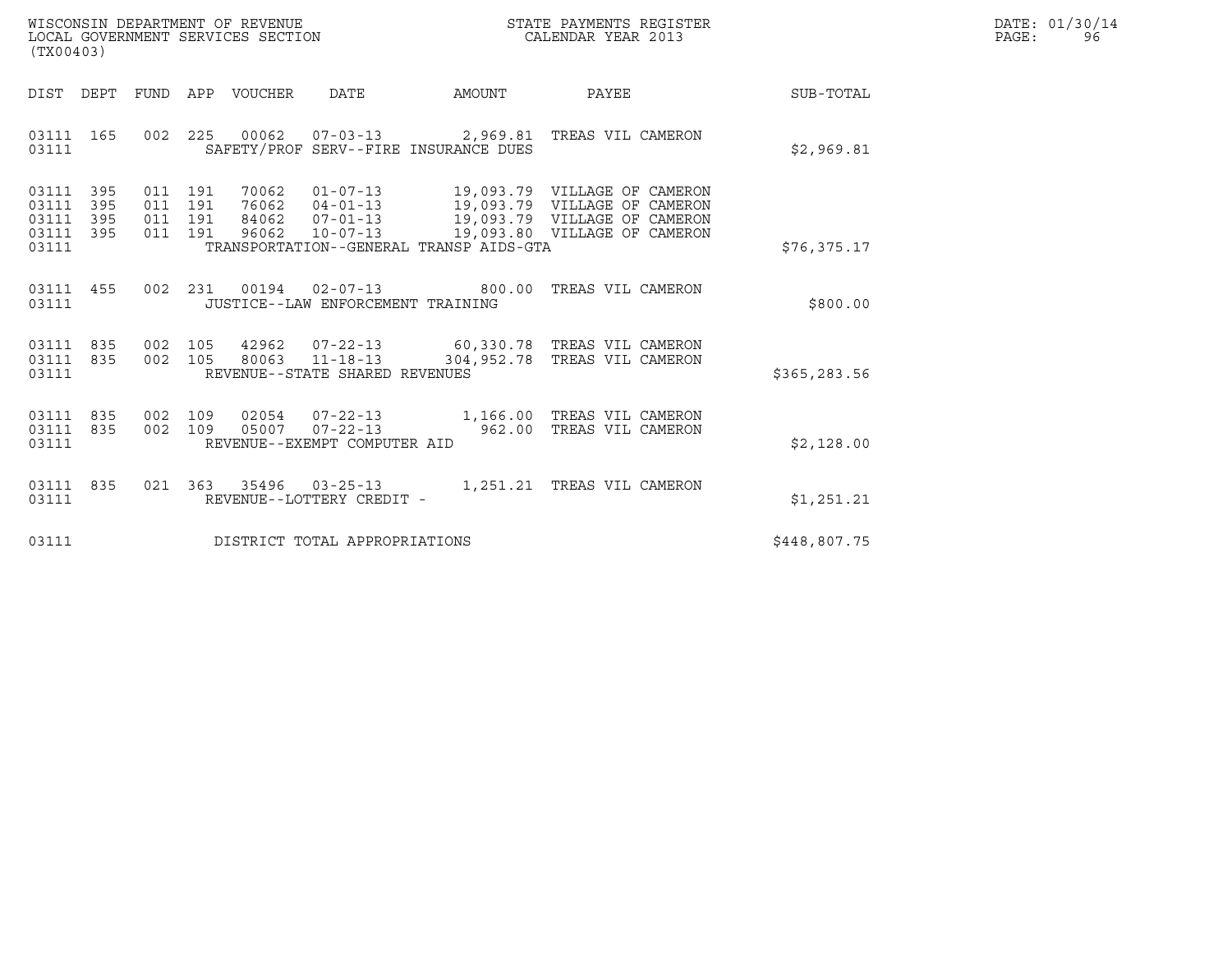WISCONSIN DEPARTMENT OF REVENUE
LOCAL GOVERNMENT SERVICES SECTION
(TX00403)

STATE PAYMENTS REGISTER
CALENDAR YEAR 2013

DATE: 01/30/14
PAGE: 96

| DIST | DEPT | FUND | APP | VOUCHER | DATE | AMOUNT | PAYEE | SUB-TOTAL |
|---|---|---|---|---|---|---|---|---|
| 03111 | 165 | 002 | 225 | 00062 | 07-03-13 | 2,969.81 | TREAS VIL CAMERON | |
| 03111 | | | | SAFETY/PROF SERV--FIRE INSURANCE DUES | | | | $2,969.81 |
| 03111 | 395 | 011 | 191 | 70062 | 01-07-13 | 19,093.79 | VILLAGE OF CAMERON | |
| 03111 | 395 | 011 | 191 | 76062 | 04-01-13 | 19,093.79 | VILLAGE OF CAMERON | |
| 03111 | 395 | 011 | 191 | 84062 | 07-01-13 | 19,093.79 | VILLAGE OF CAMERON | |
| 03111 | 395 | 011 | 191 | 96062 | 10-07-13 | 19,093.80 | VILLAGE OF CAMERON | |
| 03111 | | | | TRANSPORTATION--GENERAL TRANSP AIDS-GTA | | | | $76,375.17 |
| 03111 | 455 | 002 | 231 | 00194 | 02-07-13 | 800.00 | TREAS VIL CAMERON | |
| 03111 | | | | JUSTICE--LAW ENFORCEMENT TRAINING | | | | $800.00 |
| 03111 | 835 | 002 | 105 | 42962 | 07-22-13 | 60,330.78 | TREAS VIL CAMERON | |
| 03111 | 835 | 002 | 105 | 80063 | 11-18-13 | 304,952.78 | TREAS VIL CAMERON | |
| 03111 | | | | REVENUE--STATE SHARED REVENUES | | | | $365,283.56 |
| 03111 | 835 | 002 | 109 | 02054 | 07-22-13 | 1,166.00 | TREAS VIL CAMERON | |
| 03111 | 835 | 002 | 109 | 05007 | 07-22-13 | 962.00 | TREAS VIL CAMERON | |
| 03111 | | | | REVENUE--EXEMPT COMPUTER AID | | | | $2,128.00 |
| 03111 | 835 | 021 | 363 | 35496 | 03-25-13 | 1,251.21 | TREAS VIL CAMERON | |
| 03111 | | | | REVENUE--LOTTERY CREDIT - | | | | $1,251.21 |
| 03111 | | | | DISTRICT TOTAL APPROPRIATIONS | | | | $448,807.75 |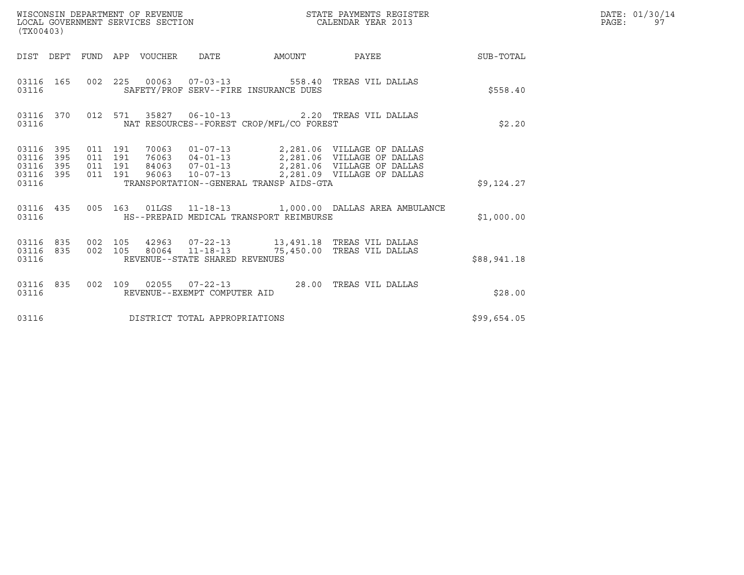WISCONSIN DEPARTMENT OF REVENUE
LOCAL GOVERNMENT SERVICES SECTION
(TX00403)

STATE PAYMENTS REGISTER
CALENDAR YEAR 2013

DATE: 01/30/14
PAGE: 97

| DIST | DEPT | FUND | APP | VOUCHER | DATE | AMOUNT | PAYEE | SUB-TOTAL |
|---|---|---|---|---|---|---|---|---|
| 03116 | 165 | 002 | 225 | 00063 | 07-03-13 | 558.40 | TREAS VIL DALLAS | |
| 03116 | | | | SAFETY/PROF SERV--FIRE INSURANCE DUES | | | | $558.40 |
| 03116 | 370 | 012 | 571 | 35827 | 06-10-13 | 2.20 | TREAS VIL DALLAS | |
| 03116 | | | | NAT RESOURCES--FOREST CROP/MFL/CO FOREST | | | | $2.20 |
| 03116 | 395 | 011 | 191 | 70063 | 01-07-13 | 2,281.06 | VILLAGE OF DALLAS | |
| 03116 | 395 | 011 | 191 | 76063 | 04-01-13 | 2,281.06 | VILLAGE OF DALLAS | |
| 03116 | 395 | 011 | 191 | 84063 | 07-01-13 | 2,281.06 | VILLAGE OF DALLAS | |
| 03116 | 395 | 011 | 191 | 96063 | 10-07-13 | 2,281.09 | VILLAGE OF DALLAS | |
| 03116 | | | | TRANSPORTATION--GENERAL TRANSP AIDS-GTA | | | | $9,124.27 |
| 03116 | 435 | 005 | 163 | 01LGS | 11-18-13 | 1,000.00 | DALLAS AREA AMBULANCE | |
| 03116 | | | | HS--PREPAID MEDICAL TRANSPORT REIMBURSE | | | | $1,000.00 |
| 03116 | 835 | 002 | 105 | 42963 | 07-22-13 | 13,491.18 | TREAS VIL DALLAS | |
| 03116 | 835 | 002 | 105 | 80064 | 11-18-13 | 75,450.00 | TREAS VIL DALLAS | |
| 03116 | | | | REVENUE--STATE SHARED REVENUES | | | | $88,941.18 |
| 03116 | 835 | 002 | 109 | 02055 | 07-22-13 | 28.00 | TREAS VIL DALLAS | |
| 03116 | | | | REVENUE--EXEMPT COMPUTER AID | | | | $28.00 |
| 03116 | | | | DISTRICT TOTAL APPROPRIATIONS | | | | $99,654.05 |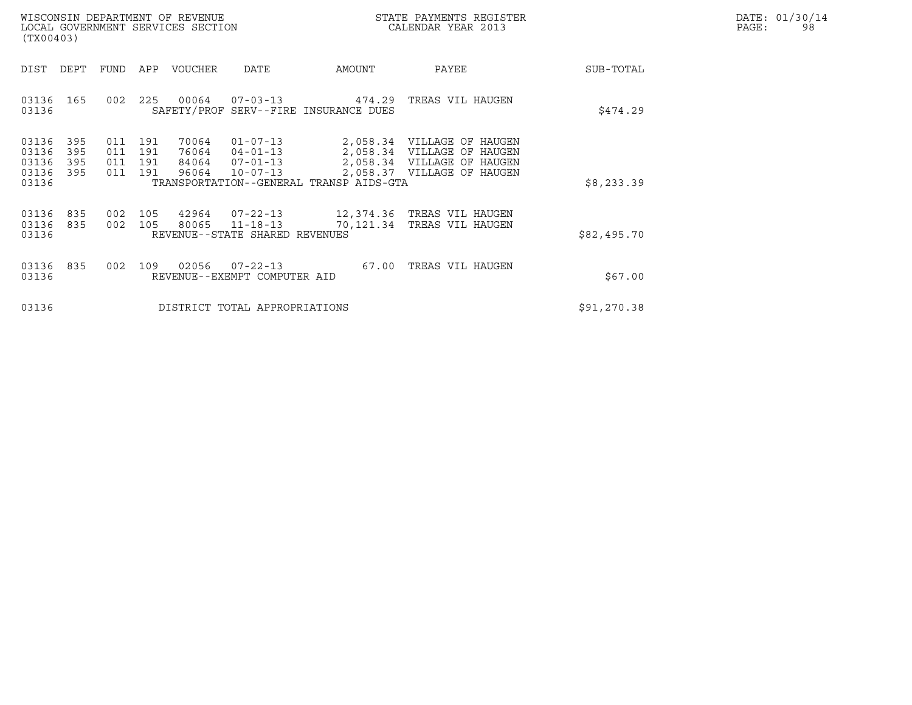WISCONSIN DEPARTMENT OF REVENUE
LOCAL GOVERNMENT SERVICES SECTION
(TX00403)

STATE PAYMENTS REGISTER
CALENDAR YEAR 2013

DATE: 01/30/14

| DIST | DEPT | FUND | APP | VOUCHER | DATE | AMOUNT | PAYEE | SUB-TOTAL |
|---|---|---|---|---|---|---|---|---|
| 03136 | 165 | 002 | 225 | 00064 | 07-03-13 | 474.29 | TREAS VIL HAUGEN | |
| 03136 | | | | SAFETY/PROF SERV--FIRE INSURANCE DUES | | | | $474.29 |
| 03136 | 395 | 011 | 191 | 70064 | 01-07-13 | 2,058.34 | VILLAGE OF HAUGEN | |
| 03136 | 395 | 011 | 191 | 76064 | 04-01-13 | 2,058.34 | VILLAGE OF HAUGEN | |
| 03136 | 395 | 011 | 191 | 84064 | 07-01-13 | 2,058.34 | VILLAGE OF HAUGEN | |
| 03136 | 395 | 011 | 191 | 96064 | 10-07-13 | 2,058.37 | VILLAGE OF HAUGEN | |
| 03136 | | | | TRANSPORTATION--GENERAL TRANSP AIDS-GTA | | | | $8,233.39 |
| 03136 | 835 | 002 | 105 | 42964 | 07-22-13 | 12,374.36 | TREAS VIL HAUGEN | |
| 03136 | 835 | 002 | 105 | 80065 | 11-18-13 | 70,121.34 | TREAS VIL HAUGEN | |
| 03136 | | | | REVENUE--STATE SHARED REVENUES | | | | $82,495.70 |
| 03136 | 835 | 002 | 109 | 02056 | 07-22-13 | 67.00 | TREAS VIL HAUGEN | |
| 03136 | | | | REVENUE--EXEMPT COMPUTER AID | | | | $67.00 |
| 03136 | | | | DISTRICT TOTAL APPROPRIATIONS | | | | $91,270.38 |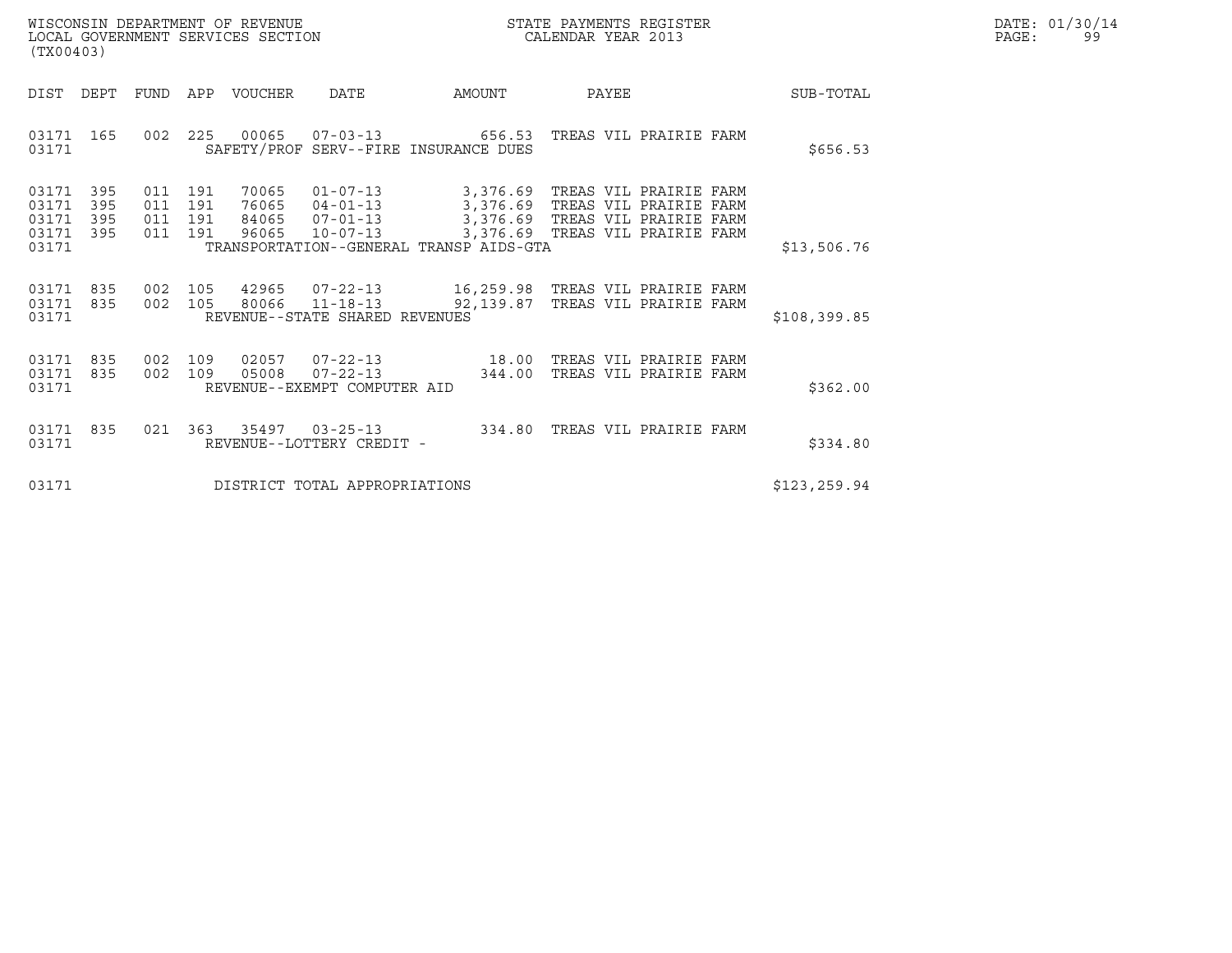WISCONSIN DEPARTMENT OF REVENUE
LOCAL GOVERNMENT SERVICES SECTION
(TX00403)

STATE PAYMENTS REGISTER
CALENDAR YEAR 2013

DATE: 01/30/14
PAGE: 99

| DIST | DEPT | FUND | APP | VOUCHER | DATE | AMOUNT | PAYEE | SUB-TOTAL |
|---|---|---|---|---|---|---|---|---|
| 03171 | 165 | 002 | 225 | 00065 | 07-03-13 | 656.53 | TREAS VIL PRAIRIE FARM | |
| 03171 | | | | SAFETY/PROF SERV--FIRE INSURANCE DUES | | | | $656.53 |
| 03171 | 395 | 011 | 191 | 70065 | 01-07-13 | 3,376.69 | TREAS VIL PRAIRIE FARM | |
| 03171 | 395 | 011 | 191 | 76065 | 04-01-13 | 3,376.69 | TREAS VIL PRAIRIE FARM | |
| 03171 | 395 | 011 | 191 | 84065 | 07-01-13 | 3,376.69 | TREAS VIL PRAIRIE FARM | |
| 03171 | 395 | 011 | 191 | 96065 | 10-07-13 | 3,376.69 | TREAS VIL PRAIRIE FARM | |
| 03171 | | | | TRANSPORTATION--GENERAL TRANSP AIDS-GTA | | | | $13,506.76 |
| 03171 | 835 | 002 | 105 | 42965 | 07-22-13 | 16,259.98 | TREAS VIL PRAIRIE FARM | |
| 03171 | 835 | 002 | 105 | 80066 | 11-18-13 | 92,139.87 | TREAS VIL PRAIRIE FARM | |
| 03171 | | | | REVENUE--STATE SHARED REVENUES | | | | $108,399.85 |
| 03171 | 835 | 002 | 109 | 02057 | 07-22-13 | 18.00 | TREAS VIL PRAIRIE FARM | |
| 03171 | 835 | 002 | 109 | 05008 | 07-22-13 | 344.00 | TREAS VIL PRAIRIE FARM | |
| 03171 | | | | REVENUE--EXEMPT COMPUTER AID | | | | $362.00 |
| 03171 | 835 | 021 | 363 | 35497 | 03-25-13 | 334.80 | TREAS VIL PRAIRIE FARM | |
| 03171 | | | | REVENUE--LOTTERY CREDIT - | | | | $334.80 |
| 03171 | | | | DISTRICT TOTAL APPROPRIATIONS | | | | $123,259.94 |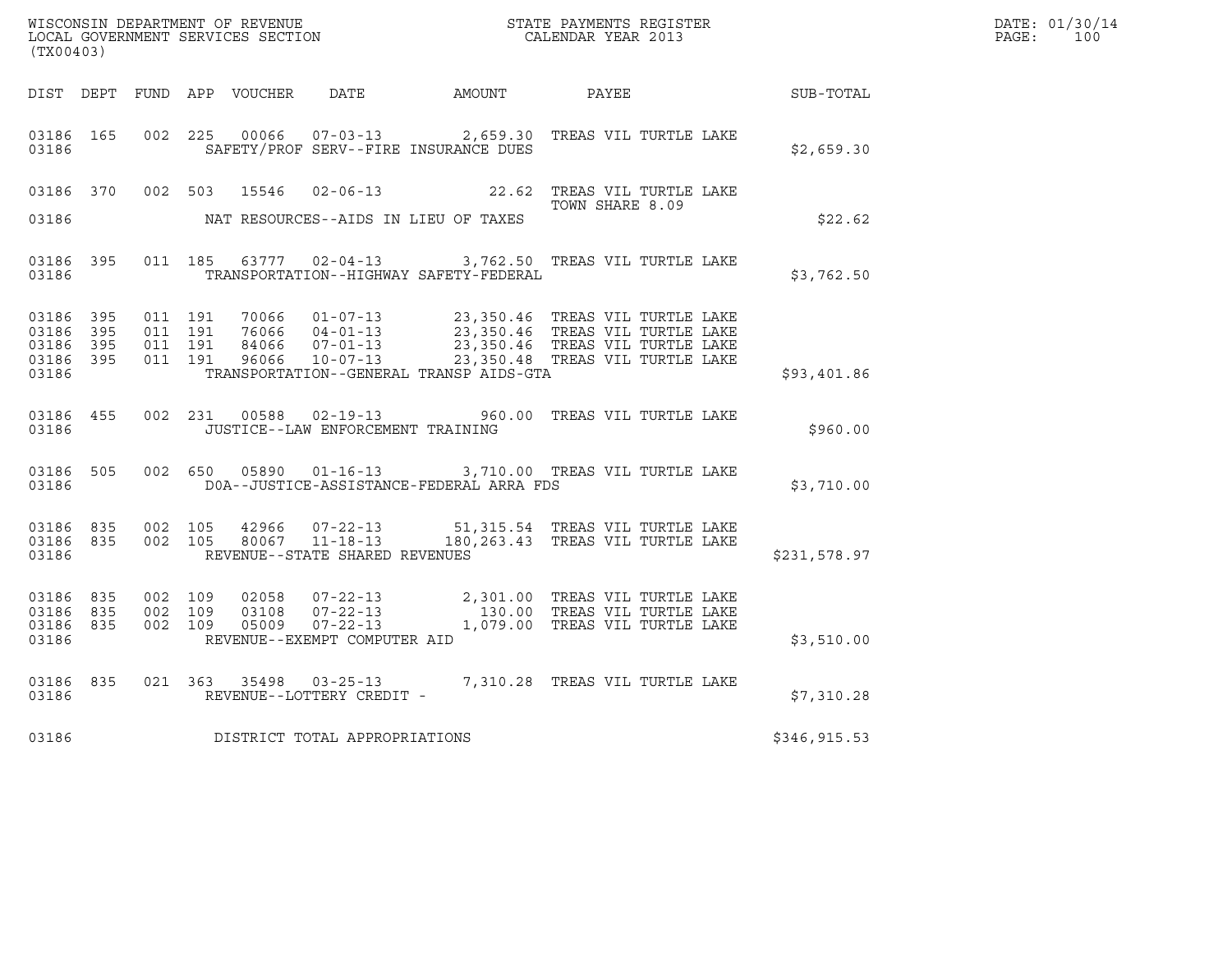WISCONSIN DEPARTMENT OF REVENUE
LOCAL GOVERNMENT SERVICES SECTION
(TX00403)

STATE PAYMENTS REGISTER
CALENDAR YEAR 2013

DATE: 01/30/14

| DIST | DEPT | FUND | APP | VOUCHER | DATE | AMOUNT | PAYEE | SUB-TOTAL |
|---|---|---|---|---|---|---|---|---|
| 03186 | 165 | 002 | 225 | 00066 | 07-03-13 | 2,659.30 | TREAS VIL TURTLE LAKE | |
| 03186 | | | | | SAFETY/PROF SERV--FIRE INSURANCE DUES | | | $2,659.30 |
| 03186 | 370 | 002 | 503 | 15546 | 02-06-13 | 22.62 | TREAS VIL TURTLE LAKE TOWN SHARE 8.09 | |
| 03186 | | | | | NAT RESOURCES--AIDS IN LIEU OF TAXES | | | $22.62 |
| 03186 | 395 | 011 | 185 | 63777 | 02-04-13 | 3,762.50 | TREAS VIL TURTLE LAKE | |
| 03186 | | | | | TRANSPORTATION--HIGHWAY SAFETY-FEDERAL | | | $3,762.50 |
| 03186 | 395 | 011 | 191 | 70066 | 01-07-13 | 23,350.46 | TREAS VIL TURTLE LAKE | |
| 03186 | 395 | 011 | 191 | 76066 | 04-01-13 | 23,350.46 | TREAS VIL TURTLE LAKE | |
| 03186 | 395 | 011 | 191 | 84066 | 07-01-13 | 23,350.46 | TREAS VIL TURTLE LAKE | |
| 03186 | 395 | 011 | 191 | 96066 | 10-07-13 | 23,350.48 | TREAS VIL TURTLE LAKE | |
| 03186 | | | | | TRANSPORTATION--GENERAL TRANSP AIDS-GTA | | | $93,401.86 |
| 03186 | 455 | 002 | 231 | 00588 | 02-19-13 | 960.00 | TREAS VIL TURTLE LAKE | |
| 03186 | | | | | JUSTICE--LAW ENFORCEMENT TRAINING | | | $960.00 |
| 03186 | 505 | 002 | 650 | 05890 | 01-16-13 | 3,710.00 | TREAS VIL TURTLE LAKE | |
| 03186 | | | | | DOA--JUSTICE-ASSISTANCE-FEDERAL ARRA FDS | | | $3,710.00 |
| 03186 | 835 | 002 | 105 | 42966 | 07-22-13 | 51,315.54 | TREAS VIL TURTLE LAKE | |
| 03186 | 835 | 002 | 105 | 80067 | 11-18-13 | 180,263.43 | TREAS VIL TURTLE LAKE | |
| 03186 | | | | | REVENUE--STATE SHARED REVENUES | | | $231,578.97 |
| 03186 | 835 | 002 | 109 | 02058 | 07-22-13 | 2,301.00 | TREAS VIL TURTLE LAKE | |
| 03186 | 835 | 002 | 109 | 03108 | 07-22-13 | 130.00 | TREAS VIL TURTLE LAKE | |
| 03186 | 835 | 002 | 109 | 05009 | 07-22-13 | 1,079.00 | TREAS VIL TURTLE LAKE | |
| 03186 | | | | | REVENUE--EXEMPT COMPUTER AID | | | $3,510.00 |
| 03186 | 835 | 021 | 363 | 35498 | 03-25-13 | 7,310.28 | TREAS VIL TURTLE LAKE | |
| 03186 | | | | | REVENUE--LOTTERY CREDIT - | | | $7,310.28 |
| 03186 | | | | | DISTRICT TOTAL APPROPRIATIONS | | | $346,915.53 |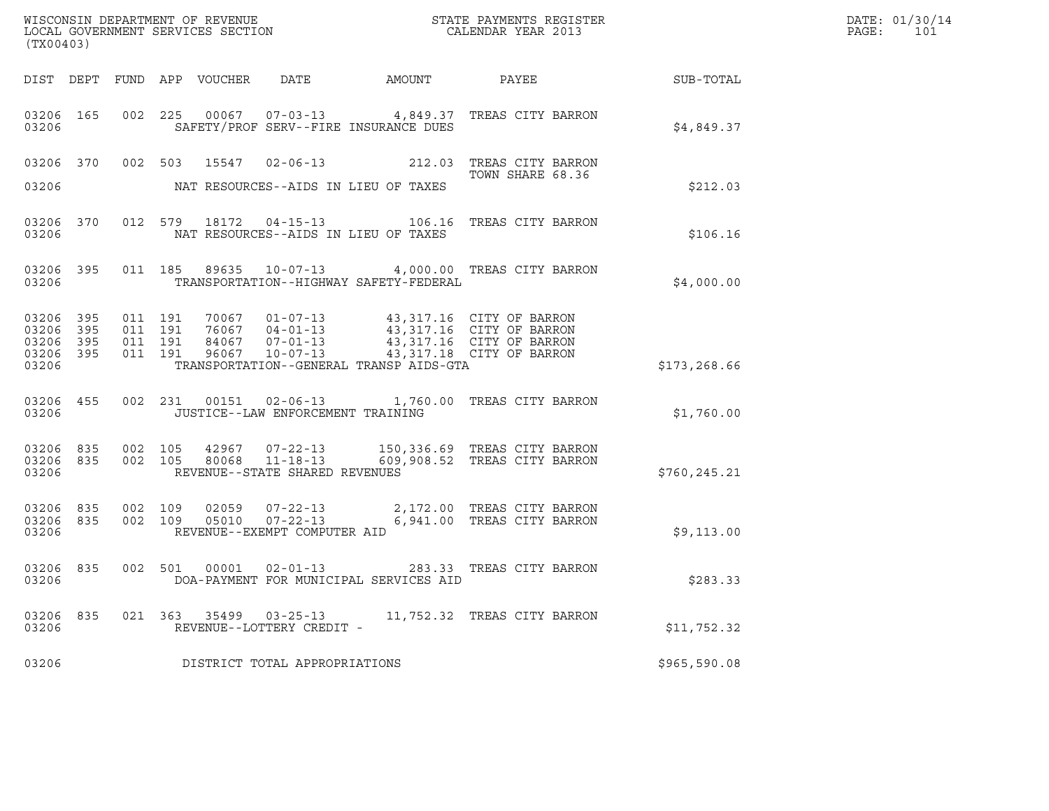WISCONSIN DEPARTMENT OF REVENUE
LOCAL GOVERNMENT SERVICES SECTION
(TX00403)

STATE PAYMENTS REGISTER
CALENDAR YEAR 2013

| DIST | DEPT | FUND | APP | VOUCHER | DATE | AMOUNT | PAYEE | SUB-TOTAL |
|---|---|---|---|---|---|---|---|---|
| 03206 | 165 | 002 | 225 | 00067 | 07-03-13 | 4,849.37 | TREAS CITY BARRON | |
| 03206 | | | | | SAFETY/PROF SERV--FIRE INSURANCE DUES | | | $4,849.37 |
| 03206 | 370 | 002 | 503 | 15547 | 02-06-13 | 212.03 | TREAS CITY BARRON TOWN SHARE 68.36 | |
| 03206 | | | | | NAT RESOURCES--AIDS IN LIEU OF TAXES | | | $212.03 |
| 03206 | 370 | 012 | 579 | 18172 | 04-15-13 | 106.16 | TREAS CITY BARRON | |
| 03206 | | | | | NAT RESOURCES--AIDS IN LIEU OF TAXES | | | $106.16 |
| 03206 | 395 | 011 | 185 | 89635 | 10-07-13 | 4,000.00 | TREAS CITY BARRON | |
| 03206 | | | | | TRANSPORTATION--HIGHWAY SAFETY-FEDERAL | | | $4,000.00 |
| 03206 | 395 | 011 | 191 | 70067 | 01-07-13 | 43,317.16 | CITY OF BARRON | |
| 03206 | 395 | 011 | 191 | 76067 | 04-01-13 | 43,317.16 | CITY OF BARRON | |
| 03206 | 395 | 011 | 191 | 84067 | 07-01-13 | 43,317.16 | CITY OF BARRON | |
| 03206 | 395 | 011 | 191 | 96067 | 10-07-13 | 43,317.18 | CITY OF BARRON | |
| 03206 | | | | | TRANSPORTATION--GENERAL TRANSP AIDS-GTA | | | $173,268.66 |
| 03206 | 455 | 002 | 231 | 00151 | 02-06-13 | 1,760.00 | TREAS CITY BARRON | |
| 03206 | | | | | JUSTICE--LAW ENFORCEMENT TRAINING | | | $1,760.00 |
| 03206 | 835 | 002 | 105 | 42967 | 07-22-13 | 150,336.69 | TREAS CITY BARRON | |
| 03206 | 835 | 002 | 105 | 80068 | 11-18-13 | 609,908.52 | TREAS CITY BARRON | |
| 03206 | | | | | REVENUE--STATE SHARED REVENUES | | | $760,245.21 |
| 03206 | 835 | 002 | 109 | 02059 | 07-22-13 | 2,172.00 | TREAS CITY BARRON | |
| 03206 | 835 | 002 | 109 | 05010 | 07-22-13 | 6,941.00 | TREAS CITY BARRON | |
| 03206 | | | | | REVENUE--EXEMPT COMPUTER AID | | | $9,113.00 |
| 03206 | 835 | 002 | 501 | 00001 | 02-01-13 | 283.33 | TREAS CITY BARRON | |
| 03206 | | | | | DOA-PAYMENT FOR MUNICIPAL SERVICES AID | | | $283.33 |
| 03206 | 835 | 021 | 363 | 35499 | 03-25-13 | 11,752.32 | TREAS CITY BARRON | |
| 03206 | | | | | REVENUE--LOTTERY CREDIT - | | | $11,752.32 |
| 03206 | | | | | DISTRICT TOTAL APPROPRIATIONS | | | $965,590.08 |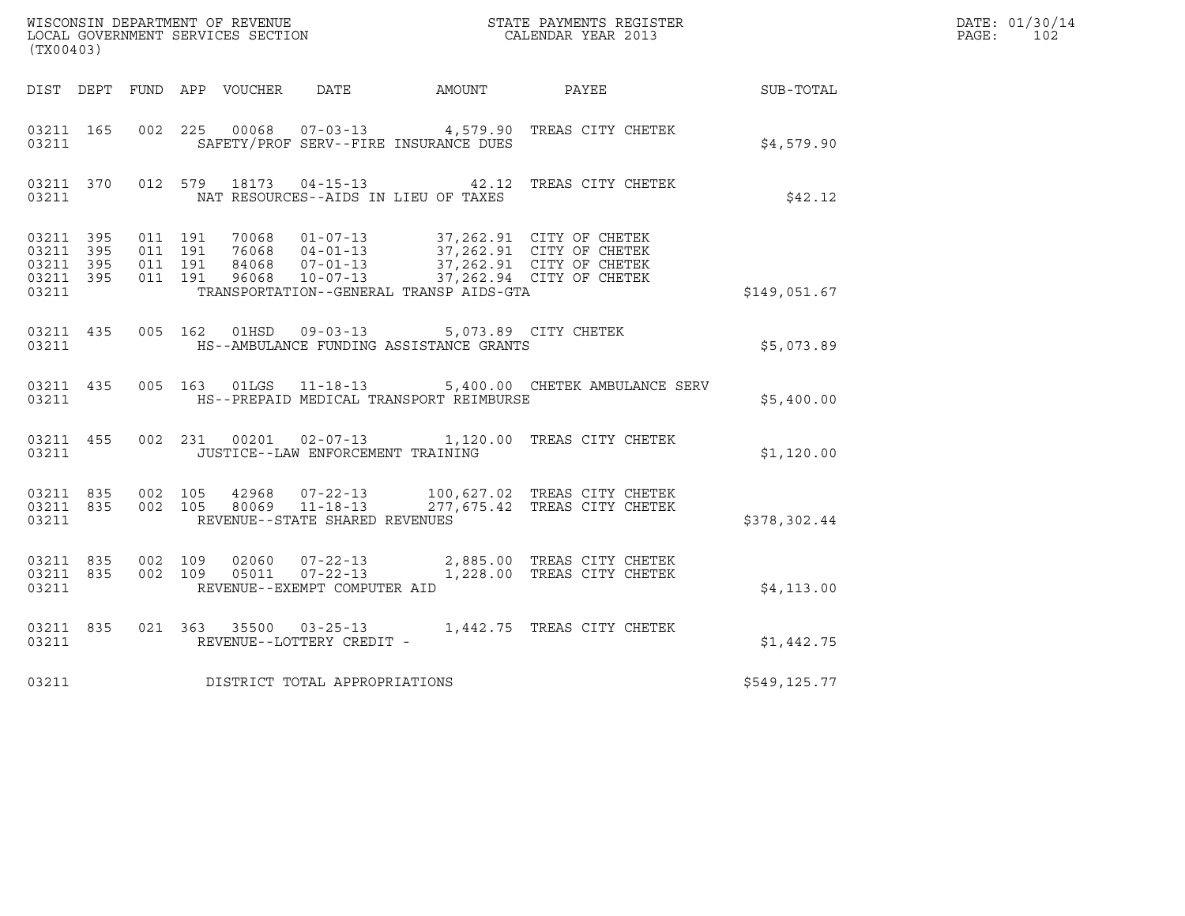WISCONSIN DEPARTMENT OF REVENUE
LOCAL GOVERNMENT SERVICES SECTION
(TX00403)

STATE PAYMENTS REGISTER
CALENDAR YEAR 2013

DATE: 01/30/14
PAGE: 102

| DIST | DEPT | FUND | APP | VOUCHER | DATE | AMOUNT | PAYEE | SUB-TOTAL |
|---|---|---|---|---|---|---|---|---|
| 03211 | 165 | 002 | 225 | 00068 | 07-03-13 | 4,579.90 | TREAS CITY CHETEK | |
| 03211 | | | | SAFETY/PROF SERV--FIRE INSURANCE DUES | | | | $4,579.90 |
| 03211 | 370 | 012 | 579 | 18173 | 04-15-13 | 42.12 | TREAS CITY CHETEK | |
| 03211 | | | | NAT RESOURCES--AIDS IN LIEU OF TAXES | | | | $42.12 |
| 03211 | 395 | 011 | 191 | 70068 | 01-07-13 | 37,262.91 | CITY OF CHETEK | |
| 03211 | 395 | 011 | 191 | 76068 | 04-01-13 | 37,262.91 | CITY OF CHETEK | |
| 03211 | 395 | 011 | 191 | 84068 | 07-01-13 | 37,262.91 | CITY OF CHETEK | |
| 03211 | 395 | 011 | 191 | 96068 | 10-07-13 | 37,262.94 | CITY OF CHETEK | |
| 03211 | | | | TRANSPORTATION--GENERAL TRANSP AIDS-GTA | | | | $149,051.67 |
| 03211 | 435 | 005 | 162 | 01HSD | 09-03-13 | 5,073.89 | CITY CHETEK | |
| 03211 | | | | HS--AMBULANCE FUNDING ASSISTANCE GRANTS | | | | $5,073.89 |
| 03211 | 435 | 005 | 163 | 01LGS | 11-18-13 | 5,400.00 | CHETEK AMBULANCE SERV | |
| 03211 | | | | HS--PREPAID MEDICAL TRANSPORT REIMBURSE | | | | $5,400.00 |
| 03211 | 455 | 002 | 231 | 00201 | 02-07-13 | 1,120.00 | TREAS CITY CHETEK | |
| 03211 | | | | JUSTICE--LAW ENFORCEMENT TRAINING | | | | $1,120.00 |
| 03211 | 835 | 002 | 105 | 42968 | 07-22-13 | 100,627.02 | TREAS CITY CHETEK | |
| 03211 | 835 | 002 | 105 | 80069 | 11-18-13 | 277,675.42 | TREAS CITY CHETEK | |
| 03211 | | | | REVENUE--STATE SHARED REVENUES | | | | $378,302.44 |
| 03211 | 835 | 002 | 109 | 02060 | 07-22-13 | 2,885.00 | TREAS CITY CHETEK | |
| 03211 | 835 | 002 | 109 | 05011 | 07-22-13 | 1,228.00 | TREAS CITY CHETEK | |
| 03211 | | | | REVENUE--EXEMPT COMPUTER AID | | | | $4,113.00 |
| 03211 | 835 | 021 | 363 | 35500 | 03-25-13 | 1,442.75 | TREAS CITY CHETEK | |
| 03211 | | | | REVENUE--LOTTERY CREDIT - | | | | $1,442.75 |
| 03211 | | | | DISTRICT TOTAL APPROPRIATIONS | | | | $549,125.77 |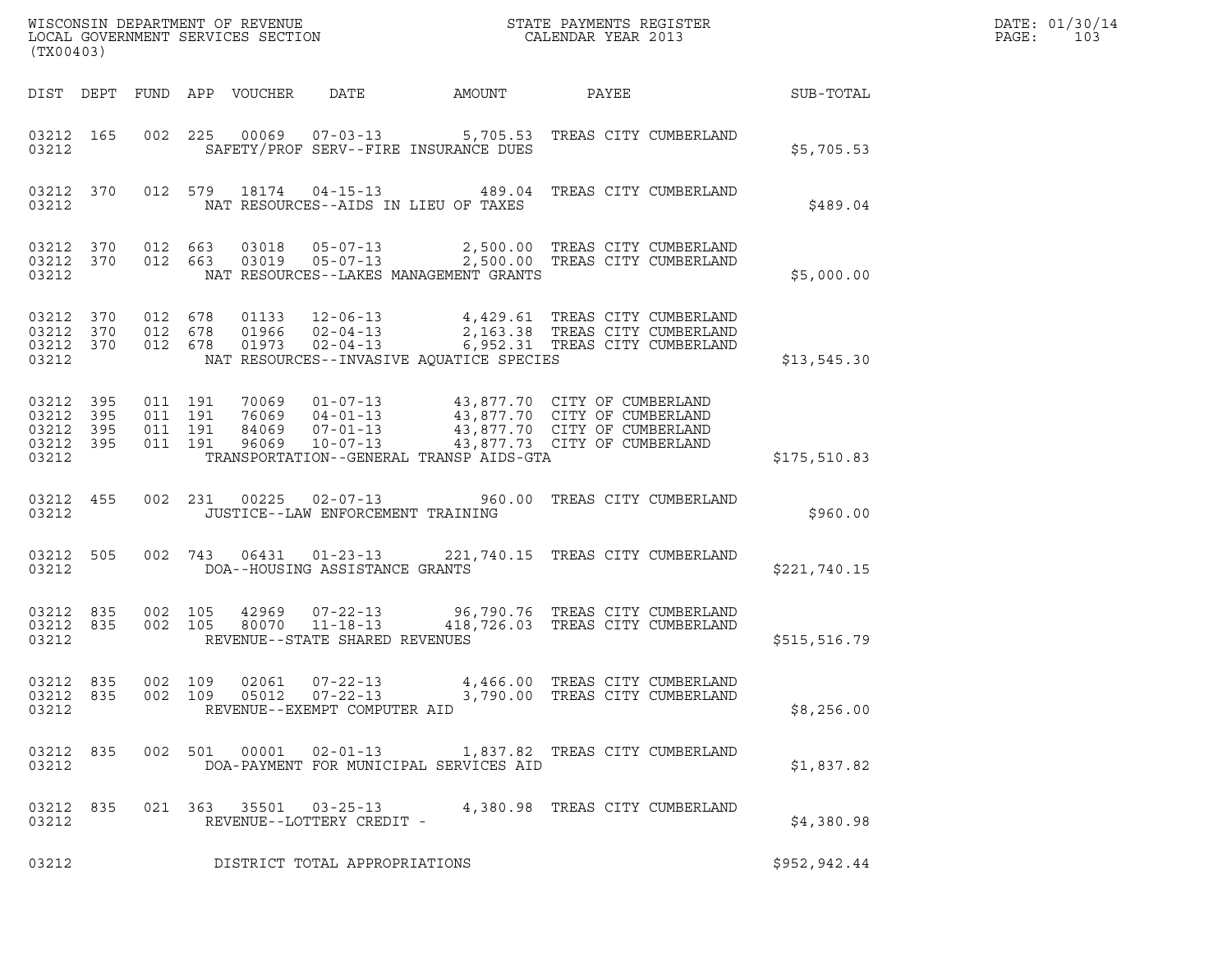WISCONSIN DEPARTMENT OF REVENUE
LOCAL GOVERNMENT SERVICES SECTION
(TX00403)

STATE PAYMENTS REGISTER
CALENDAR YEAR 2013

DATE: 01/30/14
PAGE: 103

| DIST | DEPT | FUND | APP | VOUCHER | DATE | AMOUNT | PAYEE | SUB-TOTAL |
|---|---|---|---|---|---|---|---|---|
| 03212 | 165 | 002 | 225 | 00069 | 07-03-13 | 5,705.53 | TREAS CITY CUMBERLAND | |
| 03212 | | | | SAFETY/PROF SERV--FIRE INSURANCE DUES | | | | $5,705.53 |
| 03212 | 370 | 012 | 579 | 18174 | 04-15-13 | 489.04 | TREAS CITY CUMBERLAND | |
| 03212 | | | | NAT RESOURCES--AIDS IN LIEU OF TAXES | | | | $489.04 |
| 03212 | 370 | 012 | 663 | 03018 | 05-07-13 | 2,500.00 | TREAS CITY CUMBERLAND | |
| 03212 | 370 | 012 | 663 | 03019 | 05-07-13 | 2,500.00 | TREAS CITY CUMBERLAND | |
| 03212 | | | | NAT RESOURCES--LAKES MANAGEMENT GRANTS | | | | $5,000.00 |
| 03212 | 370 | 012 | 678 | 01133 | 12-06-13 | 4,429.61 | TREAS CITY CUMBERLAND | |
| 03212 | 370 | 012 | 678 | 01966 | 02-04-13 | 2,163.38 | TREAS CITY CUMBERLAND | |
| 03212 | 370 | 012 | 678 | 01973 | 02-04-13 | 6,952.31 | TREAS CITY CUMBERLAND | |
| 03212 | | | | NAT RESOURCES--INVASIVE AQUATICE SPECIES | | | | $13,545.30 |
| 03212 | 395 | 011 | 191 | 70069 | 01-07-13 | 43,877.70 | CITY OF CUMBERLAND | |
| 03212 | 395 | 011 | 191 | 76069 | 04-01-13 | 43,877.70 | CITY OF CUMBERLAND | |
| 03212 | 395 | 011 | 191 | 84069 | 07-01-13 | 43,877.70 | CITY OF CUMBERLAND | |
| 03212 | 395 | 011 | 191 | 96069 | 10-07-13 | 43,877.73 | CITY OF CUMBERLAND | |
| 03212 | | | | TRANSPORTATION--GENERAL TRANSP AIDS-GTA | | | | $175,510.83 |
| 03212 | 455 | 002 | 231 | 00225 | 02-07-13 | 960.00 | TREAS CITY CUMBERLAND | |
| 03212 | | | | JUSTICE--LAW ENFORCEMENT TRAINING | | | | $960.00 |
| 03212 | 505 | 002 | 743 | 06431 | 01-23-13 | 221,740.15 | TREAS CITY CUMBERLAND | |
| 03212 | | | | DOA--HOUSING ASSISTANCE GRANTS | | | | $221,740.15 |
| 03212 | 835 | 002 | 105 | 42969 | 07-22-13 | 96,790.76 | TREAS CITY CUMBERLAND | |
| 03212 | 835 | 002 | 105 | 80070 | 11-18-13 | 418,726.03 | TREAS CITY CUMBERLAND | |
| 03212 | | | | REVENUE--STATE SHARED REVENUES | | | | $515,516.79 |
| 03212 | 835 | 002 | 109 | 02061 | 07-22-13 | 4,466.00 | TREAS CITY CUMBERLAND | |
| 03212 | 835 | 002 | 109 | 05012 | 07-22-13 | 3,790.00 | TREAS CITY CUMBERLAND | |
| 03212 | | | | REVENUE--EXEMPT COMPUTER AID | | | | $8,256.00 |
| 03212 | 835 | 002 | 501 | 00001 | 02-01-13 | 1,837.82 | TREAS CITY CUMBERLAND | |
| 03212 | | | | DOA-PAYMENT FOR MUNICIPAL SERVICES AID | | | | $1,837.82 |
| 03212 | 835 | 021 | 363 | 35501 | 03-25-13 | 4,380.98 | TREAS CITY CUMBERLAND | |
| 03212 | | | | REVENUE--LOTTERY CREDIT - | | | | $4,380.98 |
| 03212 | | | | DISTRICT TOTAL APPROPRIATIONS | | | | $952,942.44 |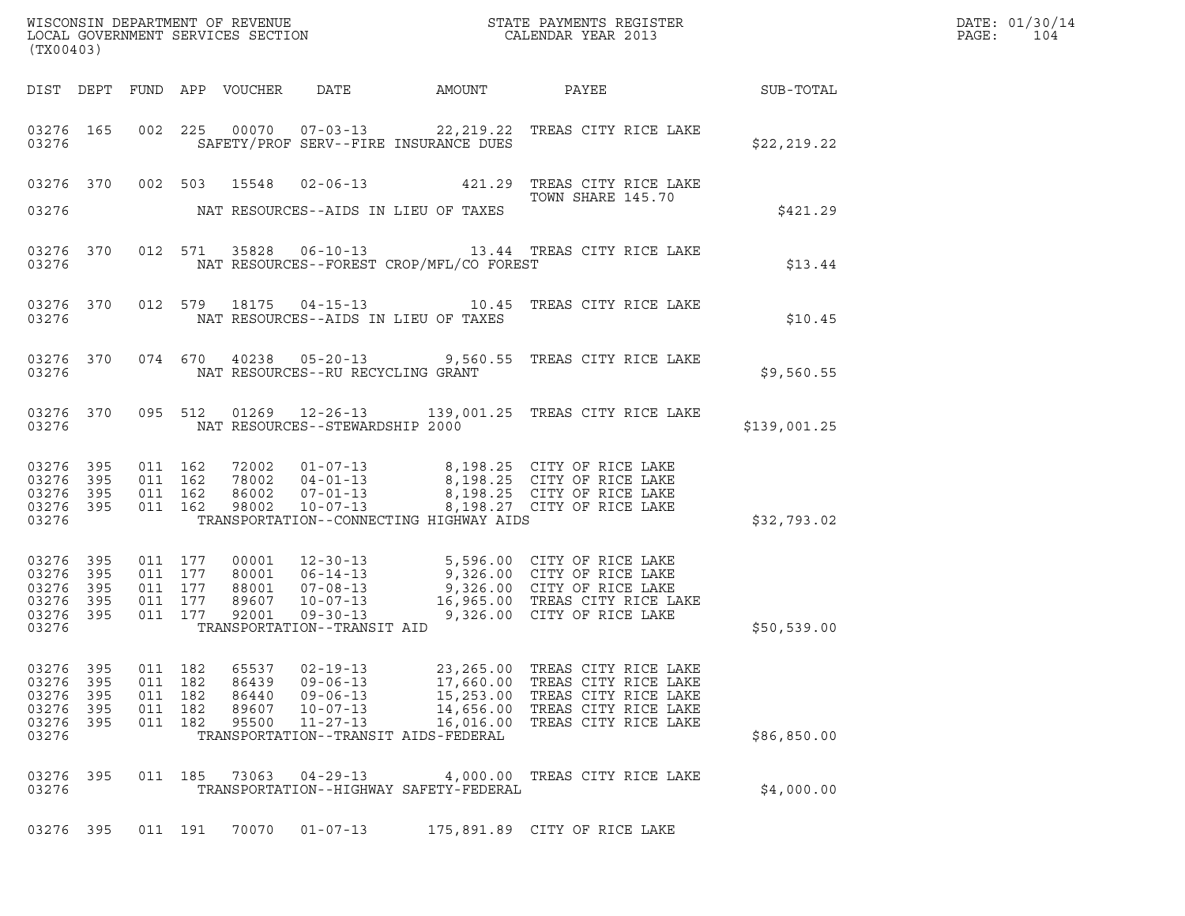WISCONSIN DEPARTMENT OF REVENUE
LOCAL GOVERNMENT SERVICES SECTION
(TX00403)

STATE PAYMENTS REGISTER
CALENDAR YEAR 2013

DATE: 01/30/14
PAGE: 104

| DIST | DEPT | FUND | APP | VOUCHER | DATE | AMOUNT | PAYEE | SUB-TOTAL |
|---|---|---|---|---|---|---|---|---|
| 03276 | 165 | 002 | 225 | 00070 | 07-03-13 | 22,219.22 | TREAS CITY RICE LAKE | |
| 03276 | | | | SAFETY/PROF SERV--FIRE INSURANCE DUES | | | | $22,219.22 |
| 03276 | 370 | 002 | 503 | 15548 | 02-06-13 | 421.29 | TREAS CITY RICE LAKE TOWN SHARE 145.70 | |
| 03276 | | | | NAT RESOURCES--AIDS IN LIEU OF TAXES | | | | $421.29 |
| 03276 | 370 | 012 | 571 | 35828 | 06-10-13 | 13.44 | TREAS CITY RICE LAKE | |
| 03276 | | | | NAT RESOURCES--FOREST CROP/MFL/CO FOREST | | | | $13.44 |
| 03276 | 370 | 012 | 579 | 18175 | 04-15-13 | 10.45 | TREAS CITY RICE LAKE | |
| 03276 | | | | NAT RESOURCES--AIDS IN LIEU OF TAXES | | | | $10.45 |
| 03276 | 370 | 074 | 670 | 40238 | 05-20-13 | 9,560.55 | TREAS CITY RICE LAKE | |
| 03276 | | | | NAT RESOURCES--RU RECYCLING GRANT | | | | $9,560.55 |
| 03276 | 370 | 095 | 512 | 01269 | 12-26-13 | 139,001.25 | TREAS CITY RICE LAKE | |
| 03276 | | | | NAT RESOURCES--STEWARDSHIP 2000 | | | | $139,001.25 |
| 03276 | 395 | 011 | 162 | 72002 | 01-07-13 | 8,198.25 | CITY OF RICE LAKE | |
| 03276 | 395 | 011 | 162 | 78002 | 04-01-13 | 8,198.25 | CITY OF RICE LAKE | |
| 03276 | 395 | 011 | 162 | 86002 | 07-01-13 | 8,198.25 | CITY OF RICE LAKE | |
| 03276 | 395 | 011 | 162 | 98002 | 10-07-13 | 8,198.27 | CITY OF RICE LAKE | |
| 03276 | | | | TRANSPORTATION--CONNECTING HIGHWAY AIDS | | | | $32,793.02 |
| 03276 | 395 | 011 | 177 | 00001 | 12-30-13 | 5,596.00 | CITY OF RICE LAKE | |
| 03276 | 395 | 011 | 177 | 80001 | 06-14-13 | 9,326.00 | CITY OF RICE LAKE | |
| 03276 | 395 | 011 | 177 | 88001 | 07-08-13 | 9,326.00 | CITY OF RICE LAKE | |
| 03276 | 395 | 011 | 177 | 89607 | 10-07-13 | 16,965.00 | TREAS CITY RICE LAKE | |
| 03276 | 395 | 011 | 177 | 92001 | 09-30-13 | 9,326.00 | CITY OF RICE LAKE | |
| 03276 | | | | TRANSPORTATION--TRANSIT AID | | | | $50,539.00 |
| 03276 | 395 | 011 | 182 | 65537 | 02-19-13 | 23,265.00 | TREAS CITY RICE LAKE | |
| 03276 | 395 | 011 | 182 | 86439 | 09-06-13 | 17,660.00 | TREAS CITY RICE LAKE | |
| 03276 | 395 | 011 | 182 | 86440 | 09-06-13 | 15,253.00 | TREAS CITY RICE LAKE | |
| 03276 | 395 | 011 | 182 | 89607 | 10-07-13 | 14,656.00 | TREAS CITY RICE LAKE | |
| 03276 | 395 | 011 | 182 | 95500 | 11-27-13 | 16,016.00 | TREAS CITY RICE LAKE | |
| 03276 | | | | TRANSPORTATION--TRANSIT AIDS-FEDERAL | | | | $86,850.00 |
| 03276 | 395 | 011 | 185 | 73063 | 04-29-13 | 4,000.00 | TREAS CITY RICE LAKE | |
| 03276 | | | | TRANSPORTATION--HIGHWAY SAFETY-FEDERAL | | | | $4,000.00 |
| 03276 | 395 | 011 | 191 | 70070 | 01-07-13 | 175,891.89 | CITY OF RICE LAKE | |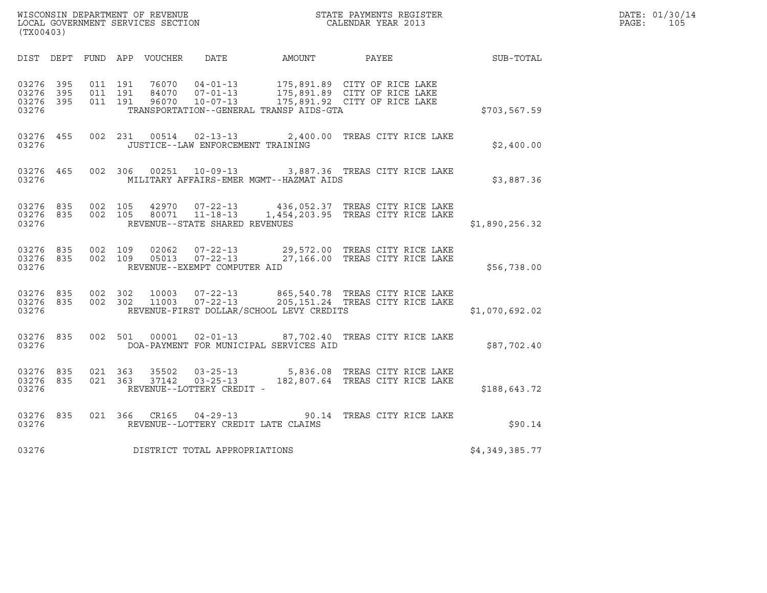WISCONSIN DEPARTMENT OF REVENUE
LOCAL GOVERNMENT SERVICES SECTION
(TX00403)

STATE PAYMENTS REGISTER
CALENDAR YEAR 2013

DATE: 01/30/14
PAGE: 105

| DIST | DEPT | FUND | APP | VOUCHER | DATE | AMOUNT | PAYEE | SUB-TOTAL |
|---|---|---|---|---|---|---|---|---|
| 03276 | 395 | 011 | 191 | 76070 | 04-01-13 | 175,891.89 | CITY OF RICE LAKE | |
| 03276 | 395 | 011 | 191 | 84070 | 07-01-13 | 175,891.89 | CITY OF RICE LAKE | |
| 03276 | 395 | 011 | 191 | 96070 | 10-07-13 | 175,891.92 | CITY OF RICE LAKE | |
| 03276 | | | | TRANSPORTATION--GENERAL TRANSP AIDS-GTA | | | | $703,567.59 |
| 03276 | 455 | 002 | 231 | 00514 | 02-13-13 | 2,400.00 | TREAS CITY RICE LAKE | |
| 03276 | | | | JUSTICE--LAW ENFORCEMENT TRAINING | | | | $2,400.00 |
| 03276 | 465 | 002 | 306 | 00251 | 10-09-13 | 3,887.36 | TREAS CITY RICE LAKE | |
| 03276 | | | | MILITARY AFFAIRS-EMER MGMT--HAZMAT AIDS | | | | $3,887.36 |
| 03276 | 835 | 002 | 105 | 42970 | 07-22-13 | 436,052.37 | TREAS CITY RICE LAKE | |
| 03276 | 835 | 002 | 105 | 80071 | 11-18-13 | 1,454,203.95 | TREAS CITY RICE LAKE | |
| 03276 | | | | REVENUE--STATE SHARED REVENUES | | | | $1,890,256.32 |
| 03276 | 835 | 002 | 109 | 02062 | 07-22-13 | 29,572.00 | TREAS CITY RICE LAKE | |
| 03276 | 835 | 002 | 109 | 05013 | 07-22-13 | 27,166.00 | TREAS CITY RICE LAKE | |
| 03276 | | | | REVENUE--EXEMPT COMPUTER AID | | | | $56,738.00 |
| 03276 | 835 | 002 | 302 | 10003 | 07-22-13 | 865,540.78 | TREAS CITY RICE LAKE | |
| 03276 | 835 | 002 | 302 | 11003 | 07-22-13 | 205,151.24 | TREAS CITY RICE LAKE | |
| 03276 | | | | REVENUE-FIRST DOLLAR/SCHOOL LEVY CREDITS | | | | $1,070,692.02 |
| 03276 | 835 | 002 | 501 | 00001 | 02-01-13 | 87,702.40 | TREAS CITY RICE LAKE | |
| 03276 | | | | DOA-PAYMENT FOR MUNICIPAL SERVICES AID | | | | $87,702.40 |
| 03276 | 835 | 021 | 363 | 35502 | 03-25-13 | 5,836.08 | TREAS CITY RICE LAKE | |
| 03276 | 835 | 021 | 363 | 37142 | 03-25-13 | 182,807.64 | TREAS CITY RICE LAKE | |
| 03276 | | | | REVENUE--LOTTERY CREDIT - | | | | $188,643.72 |
| 03276 | 835 | 021 | 366 | CR165 | 04-29-13 | 90.14 | TREAS CITY RICE LAKE | |
| 03276 | | | | REVENUE--LOTTERY CREDIT LATE CLAIMS | | | | $90.14 |
| 03276 | | | | DISTRICT TOTAL APPROPRIATIONS | | | | $4,349,385.77 |